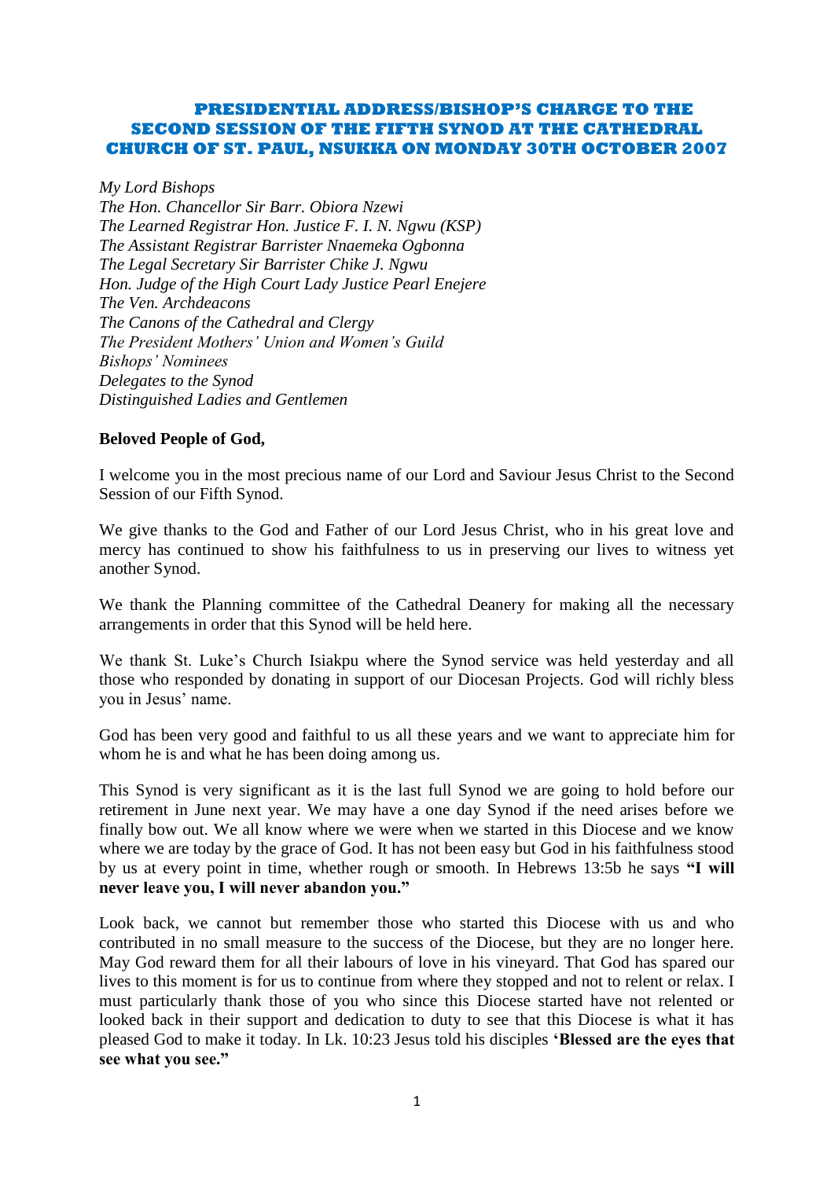# PRESIDENTIAL ADDRESS/BISHOP'S CHARGE TO THE SECOND SESSION OF THE FIFTH SYNOD AT THE CATHEDRAL CHURCH OF ST. PAUL, NSUKKA ON MONDAY 30TH OCTOBER 2007

*My Lord Bishops*
*The Hon. Chancellor Sir Barr. Obiora Nzewi*
*The Learned Registrar Hon. Justice F. I. N. Ngwu (KSP)*
*The Assistant Registrar Barrister Nnaemeka Ogbonna*
*The Legal Secretary Sir Barrister Chike J. Ngwu*
*Hon. Judge of the High Court Lady Justice Pearl Enejere*
*The Ven. Archdeacons*
*The Canons of the Cathedral and Clergy*
*The President Mothers' Union and Women's Guild*
*Bishops' Nominees*
*Delegates to the Synod*
*Distinguished Ladies and Gentlemen*

**Beloved People of God,**

I welcome you in the most precious name of our Lord and Saviour Jesus Christ to the Second Session of our Fifth Synod.

We give thanks to the God and Father of our Lord Jesus Christ, who in his great love and mercy has continued to show his faithfulness to us in preserving our lives to witness yet another Synod.

We thank the Planning committee of the Cathedral Deanery for making all the necessary arrangements in order that this Synod will be held here.

We thank St. Luke's Church Isiakpu where the Synod service was held yesterday and all those who responded by donating in support of our Diocesan Projects. God will richly bless you in Jesus' name.

God has been very good and faithful to us all these years and we want to appreciate him for whom he is and what he has been doing among us.

This Synod is very significant as it is the last full Synod we are going to hold before our retirement in June next year. We may have a one day Synod if the need arises before we finally bow out. We all know where we were when we started in this Diocese and we know where we are today by the grace of God. It has not been easy but God in his faithfulness stood by us at every point in time, whether rough or smooth. In Hebrews 13:5b he says **"I will never leave you, I will never abandon you."**

Look back, we cannot but remember those who started this Diocese with us and who contributed in no small measure to the success of the Diocese, but they are no longer here. May God reward them for all their labours of love in his vineyard. That God has spared our lives to this moment is for us to continue from where they stopped and not to relent or relax. I must particularly thank those of you who since this Diocese started have not relented or looked back in their support and dedication to duty to see that this Diocese is what it has pleased God to make it today. In Lk. 10:23 Jesus told his disciples **'Blessed are the eyes that see what you see."**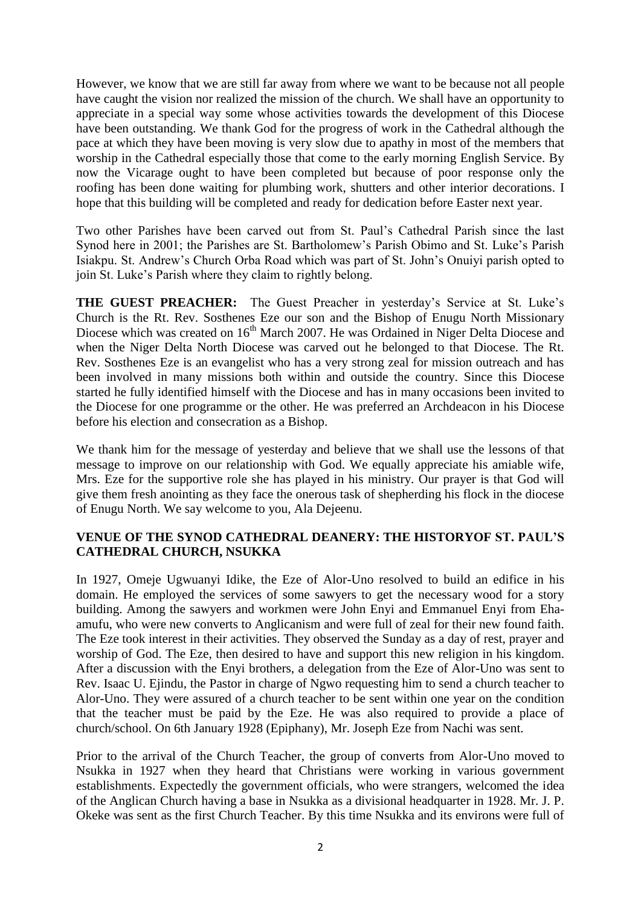However, we know that we are still far away from where we want to be because not all people have caught the vision nor realized the mission of the church. We shall have an opportunity to appreciate in a special way some whose activities towards the development of this Diocese have been outstanding. We thank God for the progress of work in the Cathedral although the pace at which they have been moving is very slow due to apathy in most of the members that worship in the Cathedral especially those that come to the early morning English Service. By now the Vicarage ought to have been completed but because of poor response only the roofing has been done waiting for plumbing work, shutters and other interior decorations. I hope that this building will be completed and ready for dedication before Easter next year.

Two other Parishes have been carved out from St. Paul's Cathedral Parish since the last Synod here in 2001; the Parishes are St. Bartholomew's Parish Obimo and St. Luke's Parish Isiakpu. St. Andrew's Church Orba Road which was part of St. John's Onuiyi parish opted to join St. Luke's Parish where they claim to rightly belong.

**THE GUEST PREACHER:** The Guest Preacher in yesterday's Service at St. Luke's Church is the Rt. Rev. Sosthenes Eze our son and the Bishop of Enugu North Missionary Diocese which was created on 16th March 2007. He was Ordained in Niger Delta Diocese and when the Niger Delta North Diocese was carved out he belonged to that Diocese. The Rt. Rev. Sosthenes Eze is an evangelist who has a very strong zeal for mission outreach and has been involved in many missions both within and outside the country. Since this Diocese started he fully identified himself with the Diocese and has in many occasions been invited to the Diocese for one programme or the other. He was preferred an Archdeacon in his Diocese before his election and consecration as a Bishop.

We thank him for the message of yesterday and believe that we shall use the lessons of that message to improve on our relationship with God. We equally appreciate his amiable wife, Mrs. Eze for the supportive role she has played in his ministry. Our prayer is that God will give them fresh anointing as they face the onerous task of shepherding his flock in the diocese of Enugu North. We say welcome to you, Ala Dejeenu.

**VENUE OF THE SYNOD CATHEDRAL DEANERY: THE HISTORYOF ST. PAUL'S CATHEDRAL CHURCH, NSUKKA**

In 1927, Omeje Ugwuanyi Idike, the Eze of Alor-Uno resolved to build an edifice in his domain. He employed the services of some sawyers to get the necessary wood for a story building. Among the sawyers and workmen were John Enyi and Emmanuel Enyi from Eha-amufu, who were new converts to Anglicanism and were full of zeal for their new found faith. The Eze took interest in their activities. They observed the Sunday as a day of rest, prayer and worship of God. The Eze, then desired to have and support this new religion in his kingdom. After a discussion with the Enyi brothers, a delegation from the Eze of Alor-Uno was sent to Rev. Isaac U. Ejindu, the Pastor in charge of Ngwo requesting him to send a church teacher to Alor-Uno. They were assured of a church teacher to be sent within one year on the condition that the teacher must be paid by the Eze. He was also required to provide a place of church/school. On 6th January 1928 (Epiphany), Mr. Joseph Eze from Nachi was sent.

Prior to the arrival of the Church Teacher, the group of converts from Alor-Uno moved to Nsukka in 1927 when they heard that Christians were working in various government establishments. Expectedly the government officials, who were strangers, welcomed the idea of the Anglican Church having a base in Nsukka as a divisional headquarter in 1928. Mr. J. P. Okeke was sent as the first Church Teacher. By this time Nsukka and its environs were full of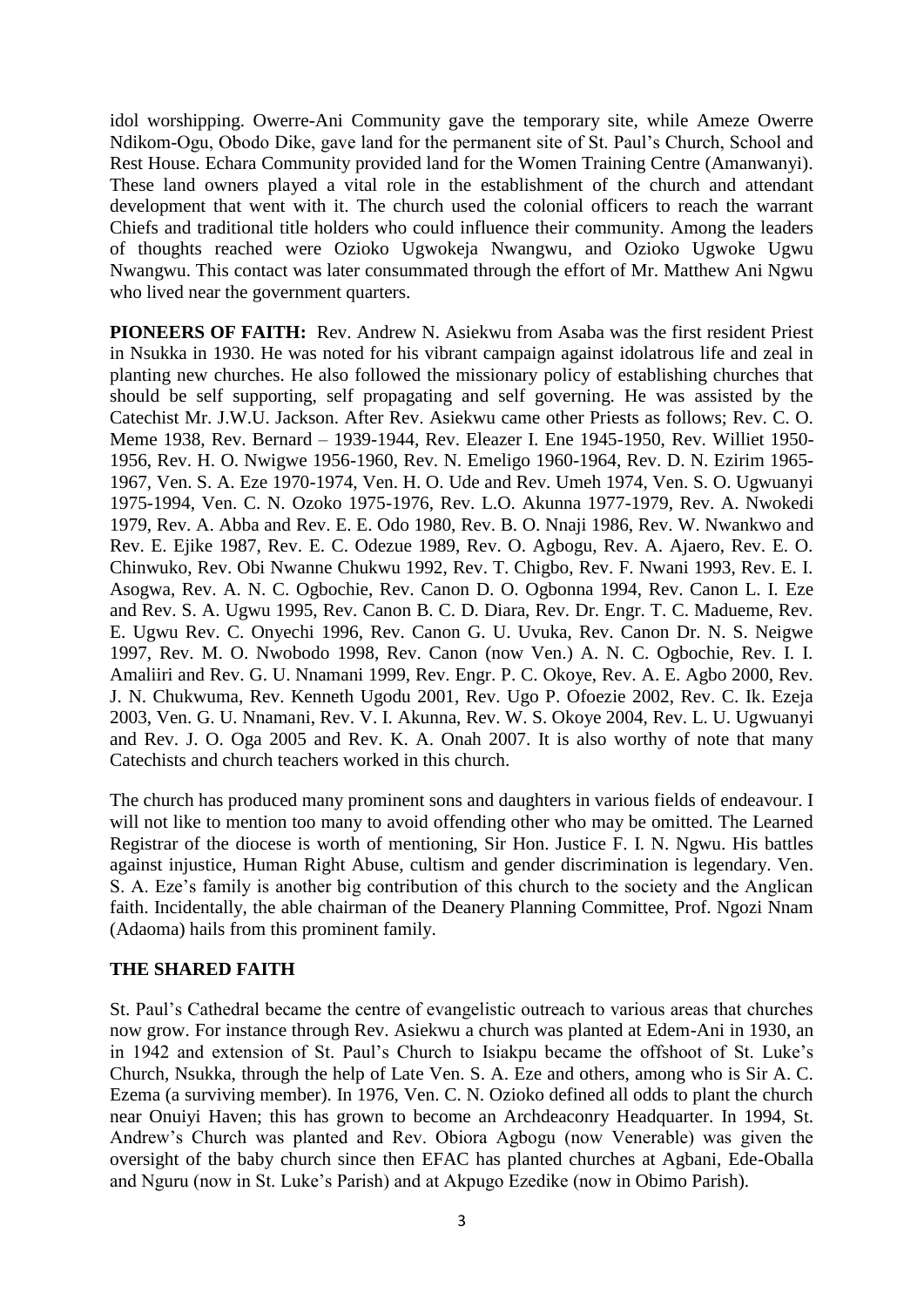idol worshipping. Owerre-Ani Community gave the temporary site, while Ameze Owerre Ndikom-Ogu, Obodo Dike, gave land for the permanent site of St. Paul's Church, School and Rest House. Echara Community provided land for the Women Training Centre (Amanwanyi). These land owners played a vital role in the establishment of the church and attendant development that went with it. The church used the colonial officers to reach the warrant Chiefs and traditional title holders who could influence their community. Among the leaders of thoughts reached were Ozioko Ugwokeja Nwangwu, and Ozioko Ugwoke Ugwu Nwangwu. This contact was later consummated through the effort of Mr. Matthew Ani Ngwu who lived near the government quarters.

**PIONEERS OF FAITH:** Rev. Andrew N. Asiekwu from Asaba was the first resident Priest in Nsukka in 1930. He was noted for his vibrant campaign against idolatrous life and zeal in planting new churches. He also followed the missionary policy of establishing churches that should be self supporting, self propagating and self governing. He was assisted by the Catechist Mr. J.W.U. Jackson. After Rev. Asiekwu came other Priests as follows; Rev. C. O. Meme 1938, Rev. Bernard – 1939-1944, Rev. Eleazer I. Ene 1945-1950, Rev. Williet 1950-1956, Rev. H. O. Nwigwe 1956-1960, Rev. N. Emeligo 1960-1964, Rev. D. N. Ezirim 1965-1967, Ven. S. A. Eze 1970-1974, Ven. H. O. Ude and Rev. Umeh 1974, Ven. S. O. Ugwuanyi 1975-1994, Ven. C. N. Ozoko 1975-1976, Rev. L.O. Akunna 1977-1979, Rev. A. Nwokedi 1979, Rev. A. Abba and Rev. E. E. Odo 1980, Rev. B. O. Nnaji 1986, Rev. W. Nwankwo and Rev. E. Ejike 1987, Rev. E. C. Odezue 1989, Rev. O. Agbogu, Rev. A. Ajaero, Rev. E. O. Chinwuko, Rev. Obi Nwanne Chukwu 1992, Rev. T. Chigbo, Rev. F. Nwani 1993, Rev. E. I. Asogwa, Rev. A. N. C. Ogbochie, Rev. Canon D. O. Ogbonna 1994, Rev. Canon L. I. Eze and Rev. S. A. Ugwu 1995, Rev. Canon B. C. D. Diara, Rev. Dr. Engr. T. C. Madueme, Rev. E. Ugwu Rev. C. Onyechi 1996, Rev. Canon G. U. Uvuka, Rev. Canon Dr. N. S. Neigwe 1997, Rev. M. O. Nwobodo 1998, Rev. Canon (now Ven.) A. N. C. Ogbochie, Rev. I. I. Amaliiri and Rev. G. U. Nnamani 1999, Rev. Engr. P. C. Okoye, Rev. A. E. Agbo 2000, Rev. J. N. Chukwuma, Rev. Kenneth Ugodu 2001, Rev. Ugo P. Ofoezie 2002, Rev. C. Ik. Ezeja 2003, Ven. G. U. Nnamani, Rev. V. I. Akunna, Rev. W. S. Okoye 2004, Rev. L. U. Ugwuanyi and Rev. J. O. Oga 2005 and Rev. K. A. Onah 2007. It is also worthy of note that many Catechists and church teachers worked in this church.

The church has produced many prominent sons and daughters in various fields of endeavour. I will not like to mention too many to avoid offending other who may be omitted. The Learned Registrar of the diocese is worth of mentioning, Sir Hon. Justice F. I. N. Ngwu. His battles against injustice, Human Right Abuse, cultism and gender discrimination is legendary. Ven. S. A. Eze's family is another big contribution of this church to the society and the Anglican faith. Incidentally, the able chairman of the Deanery Planning Committee, Prof. Ngozi Nnam (Adaoma) hails from this prominent family.

## THE SHARED FAITH

St. Paul's Cathedral became the centre of evangelistic outreach to various areas that churches now grow. For instance through Rev. Asiekwu a church was planted at Edem-Ani in 1930, an in 1942 and extension of St. Paul's Church to Isiakpu became the offshoot of St. Luke's Church, Nsukka, through the help of Late Ven. S. A. Eze and others, among who is Sir A. C. Ezema (a surviving member). In 1976, Ven. C. N. Ozioko defined all odds to plant the church near Onuiyi Haven; this has grown to become an Archdeaconry Headquarter. In 1994, St. Andrew's Church was planted and Rev. Obiora Agbogu (now Venerable) was given the oversight of the baby church since then EFAC has planted churches at Agbani, Ede-Oballa and Nguru (now in St. Luke's Parish) and at Akpugo Ezedike (now in Obimo Parish).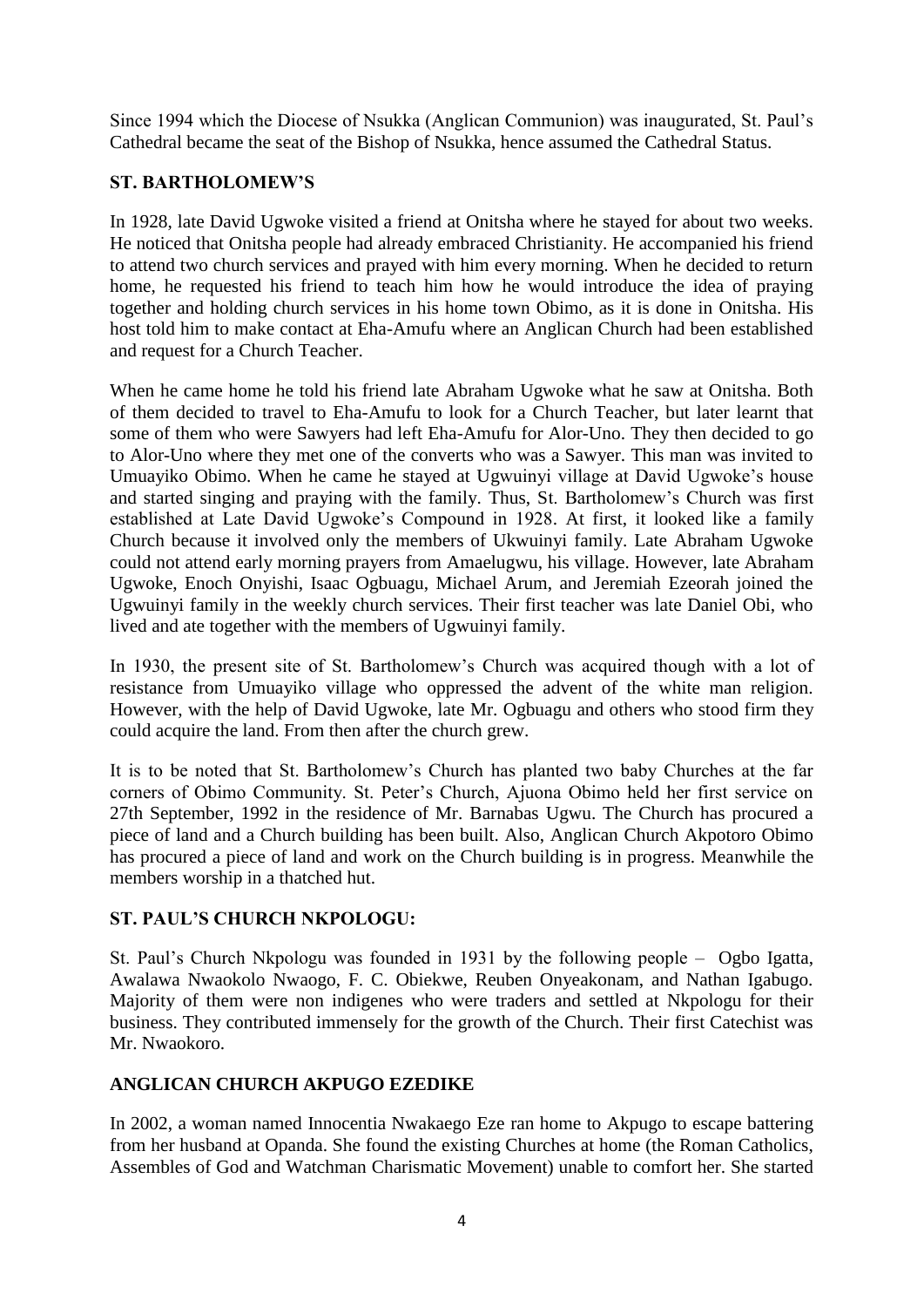Since 1994 which the Diocese of Nsukka (Anglican Communion) was inaugurated, St. Paul's Cathedral became the seat of the Bishop of Nsukka, hence assumed the Cathedral Status.

## ST. BARTHOLOMEW'S

In 1928, late David Ugwoke visited a friend at Onitsha where he stayed for about two weeks. He noticed that Onitsha people had already embraced Christianity. He accompanied his friend to attend two church services and prayed with him every morning. When he decided to return home, he requested his friend to teach him how he would introduce the idea of praying together and holding church services in his home town Obimo, as it is done in Onitsha. His host told him to make contact at Eha-Amufu where an Anglican Church had been established and request for a Church Teacher.

When he came home he told his friend late Abraham Ugwoke what he saw at Onitsha. Both of them decided to travel to Eha-Amufu to look for a Church Teacher, but later learnt that some of them who were Sawyers had left Eha-Amufu for Alor-Uno. They then decided to go to Alor-Uno where they met one of the converts who was a Sawyer. This man was invited to Umuayiko Obimo. When he came he stayed at Ugwuinyi village at David Ugwoke's house and started singing and praying with the family. Thus, St. Bartholomew's Church was first established at Late David Ugwoke's Compound in 1928. At first, it looked like a family Church because it involved only the members of Ukwuinyi family. Late Abraham Ugwoke could not attend early morning prayers from Amaelugwu, his village. However, late Abraham Ugwoke, Enoch Onyishi, Isaac Ogbuagu, Michael Arum, and Jeremiah Ezeorah joined the Ugwuinyi family in the weekly church services. Their first teacher was late Daniel Obi, who lived and ate together with the members of Ugwuinyi family.

In 1930, the present site of St. Bartholomew's Church was acquired though with a lot of resistance from Umuayiko village who oppressed the advent of the white man religion. However, with the help of David Ugwoke, late Mr. Ogbuagu and others who stood firm they could acquire the land. From then after the church grew.

It is to be noted that St. Bartholomew's Church has planted two baby Churches at the far corners of Obimo Community. St. Peter's Church, Ajuona Obimo held her first service on 27th September, 1992 in the residence of Mr. Barnabas Ugwu. The Church has procured a piece of land and a Church building has been built. Also, Anglican Church Akpotoro Obimo has procured a piece of land and work on the Church building is in progress. Meanwhile the members worship in a thatched hut.

## ST. PAUL'S CHURCH NKPOLOGU:

St. Paul's Church Nkpologu was founded in 1931 by the following people – Ogbo Igatta, Awalawa Nwaokolo Nwaogo, F. C. Obiekwe, Reuben Onyeakonam, and Nathan Igabugo. Majority of them were non indigenes who were traders and settled at Nkpologu for their business. They contributed immensely for the growth of the Church. Their first Catechist was Mr. Nwaokoro.

## ANGLICAN CHURCH AKPUGO EZEDIKE

In 2002, a woman named Innocentia Nwakaego Eze ran home to Akpugo to escape battering from her husband at Opanda. She found the existing Churches at home (the Roman Catholics, Assembles of God and Watchman Charismatic Movement) unable to comfort her. She started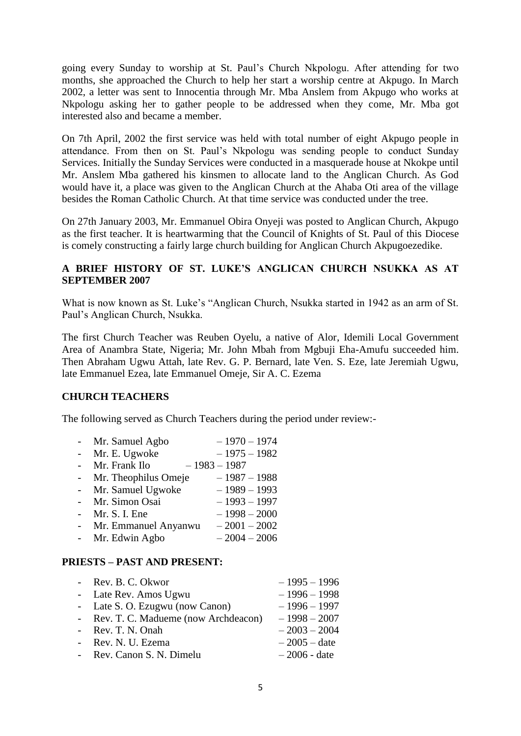going every Sunday to worship at St. Paul's Church Nkpologu. After attending for two months, she approached the Church to help her start a worship centre at Akpugo. In March 2002, a letter was sent to Innocentia through Mr. Mba Anslem from Akpugo who works at Nkpologu asking her to gather people to be addressed when they come, Mr. Mba got interested also and became a member.

On 7th April, 2002 the first service was held with total number of eight Akpugo people in attendance. From then on St. Paul's Nkpologu was sending people to conduct Sunday Services. Initially the Sunday Services were conducted in a masquerade house at Nkokpe until Mr. Anslem Mba gathered his kinsmen to allocate land to the Anglican Church. As God would have it, a place was given to the Anglican Church at the Ahaba Oti area of the village besides the Roman Catholic Church. At that time service was conducted under the tree.

On 27th January 2003, Mr. Emmanuel Obira Onyeji was posted to Anglican Church, Akpugo as the first teacher. It is heartwarming that the Council of Knights of St. Paul of this Diocese is comely constructing a fairly large church building for Anglican Church Akpugoezedike.

## A BRIEF HISTORY OF ST. LUKE'S ANGLICAN CHURCH NSUKKA AS AT SEPTEMBER 2007

What is now known as St. Luke's "Anglican Church, Nsukka started in 1942 as an arm of St. Paul's Anglican Church, Nsukka.

The first Church Teacher was Reuben Oyelu, a native of Alor, Idemili Local Government Area of Anambra State, Nigeria; Mr. John Mbah from Mgbuji Eha-Amufu succeeded him. Then Abraham Ugwu Attah, late Rev. G. P. Bernard, late Ven. S. Eze, late Jeremiah Ugwu, late Emmanuel Ezea, late Emmanuel Omeje, Sir A. C. Ezema

### CHURCH TEACHERS

The following served as Church Teachers during the period under review:-

- Mr. Samuel Agbo – 1970 – 1974
- Mr. E. Ugwoke – 1975 – 1982
- Mr. Frank Ilo – 1983 – 1987
- Mr. Theophilus Omeje – 1987 – 1988
- Mr. Samuel Ugwoke – 1989 – 1993
- Mr. Simon Osai – 1993 – 1997
- Mr. S. I. Ene – 1998 – 2000
- Mr. Emmanuel Anyanwu – 2001 – 2002
- Mr. Edwin Agbo – 2004 – 2006

### PRIESTS – PAST AND PRESENT:

- Rev. B. C. Okwor – 1995 – 1996
- Late Rev. Amos Ugwu – 1996 – 1998
- Late S. O. Ezugwu (now Canon) – 1996 – 1997
- Rev. T. C. Madueme (now Archdeacon) – 1998 – 2007
- Rev. T. N. Onah – 2003 – 2004
- Rev. N. U. Ezema – 2005 – date
- Rev. Canon S. N. Dimelu – 2006 - date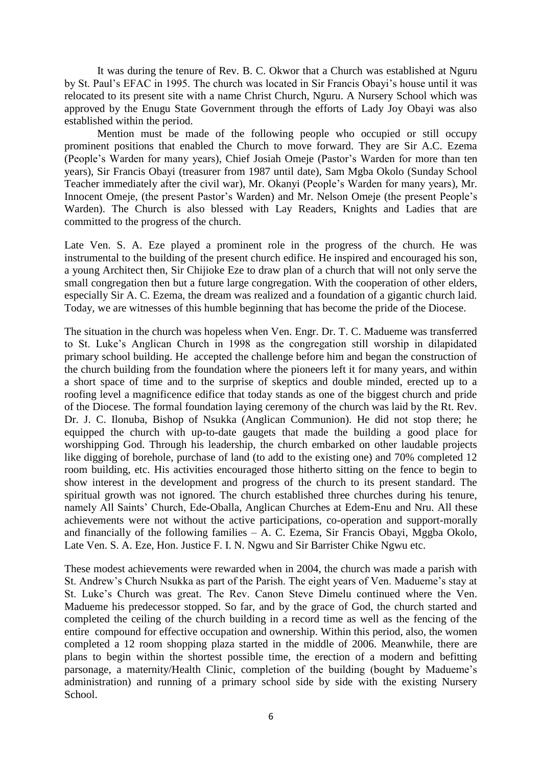It was during the tenure of Rev. B. C. Okwor that a Church was established at Nguru by St. Paul's EFAC in 1995. The church was located in Sir Francis Obayi's house until it was relocated to its present site with a name Christ Church, Nguru. A Nursery School which was approved by the Enugu State Government through the efforts of Lady Joy Obayi was also established within the period.

Mention must be made of the following people who occupied or still occupy prominent positions that enabled the Church to move forward. They are Sir A.C. Ezema (People's Warden for many years), Chief Josiah Omeje (Pastor's Warden for more than ten years), Sir Francis Obayi (treasurer from 1987 until date), Sam Mgba Okolo (Sunday School Teacher immediately after the civil war), Mr. Okanyi (People's Warden for many years), Mr. Innocent Omeje, (the present Pastor's Warden) and Mr. Nelson Omeje (the present People's Warden). The Church is also blessed with Lay Readers, Knights and Ladies that are committed to the progress of the church.

Late Ven. S. A. Eze played a prominent role in the progress of the church. He was instrumental to the building of the present church edifice. He inspired and encouraged his son, a young Architect then, Sir Chijioke Eze to draw plan of a church that will not only serve the small congregation then but a future large congregation. With the cooperation of other elders, especially Sir A. C. Ezema, the dream was realized and a foundation of a gigantic church laid. Today, we are witnesses of this humble beginning that has become the pride of the Diocese.

The situation in the church was hopeless when Ven. Engr. Dr. T. C. Madueme was transferred to St. Luke's Anglican Church in 1998 as the congregation still worship in dilapidated primary school building. He accepted the challenge before him and began the construction of the church building from the foundation where the pioneers left it for many years, and within a short space of time and to the surprise of skeptics and double minded, erected up to a roofing level a magnificence edifice that today stands as one of the biggest church and pride of the Diocese. The formal foundation laying ceremony of the church was laid by the Rt. Rev. Dr. J. C. Ilonuba, Bishop of Nsukka (Anglican Communion). He did not stop there; he equipped the church with up-to-date gaugets that made the building a good place for worshipping God. Through his leadership, the church embarked on other laudable projects like digging of borehole, purchase of land (to add to the existing one) and 70% completed 12 room building, etc. His activities encouraged those hitherto sitting on the fence to begin to show interest in the development and progress of the church to its present standard. The spiritual growth was not ignored. The church established three churches during his tenure, namely All Saints' Church, Ede-Oballa, Anglican Churches at Edem-Enu and Nru. All these achievements were not without the active participations, co-operation and support-morally and financially of the following families – A. C. Ezema, Sir Francis Obayi, Mggba Okolo, Late Ven. S. A. Eze, Hon. Justice F. I. N. Ngwu and Sir Barrister Chike Ngwu etc.

These modest achievements were rewarded when in 2004, the church was made a parish with St. Andrew's Church Nsukka as part of the Parish. The eight years of Ven. Madueme's stay at St. Luke's Church was great. The Rev. Canon Steve Dimelu continued where the Ven. Madueme his predecessor stopped. So far, and by the grace of God, the church started and completed the ceiling of the church building in a record time as well as the fencing of the entire compound for effective occupation and ownership. Within this period, also, the women completed a 12 room shopping plaza started in the middle of 2006. Meanwhile, there are plans to begin within the shortest possible time, the erection of a modern and befitting parsonage, a maternity/Health Clinic, completion of the building (bought by Madueme's administration) and running of a primary school side by side with the existing Nursery School.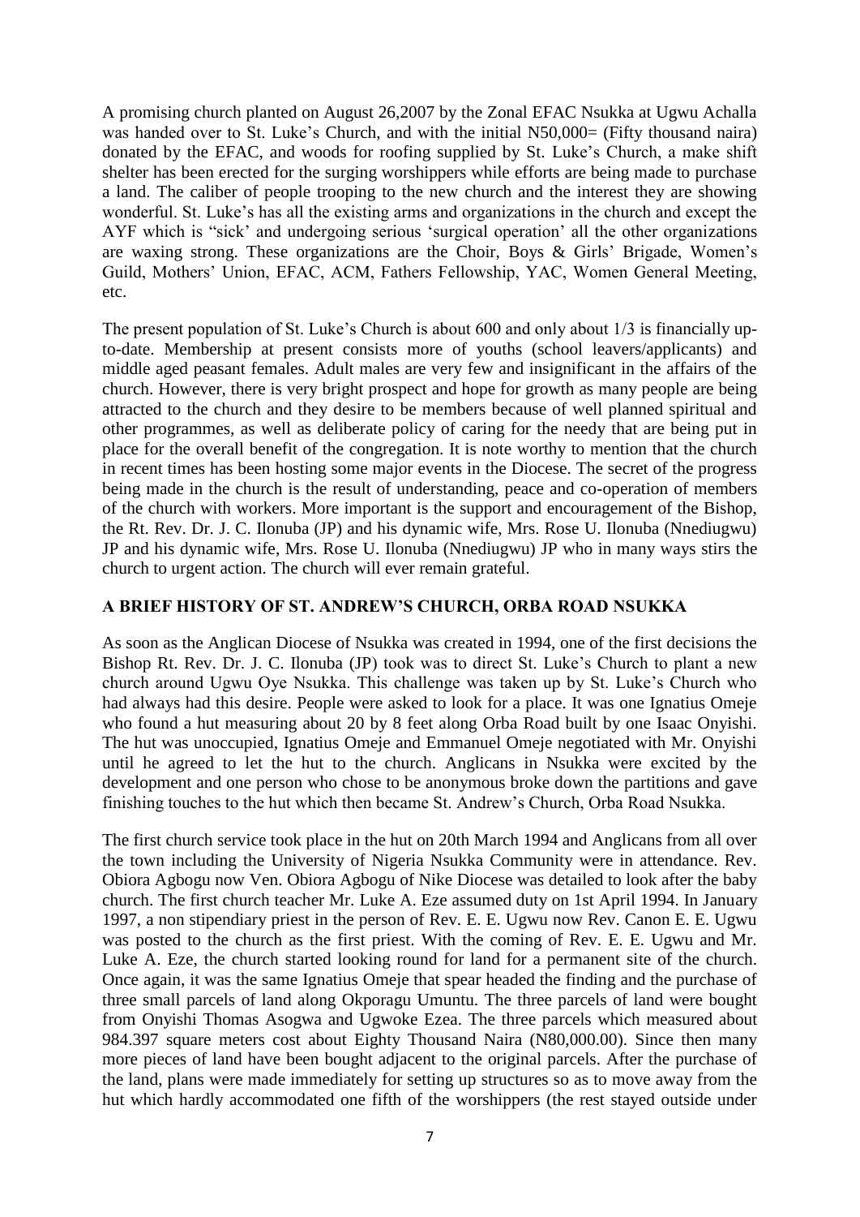A promising church planted on August 26,2007 by the Zonal EFAC Nsukka at Ugwu Achalla was handed over to St. Luke's Church, and with the initial N50,000= (Fifty thousand naira) donated by the EFAC, and woods for roofing supplied by St. Luke's Church, a make shift shelter has been erected for the surging worshippers while efforts are being made to purchase a land. The caliber of people trooping to the new church and the interest they are showing wonderful. St. Luke's has all the existing arms and organizations in the church and except the AYF which is "sick' and undergoing serious 'surgical operation' all the other organizations are waxing strong. These organizations are the Choir, Boys & Girls' Brigade, Women's Guild, Mothers' Union, EFAC, ACM, Fathers Fellowship, YAC, Women General Meeting, etc.

The present population of St. Luke's Church is about 600 and only about 1/3 is financially up-to-date. Membership at present consists more of youths (school leavers/applicants) and middle aged peasant females. Adult males are very few and insignificant in the affairs of the church. However, there is very bright prospect and hope for growth as many people are being attracted to the church and they desire to be members because of well planned spiritual and other programmes, as well as deliberate policy of caring for the needy that are being put in place for the overall benefit of the congregation. It is note worthy to mention that the church in recent times has been hosting some major events in the Diocese. The secret of the progress being made in the church is the result of understanding, peace and co-operation of members of the church with workers. More important is the support and encouragement of the Bishop, the Rt. Rev. Dr. J. C. Ilonuba (JP) and his dynamic wife, Mrs. Rose U. Ilonuba (Nnediugwu) JP and his dynamic wife, Mrs. Rose U. Ilonuba (Nnediugwu) JP who in many ways stirs the church to urgent action. The church will ever remain grateful.

## A BRIEF HISTORY OF ST. ANDREW'S CHURCH, ORBA ROAD NSUKKA

As soon as the Anglican Diocese of Nsukka was created in 1994, one of the first decisions the Bishop Rt. Rev. Dr. J. C. Ilonuba (JP) took was to direct St. Luke's Church to plant a new church around Ugwu Oye Nsukka. This challenge was taken up by St. Luke's Church who had always had this desire. People were asked to look for a place. It was one Ignatius Omeje who found a hut measuring about 20 by 8 feet along Orba Road built by one Isaac Onyishi. The hut was unoccupied, Ignatius Omeje and Emmanuel Omeje negotiated with Mr. Onyishi until he agreed to let the hut to the church. Anglicans in Nsukka were excited by the development and one person who chose to be anonymous broke down the partitions and gave finishing touches to the hut which then became St. Andrew's Church, Orba Road Nsukka.

The first church service took place in the hut on 20th March 1994 and Anglicans from all over the town including the University of Nigeria Nsukka Community were in attendance. Rev. Obiora Agbogu now Ven. Obiora Agbogu of Nike Diocese was detailed to look after the baby church. The first church teacher Mr. Luke A. Eze assumed duty on 1st April 1994. In January 1997, a non stipendiary priest in the person of Rev. E. E. Ugwu now Rev. Canon E. E. Ugwu was posted to the church as the first priest. With the coming of Rev. E. E. Ugwu and Mr. Luke A. Eze, the church started looking round for land for a permanent site of the church. Once again, it was the same Ignatius Omeje that spear headed the finding and the purchase of three small parcels of land along Okporagu Umuntu. The three parcels of land were bought from Onyishi Thomas Asogwa and Ugwoke Ezea. The three parcels which measured about 984.397 square meters cost about Eighty Thousand Naira (N80,000.00). Since then many more pieces of land have been bought adjacent to the original parcels. After the purchase of the land, plans were made immediately for setting up structures so as to move away from the hut which hardly accommodated one fifth of the worshippers (the rest stayed outside under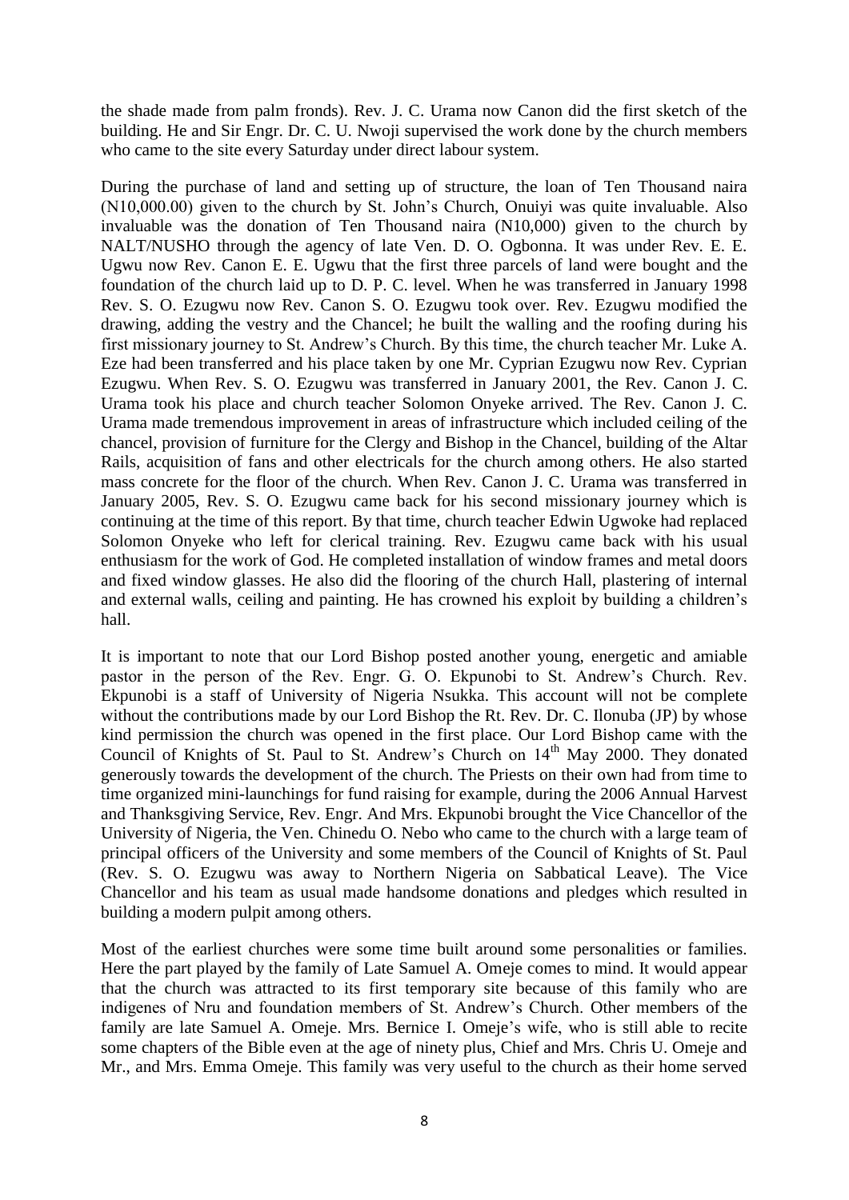the shade made from palm fronds). Rev. J. C. Urama now Canon did the first sketch of the building. He and Sir Engr. Dr. C. U. Nwoji supervised the work done by the church members who came to the site every Saturday under direct labour system.

During the purchase of land and setting up of structure, the loan of Ten Thousand naira (N10,000.00) given to the church by St. John's Church, Onuiyi was quite invaluable. Also invaluable was the donation of Ten Thousand naira (N10,000) given to the church by NALT/NUSHO through the agency of late Ven. D. O. Ogbonna. It was under Rev. E. E. Ugwu now Rev. Canon E. E. Ugwu that the first three parcels of land were bought and the foundation of the church laid up to D. P. C. level. When he was transferred in January 1998 Rev. S. O. Ezugwu now Rev. Canon S. O. Ezugwu took over. Rev. Ezugwu modified the drawing, adding the vestry and the Chancel; he built the walling and the roofing during his first missionary journey to St. Andrew's Church. By this time, the church teacher Mr. Luke A. Eze had been transferred and his place taken by one Mr. Cyprian Ezugwu now Rev. Cyprian Ezugwu. When Rev. S. O. Ezugwu was transferred in January 2001, the Rev. Canon J. C. Urama took his place and church teacher Solomon Onyeke arrived. The Rev. Canon J. C. Urama made tremendous improvement in areas of infrastructure which included ceiling of the chancel, provision of furniture for the Clergy and Bishop in the Chancel, building of the Altar Rails, acquisition of fans and other electricals for the church among others. He also started mass concrete for the floor of the church. When Rev. Canon J. C. Urama was transferred in January 2005, Rev. S. O. Ezugwu came back for his second missionary journey which is continuing at the time of this report. By that time, church teacher Edwin Ugwoke had replaced Solomon Onyeke who left for clerical training. Rev. Ezugwu came back with his usual enthusiasm for the work of God. He completed installation of window frames and metal doors and fixed window glasses. He also did the flooring of the church Hall, plastering of internal and external walls, ceiling and painting. He has crowned his exploit by building a children's hall.

It is important to note that our Lord Bishop posted another young, energetic and amiable pastor in the person of the Rev. Engr. G. O. Ekpunobi to St. Andrew's Church. Rev. Ekpunobi is a staff of University of Nigeria Nsukka. This account will not be complete without the contributions made by our Lord Bishop the Rt. Rev. Dr. C. Ilonuba (JP) by whose kind permission the church was opened in the first place. Our Lord Bishop came with the Council of Knights of St. Paul to St. Andrew's Church on 14th May 2000. They donated generously towards the development of the church. The Priests on their own had from time to time organized mini-launchings for fund raising for example, during the 2006 Annual Harvest and Thanksgiving Service, Rev. Engr. And Mrs. Ekpunobi brought the Vice Chancellor of the University of Nigeria, the Ven. Chinedu O. Nebo who came to the church with a large team of principal officers of the University and some members of the Council of Knights of St. Paul (Rev. S. O. Ezugwu was away to Northern Nigeria on Sabbatical Leave). The Vice Chancellor and his team as usual made handsome donations and pledges which resulted in building a modern pulpit among others.

Most of the earliest churches were some time built around some personalities or families. Here the part played by the family of Late Samuel A. Omeje comes to mind. It would appear that the church was attracted to its first temporary site because of this family who are indigenes of Nru and foundation members of St. Andrew's Church. Other members of the family are late Samuel A. Omeje. Mrs. Bernice I. Omeje's wife, who is still able to recite some chapters of the Bible even at the age of ninety plus, Chief and Mrs. Chris U. Omeje and Mr., and Mrs. Emma Omeje. This family was very useful to the church as their home served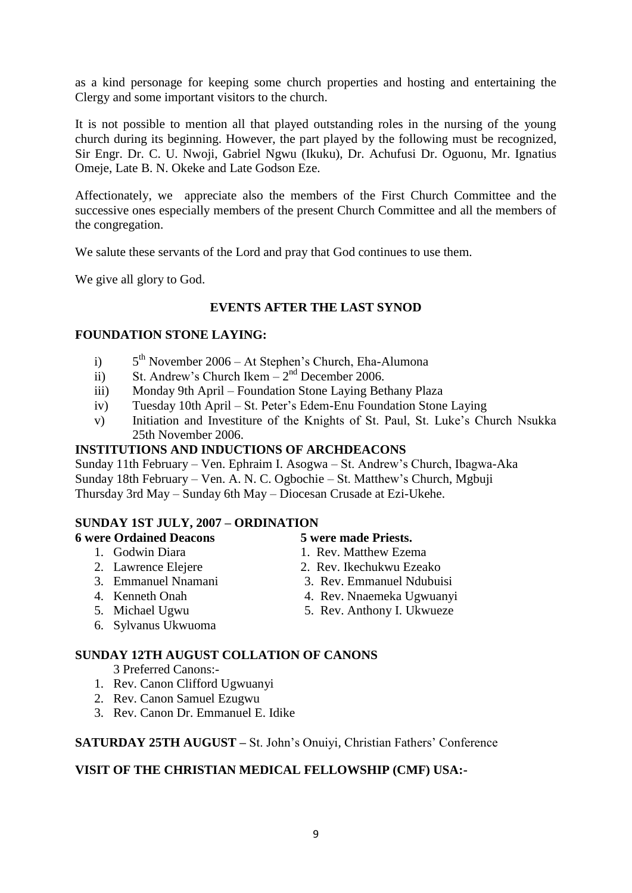as a kind personage for keeping some church properties and hosting and entertaining the Clergy and some important visitors to the church.

It is not possible to mention all that played outstanding roles in the nursing of the young church during its beginning. However, the part played by the following must be recognized, Sir Engr. Dr. C. U. Nwoji, Gabriel Ngwu (Ikuku), Dr. Achufusi Dr. Oguonu, Mr. Ignatius Omeje, Late B. N. Okeke and Late Godson Eze.

Affectionately, we appreciate also the members of the First Church Committee and the successive ones especially members of the present Church Committee and all the members of the congregation.

We salute these servants of the Lord and pray that God continues to use them.

We give all glory to God.

## EVENTS AFTER THE LAST SYNOD

### FOUNDATION STONE LAYING:

- i) 5th November 2006 – At Stephen's Church, Eha-Alumona
- ii) St. Andrew's Church Ikem – 2nd December 2006.
- iii) Monday 9th April – Foundation Stone Laying Bethany Plaza
- iv) Tuesday 10th April – St. Peter's Edem-Enu Foundation Stone Laying
- v) Initiation and Investiture of the Knights of St. Paul, St. Luke's Church Nsukka 25th November 2006.

### INSTITUTIONS AND INDUCTIONS OF ARCHDEACONS

Sunday 11th February – Ven. Ephraim I. Asogwa – St. Andrew's Church, Ibagwa-Aka
Sunday 18th February – Ven. A. N. C. Ogbochie – St. Matthew's Church, Mgbuji
Thursday 3rd May – Sunday 6th May – Diocesan Crusade at Ezi-Ukehe.

### SUNDAY 1ST JULY, 2007 – ORDINATION

**6 were Ordained Deacons**

1. Godwin Diara
2. Lawrence Elejere
3. Emmanuel Nnamani
4. Kenneth Onah
5. Michael Ugwu
6. Sylvanus Ukwuoma

**5 were made Priests.**

1. Rev. Matthew Ezema
2. Rev. Ikechukwu Ezeako
3. Rev. Emmanuel Ndubuisi
4. Rev. Nnaemeka Ugwuanyi
5. Rev. Anthony I. Ukwueze

### SUNDAY 12TH AUGUST COLLATION OF CANONS

3 Preferred Canons:-

1. Rev. Canon Clifford Ugwuanyi
2. Rev. Canon Samuel Ezugwu
3. Rev. Canon Dr. Emmanuel E. Idike

**SATURDAY 25TH AUGUST –** St. John's Onuiyi, Christian Fathers' Conference

### VISIT OF THE CHRISTIAN MEDICAL FELLOWSHIP (CMF) USA:-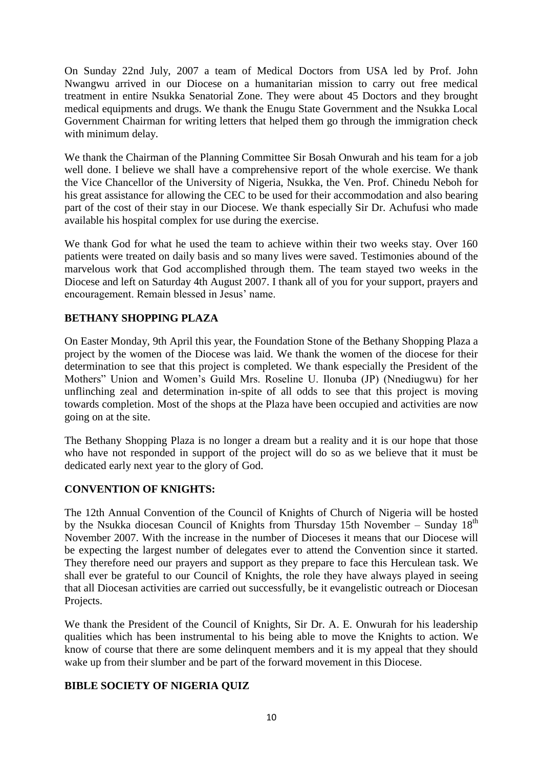On Sunday 22nd July, 2007 a team of Medical Doctors from USA led by Prof. John Nwangwu arrived in our Diocese on a humanitarian mission to carry out free medical treatment in entire Nsukka Senatorial Zone. They were about 45 Doctors and they brought medical equipments and drugs. We thank the Enugu State Government and the Nsukka Local Government Chairman for writing letters that helped them go through the immigration check with minimum delay.

We thank the Chairman of the Planning Committee Sir Bosah Onwurah and his team for a job well done. I believe we shall have a comprehensive report of the whole exercise. We thank the Vice Chancellor of the University of Nigeria, Nsukka, the Ven. Prof. Chinedu Neboh for his great assistance for allowing the CEC to be used for their accommodation and also bearing part of the cost of their stay in our Diocese. We thank especially Sir Dr. Achufusi who made available his hospital complex for use during the exercise.

We thank God for what he used the team to achieve within their two weeks stay. Over 160 patients were treated on daily basis and so many lives were saved. Testimonies abound of the marvelous work that God accomplished through them. The team stayed two weeks in the Diocese and left on Saturday 4th August 2007. I thank all of you for your support, prayers and encouragement. Remain blessed in Jesus' name.

## BETHANY SHOPPING PLAZA

On Easter Monday, 9th April this year, the Foundation Stone of the Bethany Shopping Plaza a project by the women of the Diocese was laid. We thank the women of the diocese for their determination to see that this project is completed. We thank especially the President of the Mothers" Union and Women's Guild Mrs. Roseline U. Ilonuba (JP) (Nnediugwu) for her unflinching zeal and determination in-spite of all odds to see that this project is moving towards completion. Most of the shops at the Plaza have been occupied and activities are now going on at the site.

The Bethany Shopping Plaza is no longer a dream but a reality and it is our hope that those who have not responded in support of the project will do so as we believe that it must be dedicated early next year to the glory of God.

## CONVENTION OF KNIGHTS:

The 12th Annual Convention of the Council of Knights of Church of Nigeria will be hosted by the Nsukka diocesan Council of Knights from Thursday 15th November – Sunday 18th November 2007. With the increase in the number of Dioceses it means that our Diocese will be expecting the largest number of delegates ever to attend the Convention since it started. They therefore need our prayers and support as they prepare to face this Herculean task. We shall ever be grateful to our Council of Knights, the role they have always played in seeing that all Diocesan activities are carried out successfully, be it evangelistic outreach or Diocesan Projects.

We thank the President of the Council of Knights, Sir Dr. A. E. Onwurah for his leadership qualities which has been instrumental to his being able to move the Knights to action. We know of course that there are some delinquent members and it is my appeal that they should wake up from their slumber and be part of the forward movement in this Diocese.

## BIBLE SOCIETY OF NIGERIA QUIZ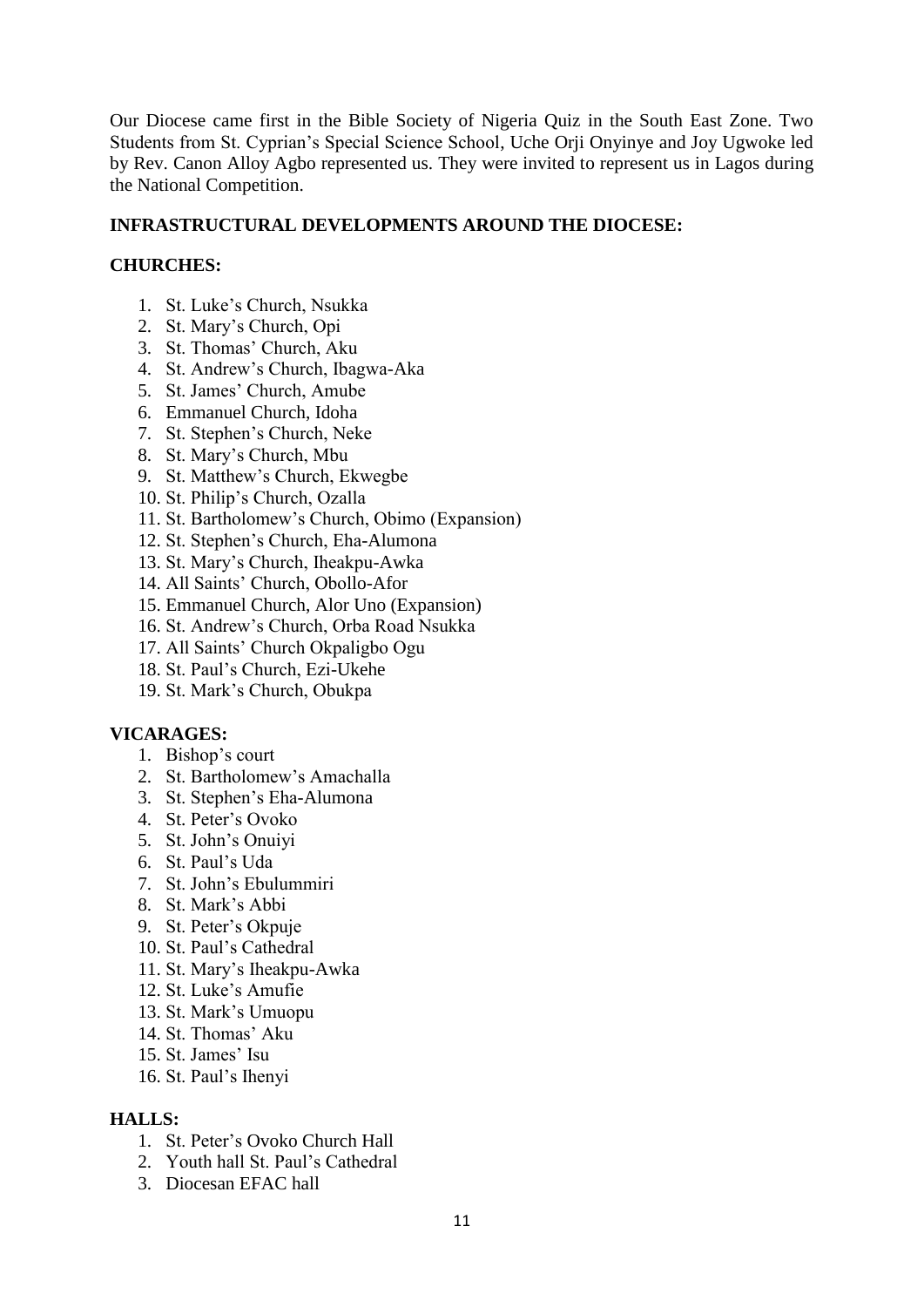Our Diocese came first in the Bible Society of Nigeria Quiz in the South East Zone. Two Students from St. Cyprian's Special Science School, Uche Orji Onyinye and Joy Ugwoke led by Rev. Canon Alloy Agbo represented us. They were invited to represent us in Lagos during the National Competition.

**INFRASTRUCTURAL DEVELOPMENTS AROUND THE DIOCESE:**

**CHURCHES:**

1. St. Luke's Church, Nsukka
2. St. Mary's Church, Opi
3. St. Thomas' Church, Aku
4. St. Andrew's Church, Ibagwa-Aka
5. St. James' Church, Amube
6. Emmanuel Church, Idoha
7. St. Stephen's Church, Neke
8. St. Mary's Church, Mbu
9. St. Matthew's Church, Ekwegbe
10. St. Philip's Church, Ozalla
11. St. Bartholomew's Church, Obimo (Expansion)
12. St. Stephen's Church, Eha-Alumona
13. St. Mary's Church, Iheakpu-Awka
14. All Saints' Church, Obollo-Afor
15. Emmanuel Church, Alor Uno (Expansion)
16. St. Andrew's Church, Orba Road Nsukka
17. All Saints' Church Okpaligbo Ogu
18. St. Paul's Church, Ezi-Ukehe
19. St. Mark's Church, Obukpa

**VICARAGES:**

1. Bishop's court
2. St. Bartholomew's Amachalla
3. St. Stephen's Eha-Alumona
4. St. Peter's Ovoko
5. St. John's Onuiyi
6. St. Paul's Uda
7. St. John's Ebulummiri
8. St. Mark's Abbi
9. St. Peter's Okpuje
10. St. Paul's Cathedral
11. St. Mary's Iheakpu-Awka
12. St. Luke's Amufie
13. St. Mark's Umuopu
14. St. Thomas' Aku
15. St. James' Isu
16. St. Paul's Ihenyi

**HALLS:**

1. St. Peter's Ovoko Church Hall
2. Youth hall St. Paul's Cathedral
3. Diocesan EFAC hall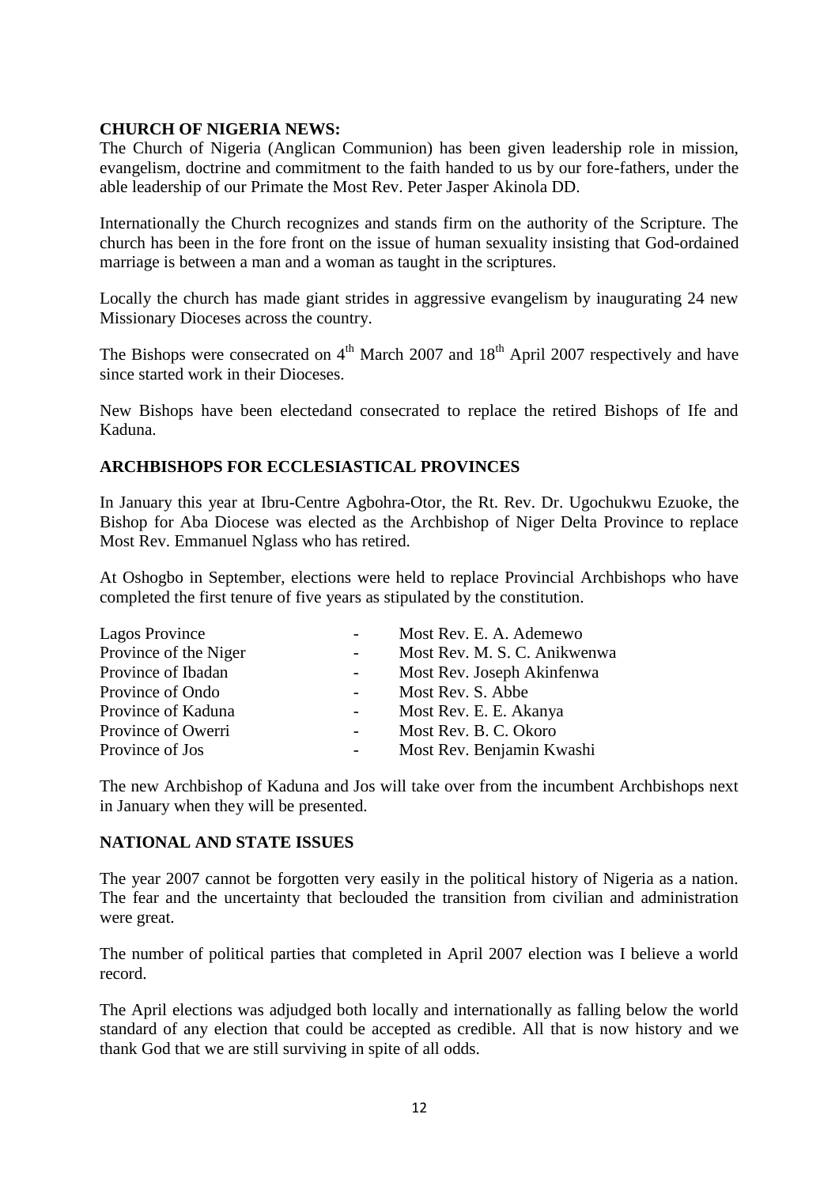**CHURCH OF NIGERIA NEWS:**

The Church of Nigeria (Anglican Communion) has been given leadership role in mission, evangelism, doctrine and commitment to the faith handed to us by our fore-fathers, under the able leadership of our Primate the Most Rev. Peter Jasper Akinola DD.

Internationally the Church recognizes and stands firm on the authority of the Scripture. The church has been in the fore front on the issue of human sexuality insisting that God-ordained marriage is between a man and a woman as taught in the scriptures.

Locally the church has made giant strides in aggressive evangelism by inaugurating 24 new Missionary Dioceses across the country.

The Bishops were consecrated on 4th March 2007 and 18th April 2007 respectively and have since started work in their Dioceses.

New Bishops have been electedand consecrated to replace the retired Bishops of Ife and Kaduna.

**ARCHBISHOPS FOR ECCLESIASTICAL PROVINCES**

In January this year at Ibru-Centre Agbohra-Otor, the Rt. Rev. Dr. Ugochukwu Ezuoke, the Bishop for Aba Diocese was elected as the Archbishop of Niger Delta Province to replace Most Rev. Emmanuel Nglass who has retired.

At Oshogbo in September, elections were held to replace Provincial Archbishops who have completed the first tenure of five years as stipulated by the constitution.

| | | |
|---|---|---|
| Lagos Province | - | Most Rev. E. A. Ademewo |
| Province of the Niger | - | Most Rev. M. S. C. Anikwenwa |
| Province of Ibadan | - | Most Rev. Joseph Akinfenwa |
| Province of Ondo | - | Most Rev. S. Abbe |
| Province of Kaduna | - | Most Rev. E. E. Akanya |
| Province of Owerri | - | Most Rev. B. C. Okoro |
| Province of Jos | - | Most Rev. Benjamin Kwashi |

The new Archbishop of Kaduna and Jos will take over from the incumbent Archbishops next in January when they will be presented.

**NATIONAL AND STATE ISSUES**

The year 2007 cannot be forgotten very easily in the political history of Nigeria as a nation. The fear and the uncertainty that beclouded the transition from civilian and administration were great.

The number of political parties that completed in April 2007 election was I believe a world record.

The April elections was adjudged both locally and internationally as falling below the world standard of any election that could be accepted as credible. All that is now history and we thank God that we are still surviving in spite of all odds.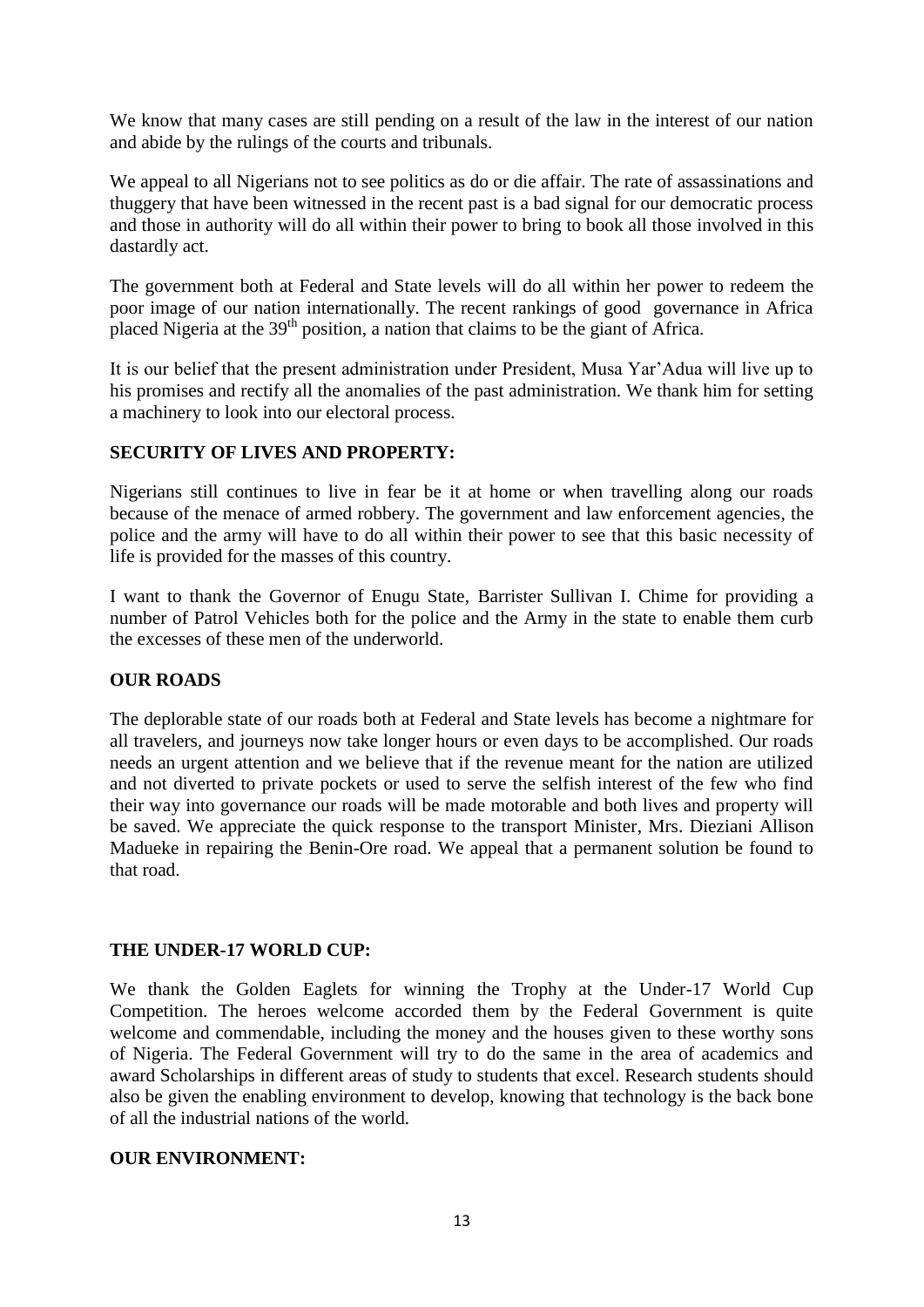We know that many cases are still pending on a result of the law in the interest of our nation and abide by the rulings of the courts and tribunals.

We appeal to all Nigerians not to see politics as do or die affair. The rate of assassinations and thuggery that have been witnessed in the recent past is a bad signal for our democratic process and those in authority will do all within their power to bring to book all those involved in this dastardly act.

The government both at Federal and State levels will do all within her power to redeem the poor image of our nation internationally. The recent rankings of good governance in Africa placed Nigeria at the 39th position, a nation that claims to be the giant of Africa.

It is our belief that the present administration under President, Musa Yar'Adua will live up to his promises and rectify all the anomalies of the past administration. We thank him for setting a machinery to look into our electoral process.

**SECURITY OF LIVES AND PROPERTY:**

Nigerians still continues to live in fear be it at home or when travelling along our roads because of the menace of armed robbery. The government and law enforcement agencies, the police and the army will have to do all within their power to see that this basic necessity of life is provided for the masses of this country.

I want to thank the Governor of Enugu State, Barrister Sullivan I. Chime for providing a number of Patrol Vehicles both for the police and the Army in the state to enable them curb the excesses of these men of the underworld.

**OUR ROADS**

The deplorable state of our roads both at Federal and State levels has become a nightmare for all travelers, and journeys now take longer hours or even days to be accomplished. Our roads needs an urgent attention and we believe that if the revenue meant for the nation are utilized and not diverted to private pockets or used to serve the selfish interest of the few who find their way into governance our roads will be made motorable and both lives and property will be saved. We appreciate the quick response to the transport Minister, Mrs. Dieziani Allison Madueke in repairing the Benin-Ore road. We appeal that a permanent solution be found to that road.

**THE UNDER-17 WORLD CUP:**

We thank the Golden Eaglets for winning the Trophy at the Under-17 World Cup Competition. The heroes welcome accorded them by the Federal Government is quite welcome and commendable, including the money and the houses given to these worthy sons of Nigeria. The Federal Government will try to do the same in the area of academics and award Scholarships in different areas of study to students that excel. Research students should also be given the enabling environment to develop, knowing that technology is the back bone of all the industrial nations of the world.

**OUR ENVIRONMENT:**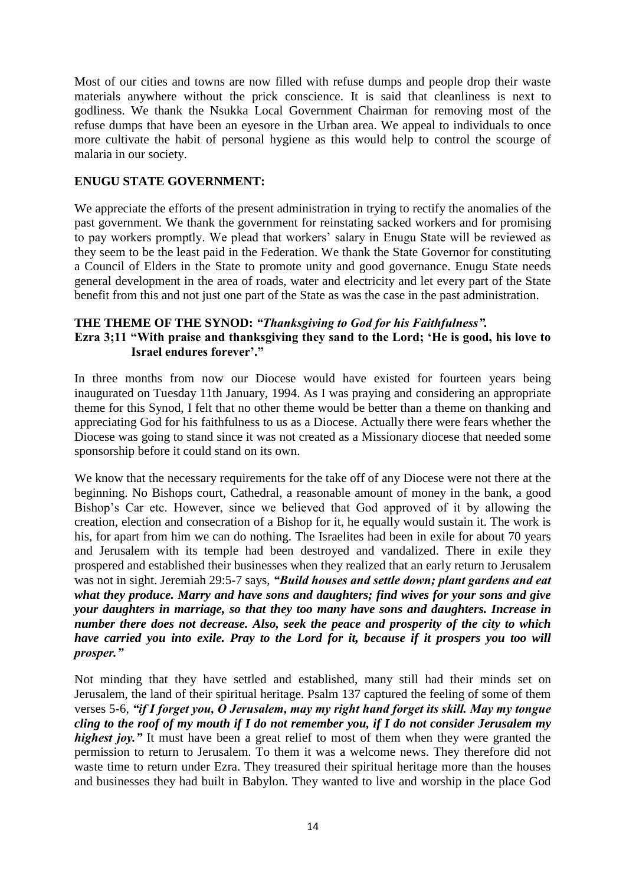Most of our cities and towns are now filled with refuse dumps and people drop their waste materials anywhere without the prick conscience. It is said that cleanliness is next to godliness. We thank the Nsukka Local Government Chairman for removing most of the refuse dumps that have been an eyesore in the Urban area. We appeal to individuals to once more cultivate the habit of personal hygiene as this would help to control the scourge of malaria in our society.

**ENUGU STATE GOVERNMENT:**

We appreciate the efforts of the present administration in trying to rectify the anomalies of the past government. We thank the government for reinstating sacked workers and for promising to pay workers promptly. We plead that workers' salary in Enugu State will be reviewed as they seem to be the least paid in the Federation. We thank the State Governor for constituting a Council of Elders in the State to promote unity and good governance. Enugu State needs general development in the area of roads, water and electricity and let every part of the State benefit from this and not just one part of the State as was the case in the past administration.

**THE THEME OF THE SYNOD:** ***"Thanksgiving to God for his Faithfulness".***
**Ezra 3;11 "With praise and thanksgiving they sand to the Lord; 'He is good, his love to Israel endures forever'."**

In three months from now our Diocese would have existed for fourteen years being inaugurated on Tuesday 11th January, 1994. As I was praying and considering an appropriate theme for this Synod, I felt that no other theme would be better than a theme on thanking and appreciating God for his faithfulness to us as a Diocese. Actually there were fears whether the Diocese was going to stand since it was not created as a Missionary diocese that needed some sponsorship before it could stand on its own.

We know that the necessary requirements for the take off of any Diocese were not there at the beginning. No Bishops court, Cathedral, a reasonable amount of money in the bank, a good Bishop's Car etc. However, since we believed that God approved of it by allowing the creation, election and consecration of a Bishop for it, he equally would sustain it. The work is his, for apart from him we can do nothing. The Israelites had been in exile for about 70 years and Jerusalem with its temple had been destroyed and vandalized. There in exile they prospered and established their businesses when they realized that an early return to Jerusalem was not in sight. Jeremiah 29:5-7 says, ***"Build houses and settle down; plant gardens and eat what they produce. Marry and have sons and daughters; find wives for your sons and give your daughters in marriage, so that they too many have sons and daughters. Increase in number there does not decrease. Also, seek the peace and prosperity of the city to which have carried you into exile. Pray to the Lord for it, because if it prospers you too will prosper."***

Not minding that they have settled and established, many still had their minds set on Jerusalem, the land of their spiritual heritage. Psalm 137 captured the feeling of some of them verses 5-6, ***"if I forget you, O Jerusalem, may my right hand forget its skill. May my tongue cling to the roof of my mouth if I do not remember you, if I do not consider Jerusalem my highest joy."*** It must have been a great relief to most of them when they were granted the permission to return to Jerusalem. To them it was a welcome news. They therefore did not waste time to return under Ezra. They treasured their spiritual heritage more than the houses and businesses they had built in Babylon. They wanted to live and worship in the place God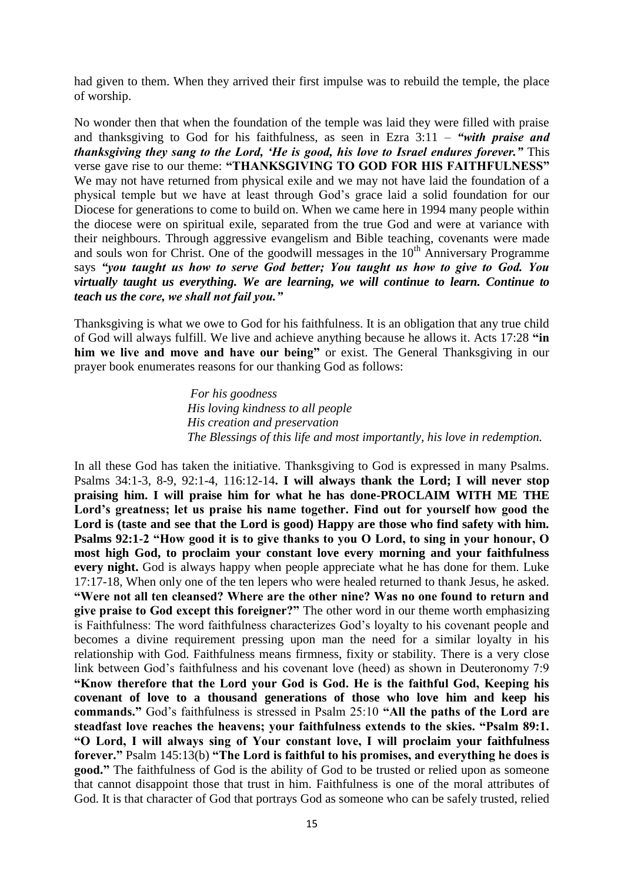had given to them. When they arrived their first impulse was to rebuild the temple, the place of worship.

No wonder then that when the foundation of the temple was laid they were filled with praise and thanksgiving to God for his faithfulness, as seen in Ezra 3:11 – ***"with praise and thanksgiving they sang to the Lord, 'He is good, his love to Israel endures forever."*** This verse gave rise to our theme: **"THANKSGIVING TO GOD FOR HIS FAITHFULNESS"** We may not have returned from physical exile and we may not have laid the foundation of a physical temple but we have at least through God's grace laid a solid foundation for our Diocese for generations to come to build on. When we came here in 1994 many people within the diocese were on spiritual exile, separated from the true God and were at variance with their neighbours. Through aggressive evangelism and Bible teaching, covenants were made and souls won for Christ. One of the goodwill messages in the 10th Anniversary Programme says ***"you taught us how to serve God better; You taught us how to give to God. You virtually taught us everything. We are learning, we will continue to learn. Continue to teach us the core, we shall not fail you."***

Thanksgiving is what we owe to God for his faithfulness. It is an obligation that any true child of God will always fulfill. We live and achieve anything because he allows it. Acts 17:28 **"in him we live and move and have our being"** or exist. The General Thanksgiving in our prayer book enumerates reasons for our thanking God as follows:

> *For his goodness*
> *His loving kindness to all people*
> *His creation and preservation*
> *The Blessings of this life and most importantly, his love in redemption.*

In all these God has taken the initiative. Thanksgiving to God is expressed in many Psalms. Psalms 34:1-3, 8-9, 92:1-4, 116:12-14**. I will always thank the Lord; I will never stop praising him. I will praise him for what he has done-PROCLAIM WITH ME THE Lord's greatness; let us praise his name together. Find out for yourself how good the Lord is (taste and see that the Lord is good) Happy are those who find safety with him. Psalms 92:1-2 "How good it is to give thanks to you O Lord, to sing in your honour, O most high God, to proclaim your constant love every morning and your faithfulness every night.** God is always happy when people appreciate what he has done for them. Luke 17:17-18, When only one of the ten lepers who were healed returned to thank Jesus, he asked. **"Were not all ten cleansed? Where are the other nine? Was no one found to return and give praise to God except this foreigner?"** The other word in our theme worth emphasizing is Faithfulness: The word faithfulness characterizes God's loyalty to his covenant people and becomes a divine requirement pressing upon man the need for a similar loyalty in his relationship with God. Faithfulness means firmness, fixity or stability. There is a very close link between God's faithfulness and his covenant love (heed) as shown in Deuteronomy 7:9 **"Know therefore that the Lord your God is God. He is the faithful God, Keeping his covenant of love to a thousand generations of those who love him and keep his commands."** God's faithfulness is stressed in Psalm 25:10 **"All the paths of the Lord are steadfast love reaches the heavens; your faithfulness extends to the skies. "Psalm 89:1. "O Lord, I will always sing of Your constant love, I will proclaim your faithfulness forever."** Psalm 145:13(b) **"The Lord is faithful to his promises, and everything he does is good."** The faithfulness of God is the ability of God to be trusted or relied upon as someone that cannot disappoint those that trust in him. Faithfulness is one of the moral attributes of God. It is that character of God that portrays God as someone who can be safely trusted, relied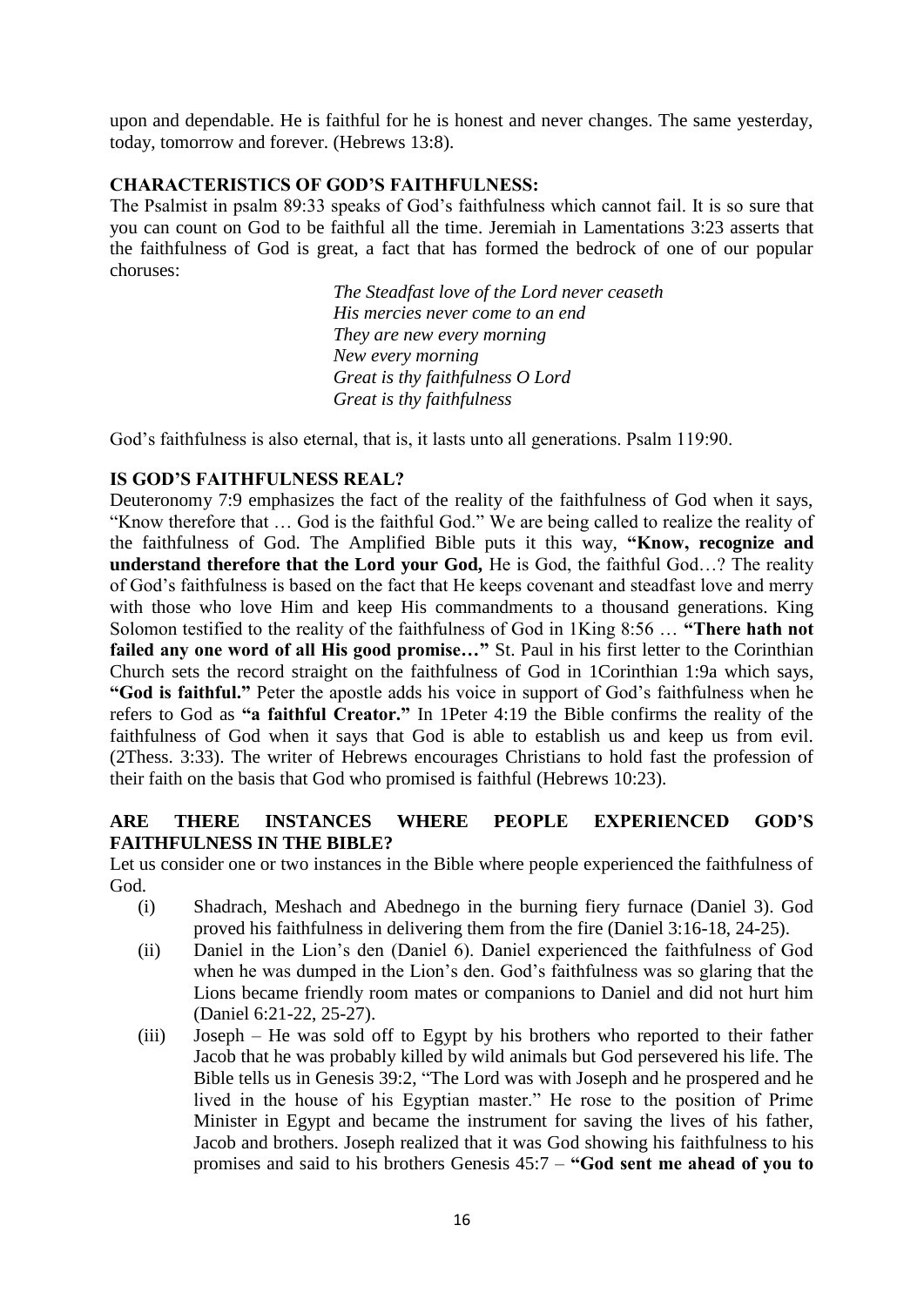upon and dependable. He is faithful for he is honest and never changes. The same yesterday, today, tomorrow and forever. (Hebrews 13:8).

**CHARACTERISTICS OF GOD'S FAITHFULNESS:**

The Psalmist in psalm 89:33 speaks of God's faithfulness which cannot fail. It is so sure that you can count on God to be faithful all the time. Jeremiah in Lamentations 3:23 asserts that the faithfulness of God is great, a fact that has formed the bedrock of one of our popular choruses:

> *The Steadfast love of the Lord never ceaseth*
> *His mercies never come to an end*
> *They are new every morning*
> *New every morning*
> *Great is thy faithfulness O Lord*
> *Great is thy faithfulness*

God's faithfulness is also eternal, that is, it lasts unto all generations. Psalm 119:90.

**IS GOD'S FAITHFULNESS REAL?**

Deuteronomy 7:9 emphasizes the fact of the reality of the faithfulness of God when it says, "Know therefore that … God is the faithful God." We are being called to realize the reality of the faithfulness of God. The Amplified Bible puts it this way, **"Know, recognize and understand therefore that the Lord your God,** He is God, the faithful God…? The reality of God's faithfulness is based on the fact that He keeps covenant and steadfast love and merry with those who love Him and keep His commandments to a thousand generations. King Solomon testified to the reality of the faithfulness of God in 1King 8:56 … **"There hath not failed any one word of all His good promise…"** St. Paul in his first letter to the Corinthian Church sets the record straight on the faithfulness of God in 1Corinthian 1:9a which says, **"God is faithful."** Peter the apostle adds his voice in support of God's faithfulness when he refers to God as **"a faithful Creator."** In 1Peter 4:19 the Bible confirms the reality of the faithfulness of God when it says that God is able to establish us and keep us from evil. (2Thess. 3:33). The writer of Hebrews encourages Christians to hold fast the profession of their faith on the basis that God who promised is faithful (Hebrews 10:23).

**ARE THERE INSTANCES WHERE PEOPLE EXPERIENCED GOD'S FAITHFULNESS IN THE BIBLE?**

Let us consider one or two instances in the Bible where people experienced the faithfulness of God.

(i) Shadrach, Meshach and Abednego in the burning fiery furnace (Daniel 3). God proved his faithfulness in delivering them from the fire (Daniel 3:16-18, 24-25).

(ii) Daniel in the Lion's den (Daniel 6). Daniel experienced the faithfulness of God when he was dumped in the Lion's den. God's faithfulness was so glaring that the Lions became friendly room mates or companions to Daniel and did not hurt him (Daniel 6:21-22, 25-27).

(iii) Joseph – He was sold off to Egypt by his brothers who reported to their father Jacob that he was probably killed by wild animals but God persevered his life. The Bible tells us in Genesis 39:2, "The Lord was with Joseph and he prospered and he lived in the house of his Egyptian master." He rose to the position of Prime Minister in Egypt and became the instrument for saving the lives of his father, Jacob and brothers. Joseph realized that it was God showing his faithfulness to his promises and said to his brothers Genesis 45:7 – **"God sent me ahead of you to**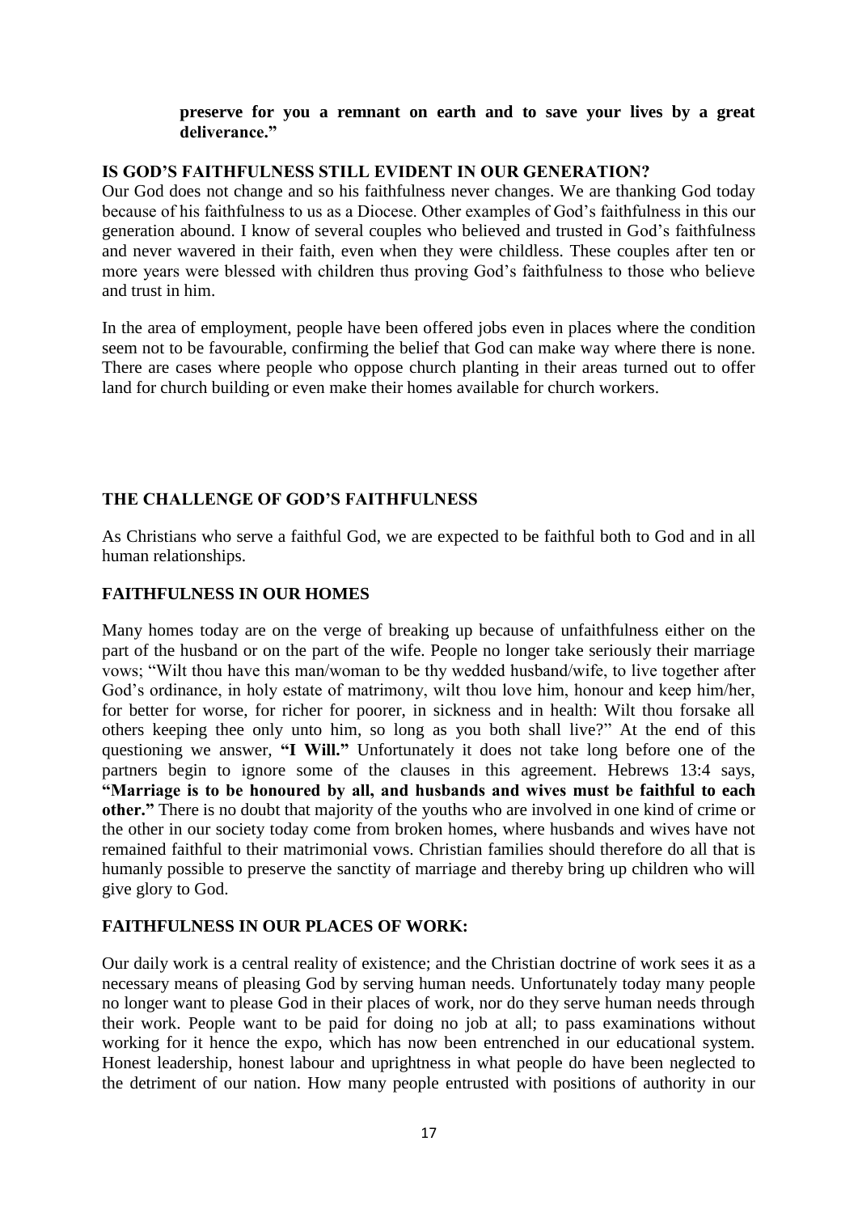**preserve for you a remnant on earth and to save your lives by a great deliverance."**

## IS GOD'S FAITHFULNESS STILL EVIDENT IN OUR GENERATION?

Our God does not change and so his faithfulness never changes. We are thanking God today because of his faithfulness to us as a Diocese. Other examples of God's faithfulness in this our generation abound. I know of several couples who believed and trusted in God's faithfulness and never wavered in their faith, even when they were childless. These couples after ten or more years were blessed with children thus proving God's faithfulness to those who believe and trust in him.

In the area of employment, people have been offered jobs even in places where the condition seem not to be favourable, confirming the belief that God can make way where there is none. There are cases where people who oppose church planting in their areas turned out to offer land for church building or even make their homes available for church workers.

## THE CHALLENGE OF GOD'S FAITHFULNESS

As Christians who serve a faithful God, we are expected to be faithful both to God and in all human relationships.

## FAITHFULNESS IN OUR HOMES

Many homes today are on the verge of breaking up because of unfaithfulness either on the part of the husband or on the part of the wife. People no longer take seriously their marriage vows; "Wilt thou have this man/woman to be thy wedded husband/wife, to live together after God's ordinance, in holy estate of matrimony, wilt thou love him, honour and keep him/her, for better for worse, for richer for poorer, in sickness and in health: Wilt thou forsake all others keeping thee only unto him, so long as you both shall live?" At the end of this questioning we answer, **"I Will."** Unfortunately it does not take long before one of the partners begin to ignore some of the clauses in this agreement. Hebrews 13:4 says, **"Marriage is to be honoured by all, and husbands and wives must be faithful to each other."** There is no doubt that majority of the youths who are involved in one kind of crime or the other in our society today come from broken homes, where husbands and wives have not remained faithful to their matrimonial vows. Christian families should therefore do all that is humanly possible to preserve the sanctity of marriage and thereby bring up children who will give glory to God.

## FAITHFULNESS IN OUR PLACES OF WORK:

Our daily work is a central reality of existence; and the Christian doctrine of work sees it as a necessary means of pleasing God by serving human needs. Unfortunately today many people no longer want to please God in their places of work, nor do they serve human needs through their work. People want to be paid for doing no job at all; to pass examinations without working for it hence the expo, which has now been entrenched in our educational system. Honest leadership, honest labour and uprightness in what people do have been neglected to the detriment of our nation. How many people entrusted with positions of authority in our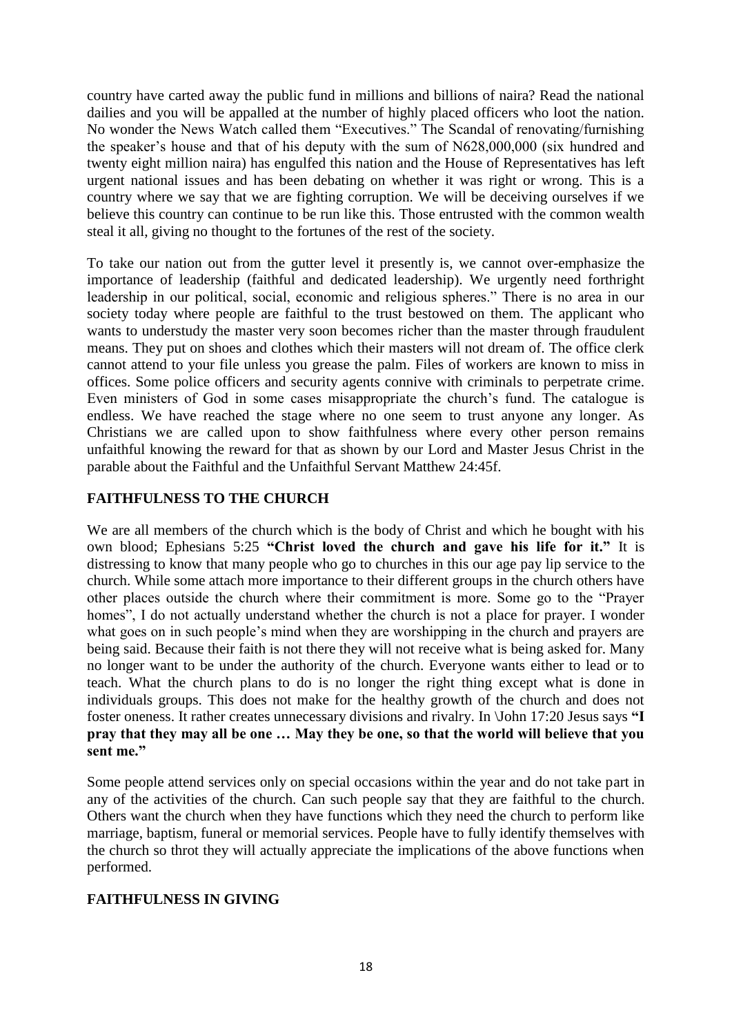country have carted away the public fund in millions and billions of naira? Read the national dailies and you will be appalled at the number of highly placed officers who loot the nation. No wonder the News Watch called them "Executives." The Scandal of renovating/furnishing the speaker's house and that of his deputy with the sum of N628,000,000 (six hundred and twenty eight million naira) has engulfed this nation and the House of Representatives has left urgent national issues and has been debating on whether it was right or wrong. This is a country where we say that we are fighting corruption. We will be deceiving ourselves if we believe this country can continue to be run like this. Those entrusted with the common wealth steal it all, giving no thought to the fortunes of the rest of the society.

To take our nation out from the gutter level it presently is, we cannot over-emphasize the importance of leadership (faithful and dedicated leadership). We urgently need forthright leadership in our political, social, economic and religious spheres." There is no area in our society today where people are faithful to the trust bestowed on them. The applicant who wants to understudy the master very soon becomes richer than the master through fraudulent means. They put on shoes and clothes which their masters will not dream of. The office clerk cannot attend to your file unless you grease the palm. Files of workers are known to miss in offices. Some police officers and security agents connive with criminals to perpetrate crime. Even ministers of God in some cases misappropriate the church's fund. The catalogue is endless. We have reached the stage where no one seem to trust anyone any longer. As Christians we are called upon to show faithfulness where every other person remains unfaithful knowing the reward for that as shown by our Lord and Master Jesus Christ in the parable about the Faithful and the Unfaithful Servant Matthew 24:45f.

## FAITHFULNESS TO THE CHURCH

We are all members of the church which is the body of Christ and which he bought with his own blood; Ephesians 5:25 **"Christ loved the church and gave his life for it."** It is distressing to know that many people who go to churches in this our age pay lip service to the church. While some attach more importance to their different groups in the church others have other places outside the church where their commitment is more. Some go to the "Prayer homes", I do not actually understand whether the church is not a place for prayer. I wonder what goes on in such people's mind when they are worshipping in the church and prayers are being said. Because their faith is not there they will not receive what is being asked for. Many no longer want to be under the authority of the church. Everyone wants either to lead or to teach. What the church plans to do is no longer the right thing except what is done in individuals groups. This does not make for the healthy growth of the church and does not foster oneness. It rather creates unnecessary divisions and rivalry. In \John 17:20 Jesus says **"I pray that they may all be one … May they be one, so that the world will believe that you sent me."**

Some people attend services only on special occasions within the year and do not take part in any of the activities of the church. Can such people say that they are faithful to the church. Others want the church when they have functions which they need the church to perform like marriage, baptism, funeral or memorial services. People have to fully identify themselves with the church so throt they will actually appreciate the implications of the above functions when performed.

## FAITHFULNESS IN GIVING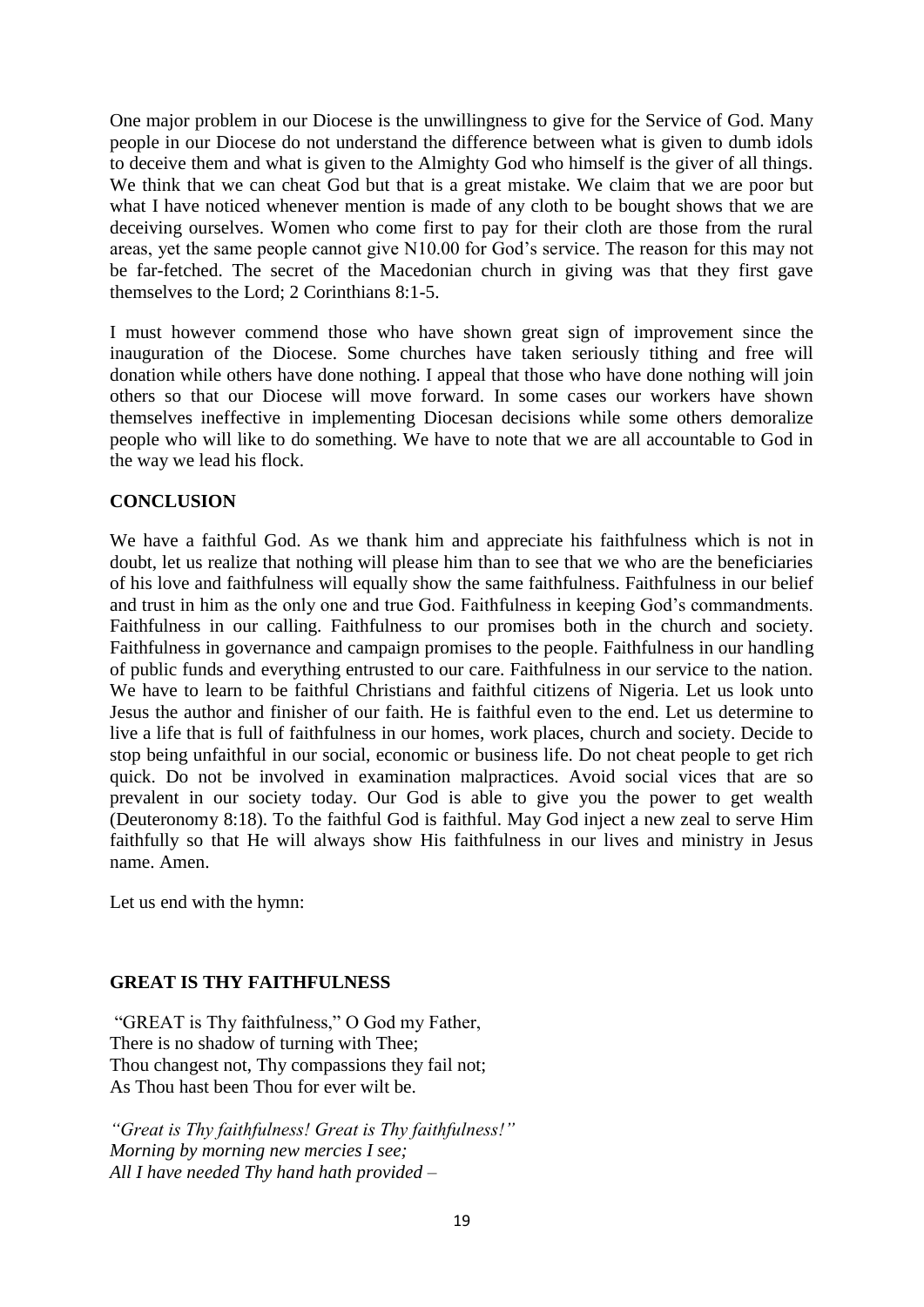One major problem in our Diocese is the unwillingness to give for the Service of God. Many people in our Diocese do not understand the difference between what is given to dumb idols to deceive them and what is given to the Almighty God who himself is the giver of all things. We think that we can cheat God but that is a great mistake. We claim that we are poor but what I have noticed whenever mention is made of any cloth to be bought shows that we are deceiving ourselves. Women who come first to pay for their cloth are those from the rural areas, yet the same people cannot give N10.00 for God's service. The reason for this may not be far-fetched. The secret of the Macedonian church in giving was that they first gave themselves to the Lord; 2 Corinthians 8:1-5.

I must however commend those who have shown great sign of improvement since the inauguration of the Diocese. Some churches have taken seriously tithing and free will donation while others have done nothing. I appeal that those who have done nothing will join others so that our Diocese will move forward. In some cases our workers have shown themselves ineffective in implementing Diocesan decisions while some others demoralize people who will like to do something. We have to note that we are all accountable to God in the way we lead his flock.

**CONCLUSION**

We have a faithful God. As we thank him and appreciate his faithfulness which is not in doubt, let us realize that nothing will please him than to see that we who are the beneficiaries of his love and faithfulness will equally show the same faithfulness. Faithfulness in our belief and trust in him as the only one and true God. Faithfulness in keeping God's commandments. Faithfulness in our calling. Faithfulness to our promises both in the church and society. Faithfulness in governance and campaign promises to the people. Faithfulness in our handling of public funds and everything entrusted to our care. Faithfulness in our service to the nation. We have to learn to be faithful Christians and faithful citizens of Nigeria. Let us look unto Jesus the author and finisher of our faith. He is faithful even to the end. Let us determine to live a life that is full of faithfulness in our homes, work places, church and society. Decide to stop being unfaithful in our social, economic or business life. Do not cheat people to get rich quick. Do not be involved in examination malpractices. Avoid social vices that are so prevalent in our society today. Our God is able to give you the power to get wealth (Deuteronomy 8:18). To the faithful God is faithful. May God inject a new zeal to serve Him faithfully so that He will always show His faithfulness in our lives and ministry in Jesus name. Amen.

Let us end with the hymn:

**GREAT IS THY FAITHFULNESS**

"GREAT is Thy faithfulness," O God my Father,
There is no shadow of turning with Thee;
Thou changest not, Thy compassions they fail not;
As Thou hast been Thou for ever wilt be.

*"Great is Thy faithfulness! Great is Thy faithfulness!"*
*Morning by morning new mercies I see;*
*All I have needed Thy hand hath provided –*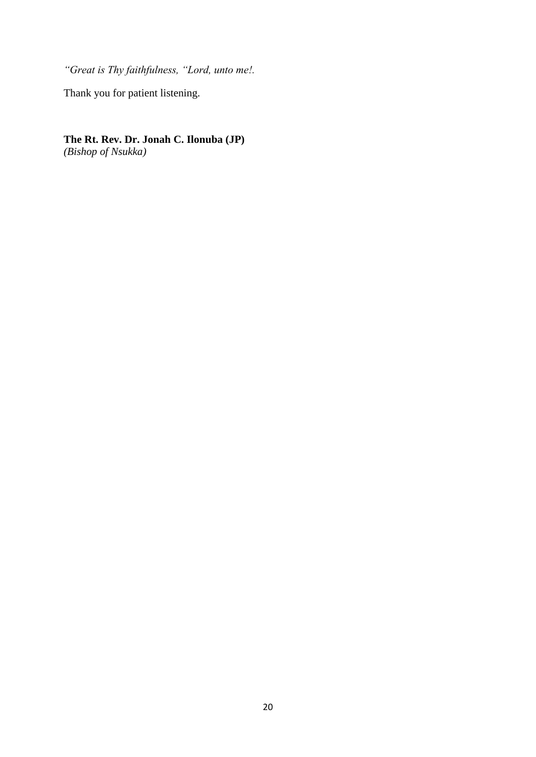*"Great is Thy faithfulness, "Lord, unto me!.*

Thank you for patient listening.

**The Rt. Rev. Dr. Jonah C. Ilonuba (JP)**
*(Bishop of Nsukka)*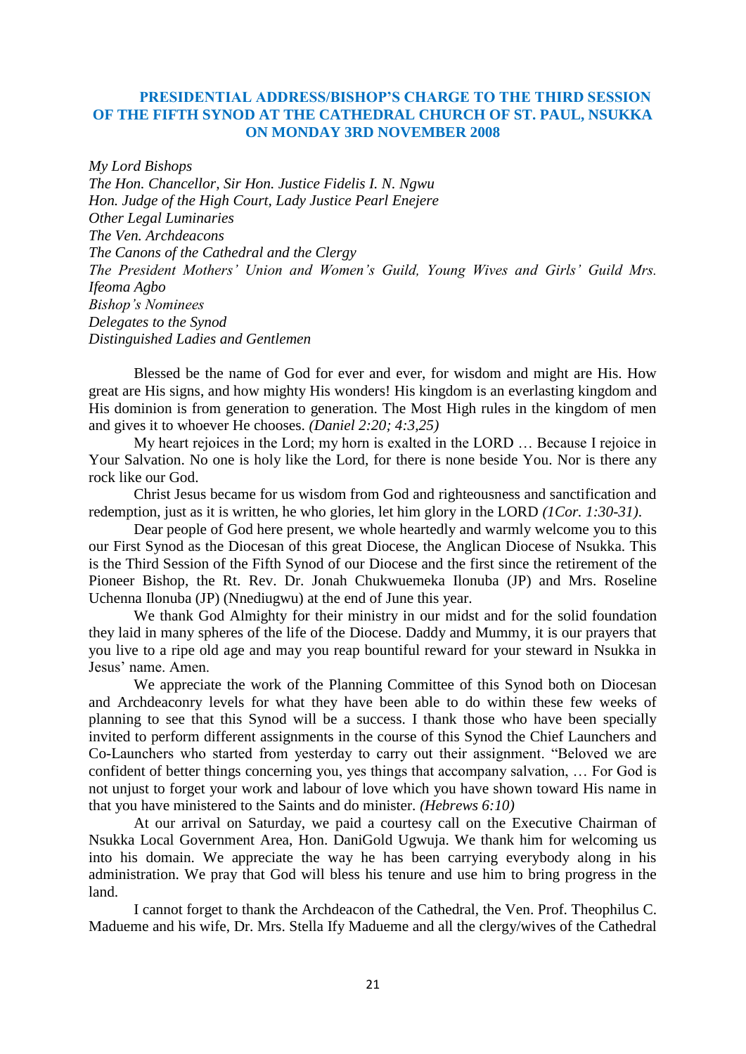## PRESIDENTIAL ADDRESS/BISHOP'S CHARGE TO THE THIRD SESSION OF THE FIFTH SYNOD AT THE CATHEDRAL CHURCH OF ST. PAUL, NSUKKA ON MONDAY 3RD NOVEMBER 2008

*My Lord Bishops*
*The Hon. Chancellor, Sir Hon. Justice Fidelis I. N. Ngwu*
*Hon. Judge of the High Court, Lady Justice Pearl Enejere*
*Other Legal Luminaries*
*The Ven. Archdeacons*
*The Canons of the Cathedral and the Clergy*
*The President Mothers' Union and Women's Guild, Young Wives and Girls' Guild Mrs. Ifeoma Agbo*
*Bishop's Nominees*
*Delegates to the Synod*
*Distinguished Ladies and Gentlemen*

Blessed be the name of God for ever and ever, for wisdom and might are His. How great are His signs, and how mighty His wonders! His kingdom is an everlasting kingdom and His dominion is from generation to generation. The Most High rules in the kingdom of men and gives it to whoever He chooses. *(Daniel 2:20; 4:3,25)*

My heart rejoices in the Lord; my horn is exalted in the LORD … Because I rejoice in Your Salvation. No one is holy like the Lord, for there is none beside You. Nor is there any rock like our God.

Christ Jesus became for us wisdom from God and righteousness and sanctification and redemption, just as it is written, he who glories, let him glory in the LORD *(1Cor. 1:30-31).*

Dear people of God here present, we whole heartedly and warmly welcome you to this our First Synod as the Diocesan of this great Diocese, the Anglican Diocese of Nsukka. This is the Third Session of the Fifth Synod of our Diocese and the first since the retirement of the Pioneer Bishop, the Rt. Rev. Dr. Jonah Chukwuemeka Ilonuba (JP) and Mrs. Roseline Uchenna Ilonuba (JP) (Nnediugwu) at the end of June this year.

We thank God Almighty for their ministry in our midst and for the solid foundation they laid in many spheres of the life of the Diocese. Daddy and Mummy, it is our prayers that you live to a ripe old age and may you reap bountiful reward for your steward in Nsukka in Jesus' name. Amen.

We appreciate the work of the Planning Committee of this Synod both on Diocesan and Archdeaconry levels for what they have been able to do within these few weeks of planning to see that this Synod will be a success. I thank those who have been specially invited to perform different assignments in the course of this Synod the Chief Launchers and Co-Launchers who started from yesterday to carry out their assignment. "Beloved we are confident of better things concerning you, yes things that accompany salvation, … For God is not unjust to forget your work and labour of love which you have shown toward His name in that you have ministered to the Saints and do minister. *(Hebrews 6:10)*

At our arrival on Saturday, we paid a courtesy call on the Executive Chairman of Nsukka Local Government Area, Hon. DaniGold Ugwuja. We thank him for welcoming us into his domain. We appreciate the way he has been carrying everybody along in his administration. We pray that God will bless his tenure and use him to bring progress in the land.

I cannot forget to thank the Archdeacon of the Cathedral, the Ven. Prof. Theophilus C. Madueme and his wife, Dr. Mrs. Stella Ify Madueme and all the clergy/wives of the Cathedral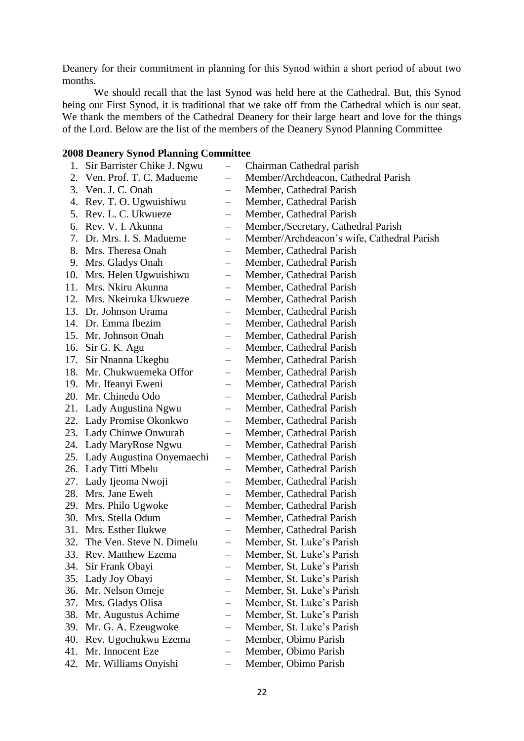Deanery for their commitment in planning for this Synod within a short period of about two months.

We should recall that the last Synod was held here at the Cathedral. But, this Synod being our First Synod, it is traditional that we take off from the Cathedral which is our seat. We thank the members of the Cathedral Deanery for their large heart and love for the things of the Lord. Below are the list of the members of the Deanery Synod Planning Committee

**2008 Deanery Synod Planning Committee**

1. Sir Barrister Chike J. Ngwu – Chairman Cathedral parish
2. Ven. Prof. T. C. Madueme – Member/Archdeacon, Cathedral Parish
3. Ven. J. C. Onah – Member, Cathedral Parish
4. Rev. T. O. Ugwuishiwu – Member, Cathedral Parish
5. Rev. L. C. Ukwueze – Member, Cathedral Parish
6. Rev. V. I. Akunna – Member,/Secretary, Cathedral Parish
7. Dr. Mrs. I. S. Madueme – Member/Archdeacon's wife, Cathedral Parish
8. Mrs. Theresa Onah – Member, Cathedral Parish
9. Mrs. Gladys Onah – Member, Cathedral Parish
10. Mrs. Helen Ugwuishiwu – Member, Cathedral Parish
11. Mrs. Nkiru Akunna – Member, Cathedral Parish
12. Mrs. Nkeiruka Ukwueze – Member, Cathedral Parish
13. Dr. Johnson Urama – Member, Cathedral Parish
14. Dr. Emma Ibezim – Member, Cathedral Parish
15. Mr. Johnson Onah – Member, Cathedral Parish
16. Sir G. K. Agu – Member, Cathedral Parish
17. Sir Nnanna Ukegbu – Member, Cathedral Parish
18. Mr. Chukwuemeka Offor – Member, Cathedral Parish
19. Mr. Ifeanyi Eweni – Member, Cathedral Parish
20. Mr. Chinedu Odo – Member, Cathedral Parish
21. Lady Augustina Ngwu – Member, Cathedral Parish
22. Lady Promise Okonkwo – Member, Cathedral Parish
23. Lady Chinwe Onwurah – Member, Cathedral Parish
24. Lady MaryRose Ngwu – Member, Cathedral Parish
25. Lady Augustina Onyemaechi – Member, Cathedral Parish
26. Lady Titti Mbelu – Member, Cathedral Parish
27. Lady Ijeoma Nwoji – Member, Cathedral Parish
28. Mrs. Jane Eweh – Member, Cathedral Parish
29. Mrs. Philo Ugwoke – Member, Cathedral Parish
30. Mrs. Stella Odum – Member, Cathedral Parish
31. Mrs. Esther Ilukwe – Member, Cathedral Parish
32. The Ven. Steve N. Dimelu – Member, St. Luke's Parish
33. Rev. Matthew Ezema – Member, St. Luke's Parish
34. Sir Frank Obayi – Member, St. Luke's Parish
35. Lady Joy Obayi – Member, St. Luke's Parish
36. Mr. Nelson Omeje – Member, St. Luke's Parish
37. Mrs. Gladys Olisa – Member, St. Luke's Parish
38. Mr. Augustus Achime – Member, St. Luke's Parish
39. Mr. G. A. Ezeugwoke – Member, St. Luke's Parish
40. Rev. Ugochukwu Ezema – Member, Obimo Parish
41. Mr. Innocent Eze – Member, Obimo Parish
42. Mr. Williams Onyishi – Member, Obimo Parish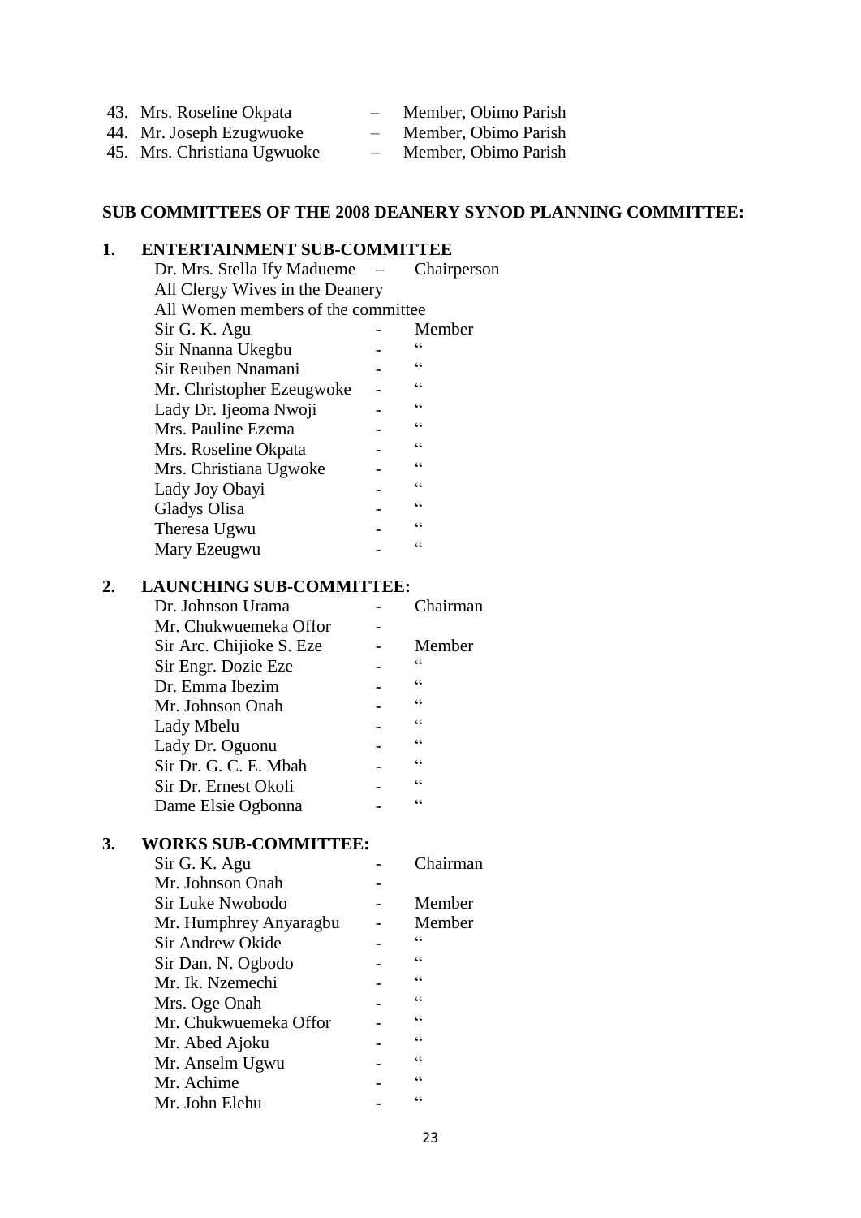43. Mrs. Roseline Okpata – Member, Obimo Parish
44. Mr. Joseph Ezugwuoke – Member, Obimo Parish
45. Mrs. Christiana Ugwuoke – Member, Obimo Parish

**SUB COMMITTEES OF THE 2008 DEANERY SYNOD PLANNING COMMITTEE:**

**1. ENTERTAINMENT SUB-COMMITTEE**

Dr. Mrs. Stella Ify Madueme – Chairperson
All Clergy Wives in the Deanery
All Women members of the committee

| | | |
|---|---|---|
| Sir G. K. Agu | - | Member |
| Sir Nnanna Ukegbu | - | “ |
| Sir Reuben Nnamani | - | “ |
| Mr. Christopher Ezeugwoke | - | “ |
| Lady Dr. Ijeoma Nwoji | - | “ |
| Mrs. Pauline Ezema | - | “ |
| Mrs. Roseline Okpata | - | “ |
| Mrs. Christiana Ugwoke | - | “ |
| Lady Joy Obayi | - | “ |
| Gladys Olisa | - | “ |
| Theresa Ugwu | - | “ |
| Mary Ezeugwu | - | “ |

**2. LAUNCHING SUB-COMMITTEE:**

| | | |
|---|---|---|
| Dr. Johnson Urama | - | Chairman |
| Mr. Chukwuemeka Offor | - | |
| Sir Arc. Chijioke S. Eze | - | Member |
| Sir Engr. Dozie Eze | - | “ |
| Dr. Emma Ibezim | - | “ |
| Mr. Johnson Onah | - | “ |
| Lady Mbelu | - | “ |
| Lady Dr. Oguonu | - | “ |
| Sir Dr. G. C. E. Mbah | - | “ |
| Sir Dr. Ernest Okoli | - | “ |
| Dame Elsie Ogbonna | - | “ |

**3. WORKS SUB-COMMITTEE:**

| | | |
|---|---|---|
| Sir G. K. Agu | - | Chairman |
| Mr. Johnson Onah | - | |
| Sir Luke Nwobodo | - | Member |
| Mr. Humphrey Anyaragbu | - | Member |
| Sir Andrew Okide | - | “ |
| Sir Dan. N. Ogbodo | - | “ |
| Mr. Ik. Nzemechi | - | “ |
| Mrs. Oge Onah | - | “ |
| Mr. Chukwuemeka Offor | - | “ |
| Mr. Abed Ajoku | - | “ |
| Mr. Anselm Ugwu | - | “ |
| Mr. Achime | - | “ |
| Mr. John Elehu | - | “ |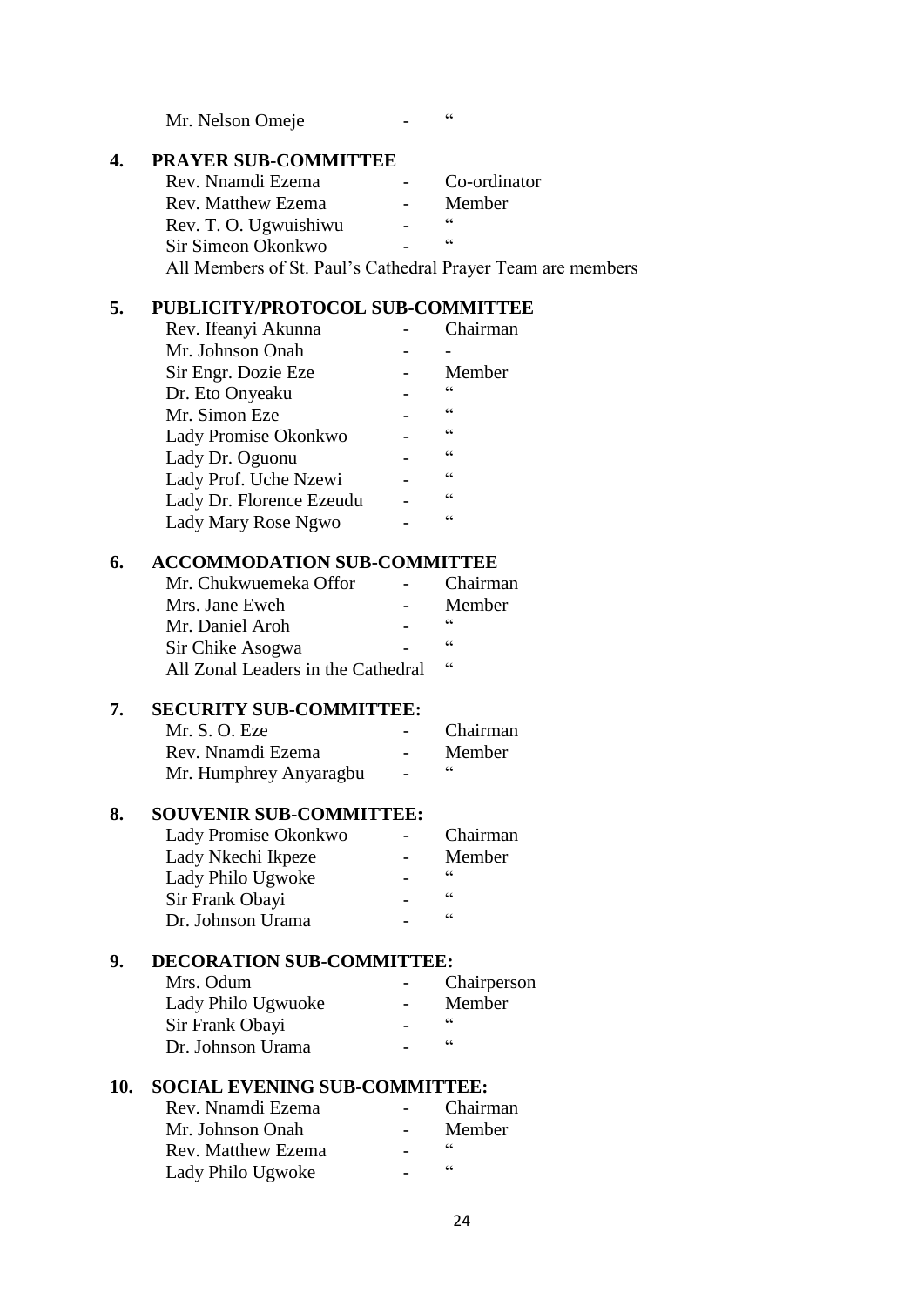Mr. Nelson Omeje - "

**4. PRAYER SUB-COMMITTEE**

| | | |
|---|---|---|
| Rev. Nnamdi Ezema | - | Co-ordinator |
| Rev. Matthew Ezema | - | Member |
| Rev. T. O. Ugwuishiwu | - | " |
| Sir Simeon Okonkwo | - | " |

All Members of St. Paul's Cathedral Prayer Team are members

**5. PUBLICITY/PROTOCOL SUB-COMMITTEE**

| | | |
|---|---|---|
| Rev. Ifeanyi Akunna | - | Chairman |
| Mr. Johnson Onah | - | - |
| Sir Engr. Dozie Eze | - | Member |
| Dr. Eto Onyeaku | - | " |
| Mr. Simon Eze | - | " |
| Lady Promise Okonkwo | - | " |
| Lady Dr. Oguonu | - | " |
| Lady Prof. Uche Nzewi | - | " |
| Lady Dr. Florence Ezeudu | - | " |
| Lady Mary Rose Ngwo | - | " |

**6. ACCOMMODATION SUB-COMMITTEE**

| | | |
|---|---|---|
| Mr. Chukwuemeka Offor | - | Chairman |
| Mrs. Jane Eweh | - | Member |
| Mr. Daniel Aroh | - | " |
| Sir Chike Asogwa | - | " |
| All Zonal Leaders in the Cathedral | | " |

**7. SECURITY SUB-COMMITTEE:**

| | | |
|---|---|---|
| Mr. S. O. Eze | - | Chairman |
| Rev. Nnamdi Ezema | - | Member |
| Mr. Humphrey Anyaragbu | - | " |

**8. SOUVENIR SUB-COMMITTEE:**

| | | |
|---|---|---|
| Lady Promise Okonkwo | - | Chairman |
| Lady Nkechi Ikpeze | - | Member |
| Lady Philo Ugwoke | - | " |
| Sir Frank Obayi | - | " |
| Dr. Johnson Urama | - | " |

**9. DECORATION SUB-COMMITTEE:**

| | | |
|---|---|---|
| Mrs. Odum | - | Chairperson |
| Lady Philo Ugwuoke | - | Member |
| Sir Frank Obayi | - | " |
| Dr. Johnson Urama | - | " |

**10. SOCIAL EVENING SUB-COMMITTEE:**

| | | |
|---|---|---|
| Rev. Nnamdi Ezema | - | Chairman |
| Mr. Johnson Onah | - | Member |
| Rev. Matthew Ezema | - | " |
| Lady Philo Ugwoke | - | " |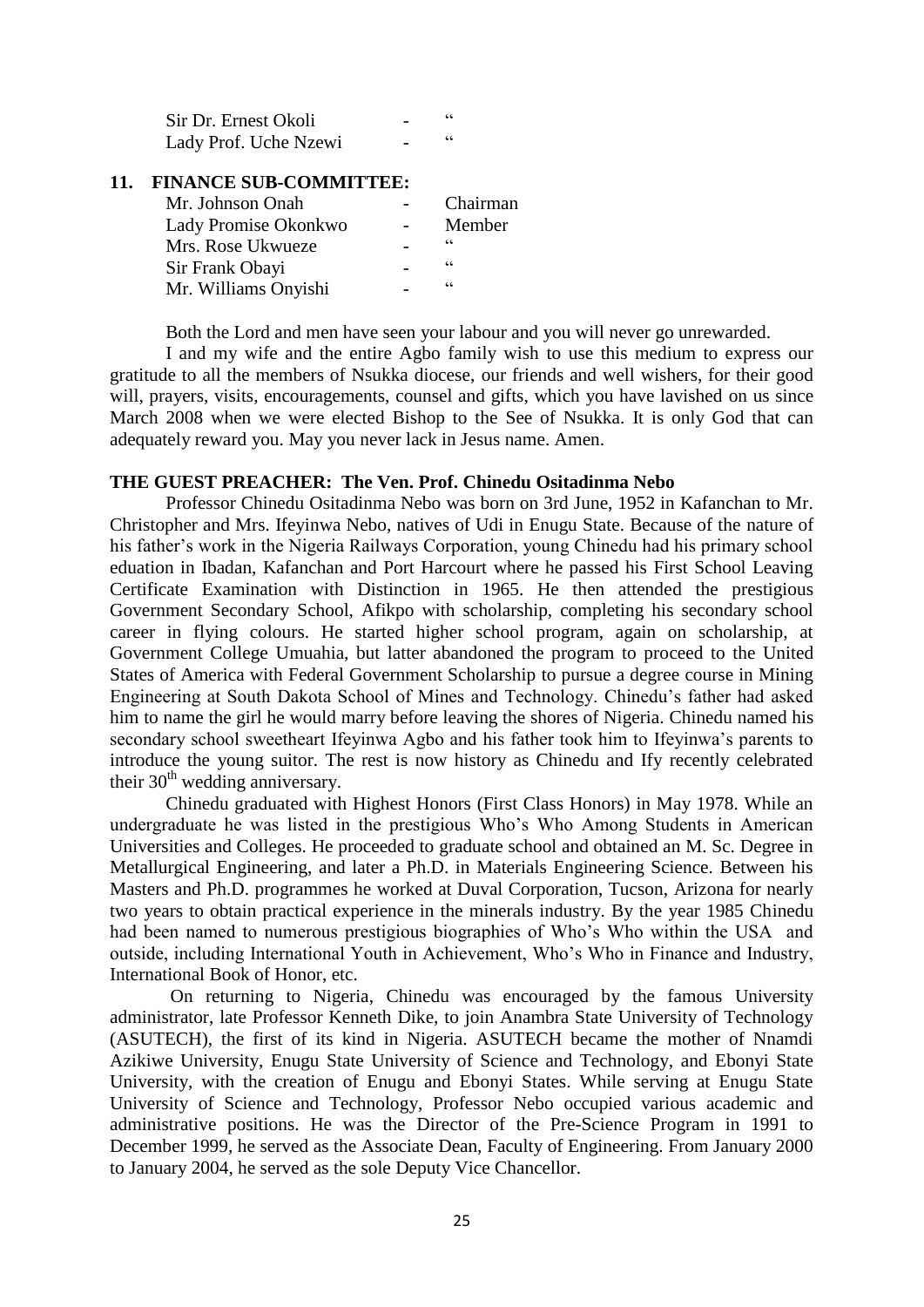| | | |
|---|---|---|
| Sir Dr. Ernest Okoli | - | " |
| Lady Prof. Uche Nzewi | - | " |

**11. FINANCE SUB-COMMITTEE:**

| | | |
|---|---|---|
| Mr. Johnson Onah | - | Chairman |
| Lady Promise Okonkwo | - | Member |
| Mrs. Rose Ukwueze | - | " |
| Sir Frank Obayi | - | " |
| Mr. Williams Onyishi | - | " |

Both the Lord and men have seen your labour and you will never go unrewarded.

I and my wife and the entire Agbo family wish to use this medium to express our gratitude to all the members of Nsukka diocese, our friends and well wishers, for their good will, prayers, visits, encouragements, counsel and gifts, which you have lavished on us since March 2008 when we were elected Bishop to the See of Nsukka. It is only God that can adequately reward you. May you never lack in Jesus name. Amen.

**THE GUEST PREACHER: The Ven. Prof. Chinedu Ositadinma Nebo**

Professor Chinedu Ositadinma Nebo was born on 3rd June, 1952 in Kafanchan to Mr. Christopher and Mrs. Ifeyinwa Nebo, natives of Udi in Enugu State. Because of the nature of his father's work in the Nigeria Railways Corporation, young Chinedu had his primary school eduation in Ibadan, Kafanchan and Port Harcourt where he passed his First School Leaving Certificate Examination with Distinction in 1965. He then attended the prestigious Government Secondary School, Afikpo with scholarship, completing his secondary school career in flying colours. He started higher school program, again on scholarship, at Government College Umuahia, but latter abandoned the program to proceed to the United States of America with Federal Government Scholarship to pursue a degree course in Mining Engineering at South Dakota School of Mines and Technology. Chinedu's father had asked him to name the girl he would marry before leaving the shores of Nigeria. Chinedu named his secondary school sweetheart Ifeyinwa Agbo and his father took him to Ifeyinwa's parents to introduce the young suitor. The rest is now history as Chinedu and Ify recently celebrated their 30th wedding anniversary.

Chinedu graduated with Highest Honors (First Class Honors) in May 1978. While an undergraduate he was listed in the prestigious Who's Who Among Students in American Universities and Colleges. He proceeded to graduate school and obtained an M. Sc. Degree in Metallurgical Engineering, and later a Ph.D. in Materials Engineering Science. Between his Masters and Ph.D. programmes he worked at Duval Corporation, Tucson, Arizona for nearly two years to obtain practical experience in the minerals industry. By the year 1985 Chinedu had been named to numerous prestigious biographies of Who's Who within the USA and outside, including International Youth in Achievement, Who's Who in Finance and Industry, International Book of Honor, etc.

On returning to Nigeria, Chinedu was encouraged by the famous University administrator, late Professor Kenneth Dike, to join Anambra State University of Technology (ASUTECH), the first of its kind in Nigeria. ASUTECH became the mother of Nnamdi Azikiwe University, Enugu State University of Science and Technology, and Ebonyi State University, with the creation of Enugu and Ebonyi States. While serving at Enugu State University of Science and Technology, Professor Nebo occupied various academic and administrative positions. He was the Director of the Pre-Science Program in 1991 to December 1999, he served as the Associate Dean, Faculty of Engineering. From January 2000 to January 2004, he served as the sole Deputy Vice Chancellor.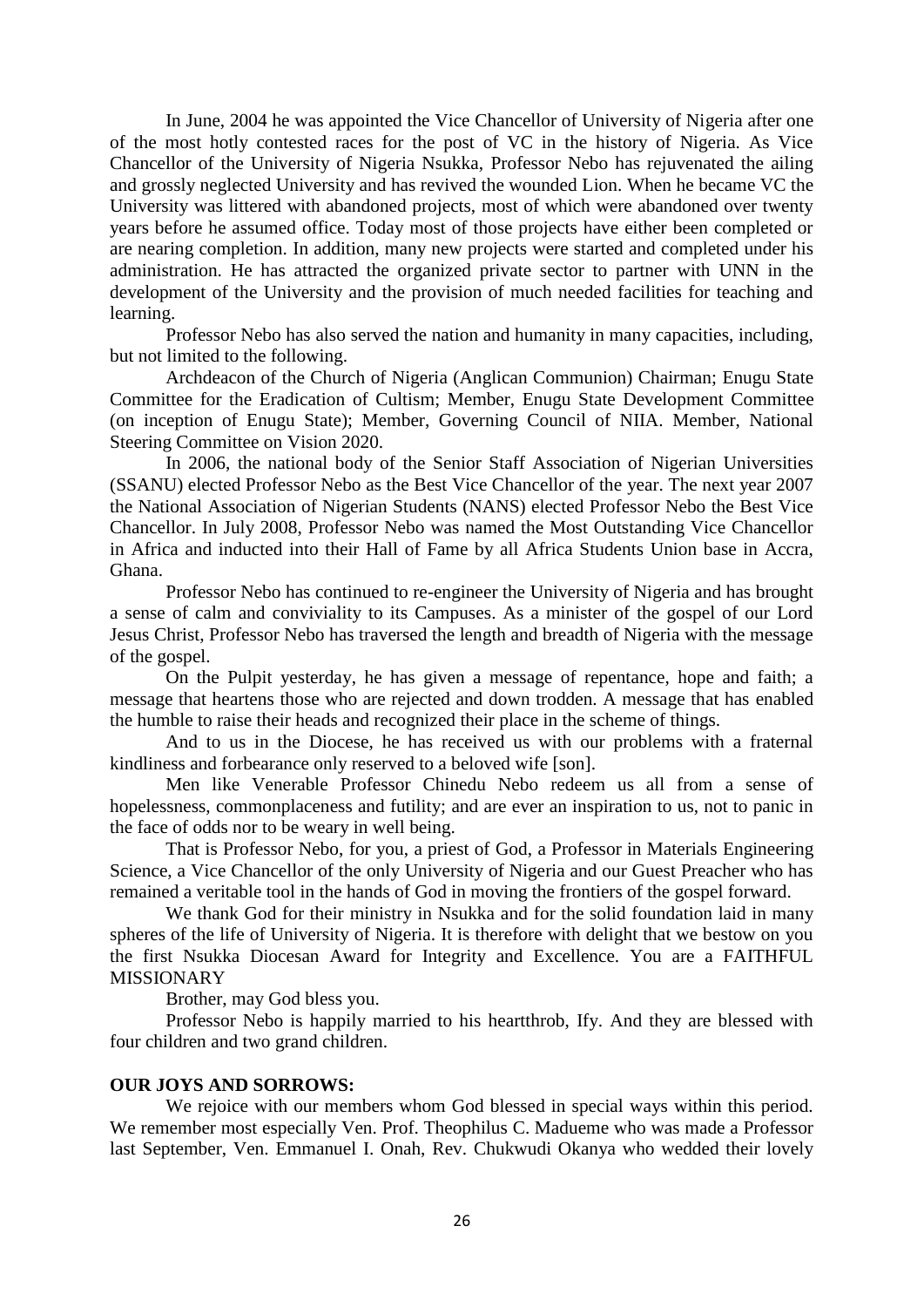In June, 2004 he was appointed the Vice Chancellor of University of Nigeria after one of the most hotly contested races for the post of VC in the history of Nigeria. As Vice Chancellor of the University of Nigeria Nsukka, Professor Nebo has rejuvenated the ailing and grossly neglected University and has revived the wounded Lion. When he became VC the University was littered with abandoned projects, most of which were abandoned over twenty years before he assumed office. Today most of those projects have either been completed or are nearing completion. In addition, many new projects were started and completed under his administration. He has attracted the organized private sector to partner with UNN in the development of the University and the provision of much needed facilities for teaching and learning.

Professor Nebo has also served the nation and humanity in many capacities, including, but not limited to the following.

Archdeacon of the Church of Nigeria (Anglican Communion) Chairman; Enugu State Committee for the Eradication of Cultism; Member, Enugu State Development Committee (on inception of Enugu State); Member, Governing Council of NIIA. Member, National Steering Committee on Vision 2020.

In 2006, the national body of the Senior Staff Association of Nigerian Universities (SSANU) elected Professor Nebo as the Best Vice Chancellor of the year. The next year 2007 the National Association of Nigerian Students (NANS) elected Professor Nebo the Best Vice Chancellor. In July 2008, Professor Nebo was named the Most Outstanding Vice Chancellor in Africa and inducted into their Hall of Fame by all Africa Students Union base in Accra, Ghana.

Professor Nebo has continued to re-engineer the University of Nigeria and has brought a sense of calm and conviviality to its Campuses. As a minister of the gospel of our Lord Jesus Christ, Professor Nebo has traversed the length and breadth of Nigeria with the message of the gospel.

On the Pulpit yesterday, he has given a message of repentance, hope and faith; a message that heartens those who are rejected and down trodden. A message that has enabled the humble to raise their heads and recognized their place in the scheme of things.

And to us in the Diocese, he has received us with our problems with a fraternal kindliness and forbearance only reserved to a beloved wife [son].

Men like Venerable Professor Chinedu Nebo redeem us all from a sense of hopelessness, commonplaceness and futility; and are ever an inspiration to us, not to panic in the face of odds nor to be weary in well being.

That is Professor Nebo, for you, a priest of God, a Professor in Materials Engineering Science, a Vice Chancellor of the only University of Nigeria and our Guest Preacher who has remained a veritable tool in the hands of God in moving the frontiers of the gospel forward.

We thank God for their ministry in Nsukka and for the solid foundation laid in many spheres of the life of University of Nigeria. It is therefore with delight that we bestow on you the first Nsukka Diocesan Award for Integrity and Excellence. You are a FAITHFUL MISSIONARY

Brother, may God bless you.

Professor Nebo is happily married to his heartthrob, Ify. And they are blessed with four children and two grand children.

**OUR JOYS AND SORROWS:**

We rejoice with our members whom God blessed in special ways within this period. We remember most especially Ven. Prof. Theophilus C. Madueme who was made a Professor last September, Ven. Emmanuel I. Onah, Rev. Chukwudi Okanya who wedded their lovely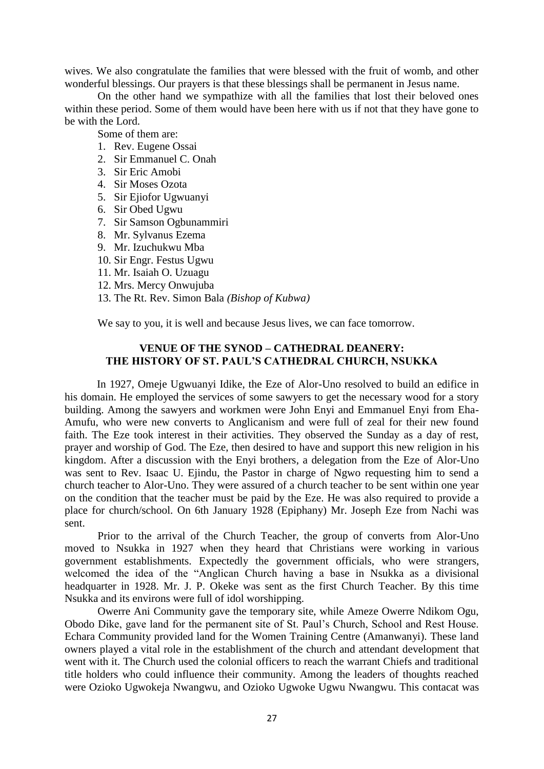wives. We also congratulate the families that were blessed with the fruit of womb, and other wonderful blessings. Our prayers is that these blessings shall be permanent in Jesus name.

On the other hand we sympathize with all the families that lost their beloved ones within these period. Some of them would have been here with us if not that they have gone to be with the Lord.

Some of them are:

1. Rev. Eugene Ossai
2. Sir Emmanuel C. Onah
3. Sir Eric Amobi
4. Sir Moses Ozota
5. Sir Ejiofor Ugwuanyi
6. Sir Obed Ugwu
7. Sir Samson Ogbunammiri
8. Mr. Sylvanus Ezema
9. Mr. Izuchukwu Mba
10. Sir Engr. Festus Ugwu
11. Mr. Isaiah O. Uzuagu
12. Mrs. Mercy Onwujuba
13. The Rt. Rev. Simon Bala *(Bishop of Kubwa)*

We say to you, it is well and because Jesus lives, we can face tomorrow.

## VENUE OF THE SYNOD – CATHEDRAL DEANERY: THE HISTORY OF ST. PAUL'S CATHEDRAL CHURCH, NSUKKA

In 1927, Omeje Ugwuanyi Idike, the Eze of Alor-Uno resolved to build an edifice in his domain. He employed the services of some sawyers to get the necessary wood for a story building. Among the sawyers and workmen were John Enyi and Emmanuel Enyi from Eha-Amufu, who were new converts to Anglicanism and were full of zeal for their new found faith. The Eze took interest in their activities. They observed the Sunday as a day of rest, prayer and worship of God. The Eze, then desired to have and support this new religion in his kingdom. After a discussion with the Enyi brothers, a delegation from the Eze of Alor-Uno was sent to Rev. Isaac U. Ejindu, the Pastor in charge of Ngwo requesting him to send a church teacher to Alor-Uno. They were assured of a church teacher to be sent within one year on the condition that the teacher must be paid by the Eze. He was also required to provide a place for church/school. On 6th January 1928 (Epiphany) Mr. Joseph Eze from Nachi was sent.

Prior to the arrival of the Church Teacher, the group of converts from Alor-Uno moved to Nsukka in 1927 when they heard that Christians were working in various government establishments. Expectedly the government officials, who were strangers, welcomed the idea of the "Anglican Church having a base in Nsukka as a divisional headquarter in 1928. Mr. J. P. Okeke was sent as the first Church Teacher. By this time Nsukka and its environs were full of idol worshipping.

Owerre Ani Community gave the temporary site, while Ameze Owerre Ndikom Ogu, Obodo Dike, gave land for the permanent site of St. Paul's Church, School and Rest House. Echara Community provided land for the Women Training Centre (Amanwanyi). These land owners played a vital role in the establishment of the church and attendant development that went with it. The Church used the colonial officers to reach the warrant Chiefs and traditional title holders who could influence their community. Among the leaders of thoughts reached were Ozioko Ugwokeja Nwangwu, and Ozioko Ugwoke Ugwu Nwangwu. This contacat was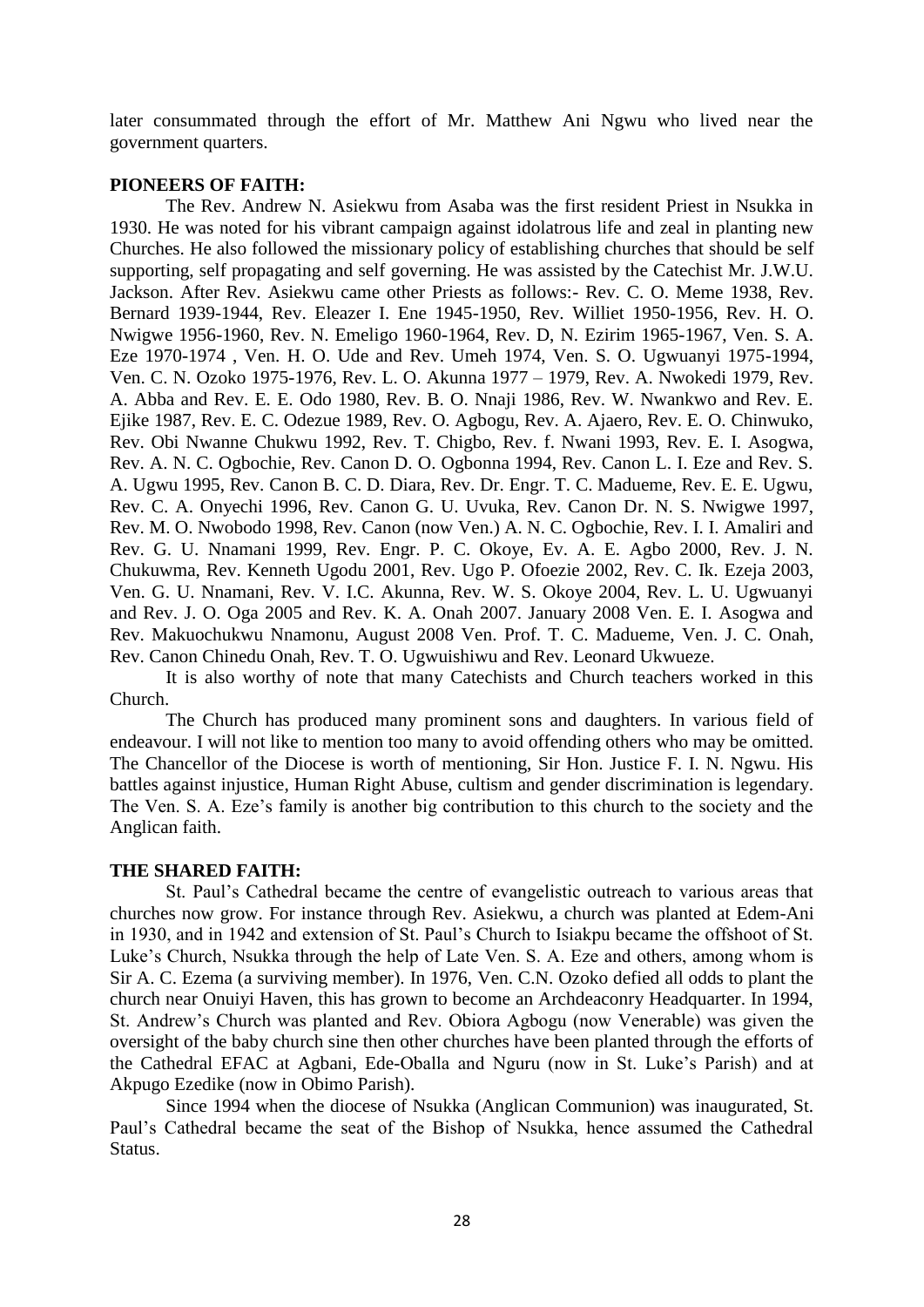later consummated through the effort of Mr. Matthew Ani Ngwu who lived near the government quarters.

**PIONEERS OF FAITH:**

The Rev. Andrew N. Asiekwu from Asaba was the first resident Priest in Nsukka in 1930. He was noted for his vibrant campaign against idolatrous life and zeal in planting new Churches. He also followed the missionary policy of establishing churches that should be self supporting, self propagating and self governing. He was assisted by the Catechist Mr. J.W.U. Jackson. After Rev. Asiekwu came other Priests as follows:- Rev. C. O. Meme 1938, Rev. Bernard 1939-1944, Rev. Eleazer I. Ene 1945-1950, Rev. Williet 1950-1956, Rev. H. O. Nwigwe 1956-1960, Rev. N. Emeligo 1960-1964, Rev. D, N. Ezirim 1965-1967, Ven. S. A. Eze 1970-1974 , Ven. H. O. Ude and Rev. Umeh 1974, Ven. S. O. Ugwuanyi 1975-1994, Ven. C. N. Ozoko 1975-1976, Rev. L. O. Akunna 1977 – 1979, Rev. A. Nwokedi 1979, Rev. A. Abba and Rev. E. E. Odo 1980, Rev. B. O. Nnaji 1986, Rev. W. Nwankwo and Rev. E. Ejike 1987, Rev. E. C. Odezue 1989, Rev. O. Agbogu, Rev. A. Ajaero, Rev. E. O. Chinwuko, Rev. Obi Nwanne Chukwu 1992, Rev. T. Chigbo, Rev. f. Nwani 1993, Rev. E. I. Asogwa, Rev. A. N. C. Ogbochie, Rev. Canon D. O. Ogbonna 1994, Rev. Canon L. I. Eze and Rev. S. A. Ugwu 1995, Rev. Canon B. C. D. Diara, Rev. Dr. Engr. T. C. Madueme, Rev. E. E. Ugwu, Rev. C. A. Onyechi 1996, Rev. Canon G. U. Uvuka, Rev. Canon Dr. N. S. Nwigwe 1997, Rev. M. O. Nwobodo 1998, Rev. Canon (now Ven.) A. N. C. Ogbochie, Rev. I. I. Amaliri and Rev. G. U. Nnamani 1999, Rev. Engr. P. C. Okoye, Ev. A. E. Agbo 2000, Rev. J. N. Chukuwma, Rev. Kenneth Ugodu 2001, Rev. Ugo P. Ofoezie 2002, Rev. C. Ik. Ezeja 2003, Ven. G. U. Nnamani, Rev. V. I.C. Akunna, Rev. W. S. Okoye 2004, Rev. L. U. Ugwuanyi and Rev. J. O. Oga 2005 and Rev. K. A. Onah 2007. January 2008 Ven. E. I. Asogwa and Rev. Makuochukwu Nnamonu, August 2008 Ven. Prof. T. C. Madueme, Ven. J. C. Onah, Rev. Canon Chinedu Onah, Rev. T. O. Ugwuishiwu and Rev. Leonard Ukwueze.

It is also worthy of note that many Catechists and Church teachers worked in this Church.

The Church has produced many prominent sons and daughters. In various field of endeavour. I will not like to mention too many to avoid offending others who may be omitted. The Chancellor of the Diocese is worth of mentioning, Sir Hon. Justice F. I. N. Ngwu. His battles against injustice, Human Right Abuse, cultism and gender discrimination is legendary. The Ven. S. A. Eze's family is another big contribution to this church to the society and the Anglican faith.

**THE SHARED FAITH:**

St. Paul's Cathedral became the centre of evangelistic outreach to various areas that churches now grow. For instance through Rev. Asiekwu, a church was planted at Edem-Ani in 1930, and in 1942 and extension of St. Paul's Church to Isiakpu became the offshoot of St. Luke's Church, Nsukka through the help of Late Ven. S. A. Eze and others, among whom is Sir A. C. Ezema (a surviving member). In 1976, Ven. C.N. Ozoko defied all odds to plant the church near Onuiyi Haven, this has grown to become an Archdeaconry Headquarter. In 1994, St. Andrew's Church was planted and Rev. Obiora Agbogu (now Venerable) was given the oversight of the baby church sine then other churches have been planted through the efforts of the Cathedral EFAC at Agbani, Ede-Oballa and Nguru (now in St. Luke's Parish) and at Akpugo Ezedike (now in Obimo Parish).

Since 1994 when the diocese of Nsukka (Anglican Communion) was inaugurated, St. Paul's Cathedral became the seat of the Bishop of Nsukka, hence assumed the Cathedral Status.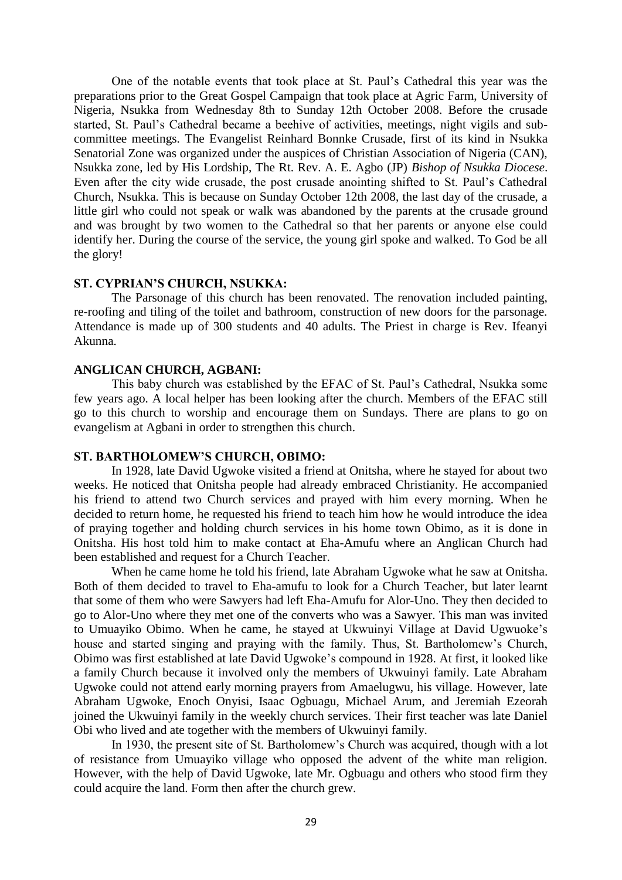One of the notable events that took place at St. Paul's Cathedral this year was the preparations prior to the Great Gospel Campaign that took place at Agric Farm, University of Nigeria, Nsukka from Wednesday 8th to Sunday 12th October 2008. Before the crusade started, St. Paul's Cathedral became a beehive of activities, meetings, night vigils and sub-committee meetings. The Evangelist Reinhard Bonnke Crusade, first of its kind in Nsukka Senatorial Zone was organized under the auspices of Christian Association of Nigeria (CAN), Nsukka zone, led by His Lordship, The Rt. Rev. A. E. Agbo (JP) *Bishop of Nsukka Diocese*. Even after the city wide crusade, the post crusade anointing shifted to St. Paul's Cathedral Church, Nsukka. This is because on Sunday October 12th 2008, the last day of the crusade, a little girl who could not speak or walk was abandoned by the parents at the crusade ground and was brought by two women to the Cathedral so that her parents or anyone else could identify her. During the course of the service, the young girl spoke and walked. To God be all the glory!

**ST. CYPRIAN'S CHURCH, NSUKKA:**

The Parsonage of this church has been renovated. The renovation included painting, re-roofing and tiling of the toilet and bathroom, construction of new doors for the parsonage. Attendance is made up of 300 students and 40 adults. The Priest in charge is Rev. Ifeanyi Akunna.

**ANGLICAN CHURCH, AGBANI:**

This baby church was established by the EFAC of St. Paul's Cathedral, Nsukka some few years ago. A local helper has been looking after the church. Members of the EFAC still go to this church to worship and encourage them on Sundays. There are plans to go on evangelism at Agbani in order to strengthen this church.

**ST. BARTHOLOMEW'S CHURCH, OBIMO:**

In 1928, late David Ugwoke visited a friend at Onitsha, where he stayed for about two weeks. He noticed that Onitsha people had already embraced Christianity. He accompanied his friend to attend two Church services and prayed with him every morning. When he decided to return home, he requested his friend to teach him how he would introduce the idea of praying together and holding church services in his home town Obimo, as it is done in Onitsha. His host told him to make contact at Eha-Amufu where an Anglican Church had been established and request for a Church Teacher.

When he came home he told his friend, late Abraham Ugwoke what he saw at Onitsha. Both of them decided to travel to Eha-amufu to look for a Church Teacher, but later learnt that some of them who were Sawyers had left Eha-Amufu for Alor-Uno. They then decided to go to Alor-Uno where they met one of the converts who was a Sawyer. This man was invited to Umuayiko Obimo. When he came, he stayed at Ukwuinyi Village at David Ugwuoke's house and started singing and praying with the family. Thus, St. Bartholomew's Church, Obimo was first established at late David Ugwoke's compound in 1928. At first, it looked like a family Church because it involved only the members of Ukwuinyi family. Late Abraham Ugwoke could not attend early morning prayers from Amaelugwu, his village. However, late Abraham Ugwoke, Enoch Onyisi, Isaac Ogbuagu, Michael Arum, and Jeremiah Ezeorah joined the Ukwuinyi family in the weekly church services. Their first teacher was late Daniel Obi who lived and ate together with the members of Ukwuinyi family.

In 1930, the present site of St. Bartholomew's Church was acquired, though with a lot of resistance from Umuayiko village who opposed the advent of the white man religion. However, with the help of David Ugwoke, late Mr. Ogbuagu and others who stood firm they could acquire the land. Form then after the church grew.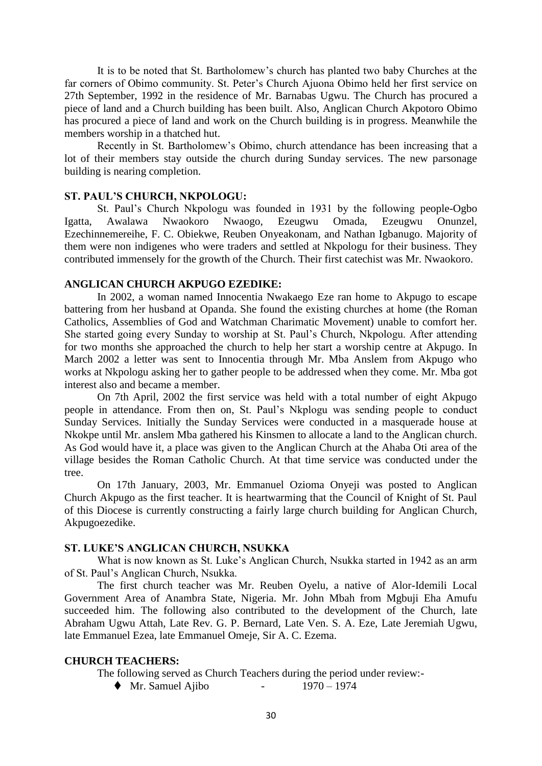It is to be noted that St. Bartholomew's church has planted two baby Churches at the far corners of Obimo community. St. Peter's Church Ajuona Obimo held her first service on 27th September, 1992 in the residence of Mr. Barnabas Ugwu. The Church has procured a piece of land and a Church building has been built. Also, Anglican Church Akpotoro Obimo has procured a piece of land and work on the Church building is in progress. Meanwhile the members worship in a thatched hut.

Recently in St. Bartholomew's Obimo, church attendance has been increasing that a lot of their members stay outside the church during Sunday services. The new parsonage building is nearing completion.

**ST. PAUL'S CHURCH, NKPOLOGU:**

St. Paul's Church Nkpologu was founded in 1931 by the following people-Ogbo Igatta, Awalawa Nwaokoro Nwaogo, Ezeugwu Omada, Ezeugwu Onunzel, Ezechinnemereihe, F. C. Obiekwe, Reuben Onyeakonam, and Nathan Igbanugo. Majority of them were non indigenes who were traders and settled at Nkpologu for their business. They contributed immensely for the growth of the Church. Their first catechist was Mr. Nwaokoro.

**ANGLICAN CHURCH AKPUGO EZEDIKE:**

In 2002, a woman named Innocentia Nwakaego Eze ran home to Akpugo to escape battering from her husband at Opanda. She found the existing churches at home (the Roman Catholics, Assemblies of God and Watchman Charimatic Movement) unable to comfort her. She started going every Sunday to worship at St. Paul's Church, Nkpologu. After attending for two months she approached the church to help her start a worship centre at Akpugo. In March 2002 a letter was sent to Innocentia through Mr. Mba Anslem from Akpugo who works at Nkpologu asking her to gather people to be addressed when they come. Mr. Mba got interest also and became a member.

On 7th April, 2002 the first service was held with a total number of eight Akpugo people in attendance. From then on, St. Paul's Nkplogu was sending people to conduct Sunday Services. Initially the Sunday Services were conducted in a masquerade house at Nkokpe until Mr. anslem Mba gathered his Kinsmen to allocate a land to the Anglican church. As God would have it, a place was given to the Anglican Church at the Ahaba Oti area of the village besides the Roman Catholic Church. At that time service was conducted under the tree.

On 17th January, 2003, Mr. Emmanuel Ozioma Onyeji was posted to Anglican Church Akpugo as the first teacher. It is heartwarming that the Council of Knight of St. Paul of this Diocese is currently constructing a fairly large church building for Anglican Church, Akpugoezedike.

**ST. LUKE'S ANGLICAN CHURCH, NSUKKA**

What is now known as St. Luke's Anglican Church, Nsukka started in 1942 as an arm of St. Paul's Anglican Church, Nsukka.

The first church teacher was Mr. Reuben Oyelu, a native of Alor-Idemili Local Government Area of Anambra State, Nigeria. Mr. John Mbah from Mgbuji Eha Amufu succeeded him. The following also contributed to the development of the Church, late Abraham Ugwu Attah, Late Rev. G. P. Bernard, Late Ven. S. A. Eze, Late Jeremiah Ugwu, late Emmanuel Ezea, late Emmanuel Omeje, Sir A. C. Ezema.

**CHURCH TEACHERS:**

The following served as Church Teachers during the period under review:-

- Mr. Samuel Ajibo - 1970 – 1974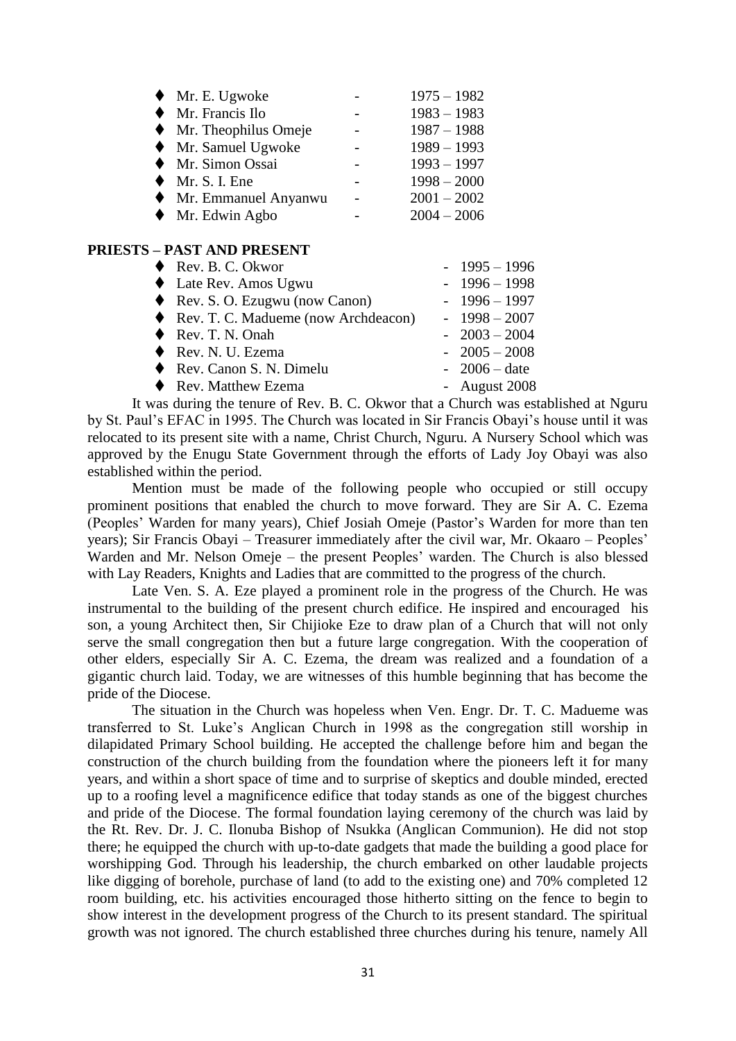- Mr. E. Ugwoke - 1975 – 1982
- Mr. Francis Ilo - 1983 – 1983
- Mr. Theophilus Omeje - 1987 – 1988
- Mr. Samuel Ugwoke - 1989 – 1993
- Mr. Simon Ossai - 1993 – 1997
- Mr. S. I. Ene - 1998 – 2000
- Mr. Emmanuel Anyanwu - 2001 – 2002
- Mr. Edwin Agbo - 2004 – 2006

**PRIESTS – PAST AND PRESENT**

- Rev. B. C. Okwor - 1995 – 1996
- Late Rev. Amos Ugwu - 1996 – 1998
- Rev. S. O. Ezugwu (now Canon) - 1996 – 1997
- Rev. T. C. Madueme (now Archdeacon) - 1998 – 2007
- Rev. T. N. Onah - 2003 – 2004
- Rev. N. U. Ezema - 2005 – 2008
- Rev. Canon S. N. Dimelu - 2006 – date
- Rev. Matthew Ezema - August 2008

It was during the tenure of Rev. B. C. Okwor that a Church was established at Nguru by St. Paul's EFAC in 1995. The Church was located in Sir Francis Obayi's house until it was relocated to its present site with a name, Christ Church, Nguru. A Nursery School which was approved by the Enugu State Government through the efforts of Lady Joy Obayi was also established within the period.

Mention must be made of the following people who occupied or still occupy prominent positions that enabled the church to move forward. They are Sir A. C. Ezema (Peoples' Warden for many years), Chief Josiah Omeje (Pastor's Warden for more than ten years); Sir Francis Obayi – Treasurer immediately after the civil war, Mr. Okaaro – Peoples' Warden and Mr. Nelson Omeje – the present Peoples' warden. The Church is also blessed with Lay Readers, Knights and Ladies that are committed to the progress of the church.

Late Ven. S. A. Eze played a prominent role in the progress of the Church. He was instrumental to the building of the present church edifice. He inspired and encouraged his son, a young Architect then, Sir Chijioke Eze to draw plan of a Church that will not only serve the small congregation then but a future large congregation. With the cooperation of other elders, especially Sir A. C. Ezema, the dream was realized and a foundation of a gigantic church laid. Today, we are witnesses of this humble beginning that has become the pride of the Diocese.

The situation in the Church was hopeless when Ven. Engr. Dr. T. C. Madueme was transferred to St. Luke's Anglican Church in 1998 as the congregation still worship in dilapidated Primary School building. He accepted the challenge before him and began the construction of the church building from the foundation where the pioneers left it for many years, and within a short space of time and to surprise of skeptics and double minded, erected up to a roofing level a magnificence edifice that today stands as one of the biggest churches and pride of the Diocese. The formal foundation laying ceremony of the church was laid by the Rt. Rev. Dr. J. C. Ilonuba Bishop of Nsukka (Anglican Communion). He did not stop there; he equipped the church with up-to-date gadgets that made the building a good place for worshipping God. Through his leadership, the church embarked on other laudable projects like digging of borehole, purchase of land (to add to the existing one) and 70% completed 12 room building, etc. his activities encouraged those hitherto sitting on the fence to begin to show interest in the development progress of the Church to its present standard. The spiritual growth was not ignored. The church established three churches during his tenure, namely All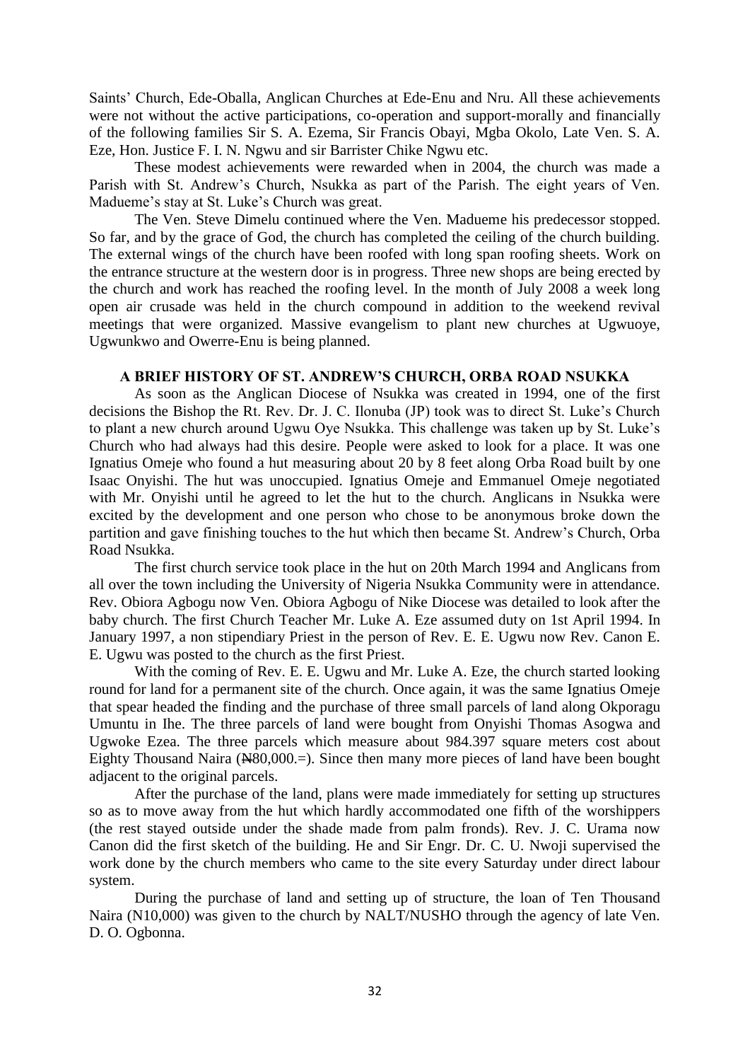Saints' Church, Ede-Oballa, Anglican Churches at Ede-Enu and Nru. All these achievements were not without the active participations, co-operation and support-morally and financially of the following families Sir S. A. Ezema, Sir Francis Obayi, Mgba Okolo, Late Ven. S. A. Eze, Hon. Justice F. I. N. Ngwu and sir Barrister Chike Ngwu etc.

These modest achievements were rewarded when in 2004, the church was made a Parish with St. Andrew's Church, Nsukka as part of the Parish. The eight years of Ven. Madueme's stay at St. Luke's Church was great.

The Ven. Steve Dimelu continued where the Ven. Madueme his predecessor stopped. So far, and by the grace of God, the church has completed the ceiling of the church building. The external wings of the church have been roofed with long span roofing sheets. Work on the entrance structure at the western door is in progress. Three new shops are being erected by the church and work has reached the roofing level. In the month of July 2008 a week long open air crusade was held in the church compound in addition to the weekend revival meetings that were organized. Massive evangelism to plant new churches at Ugwuoye, Ugwunkwo and Owerre-Enu is being planned.

## A BRIEF HISTORY OF ST. ANDREW'S CHURCH, ORBA ROAD NSUKKA

As soon as the Anglican Diocese of Nsukka was created in 1994, one of the first decisions the Bishop the Rt. Rev. Dr. J. C. Ilonuba (JP) took was to direct St. Luke's Church to plant a new church around Ugwu Oye Nsukka. This challenge was taken up by St. Luke's Church who had always had this desire. People were asked to look for a place. It was one Ignatius Omeje who found a hut measuring about 20 by 8 feet along Orba Road built by one Isaac Onyishi. The hut was unoccupied. Ignatius Omeje and Emmanuel Omeje negotiated with Mr. Onyishi until he agreed to let the hut to the church. Anglicans in Nsukka were excited by the development and one person who chose to be anonymous broke down the partition and gave finishing touches to the hut which then became St. Andrew's Church, Orba Road Nsukka.

The first church service took place in the hut on 20th March 1994 and Anglicans from all over the town including the University of Nigeria Nsukka Community were in attendance. Rev. Obiora Agbogu now Ven. Obiora Agbogu of Nike Diocese was detailed to look after the baby church. The first Church Teacher Mr. Luke A. Eze assumed duty on 1st April 1994. In January 1997, a non stipendiary Priest in the person of Rev. E. E. Ugwu now Rev. Canon E. E. Ugwu was posted to the church as the first Priest.

With the coming of Rev. E. E. Ugwu and Mr. Luke A. Eze, the church started looking round for land for a permanent site of the church. Once again, it was the same Ignatius Omeje that spear headed the finding and the purchase of three small parcels of land along Okporagu Umuntu in Ihe. The three parcels of land were bought from Onyishi Thomas Asogwa and Ugwoke Ezea. The three parcels which measure about 984.397 square meters cost about Eighty Thousand Naira (₦80,000.=). Since then many more pieces of land have been bought adjacent to the original parcels.

After the purchase of the land, plans were made immediately for setting up structures so as to move away from the hut which hardly accommodated one fifth of the worshippers (the rest stayed outside under the shade made from palm fronds). Rev. J. C. Urama now Canon did the first sketch of the building. He and Sir Engr. Dr. C. U. Nwoji supervised the work done by the church members who came to the site every Saturday under direct labour system.

During the purchase of land and setting up of structure, the loan of Ten Thousand Naira (N10,000) was given to the church by NALT/NUSHO through the agency of late Ven. D. O. Ogbonna.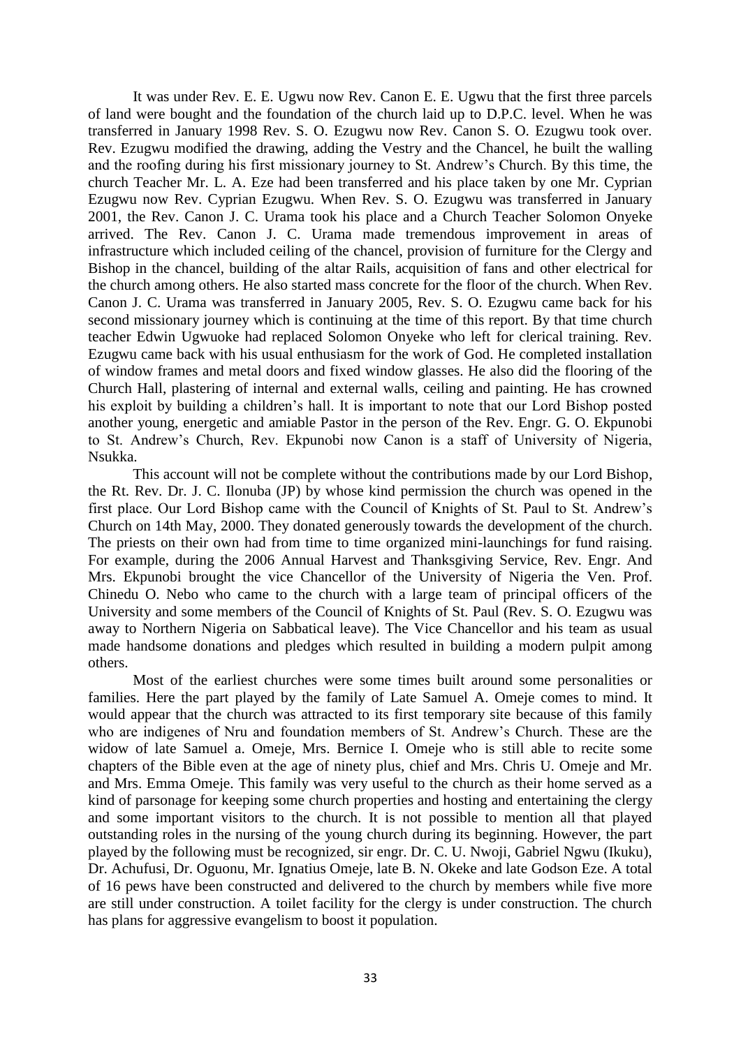It was under Rev. E. E. Ugwu now Rev. Canon E. E. Ugwu that the first three parcels of land were bought and the foundation of the church laid up to D.P.C. level. When he was transferred in January 1998 Rev. S. O. Ezugwu now Rev. Canon S. O. Ezugwu took over. Rev. Ezugwu modified the drawing, adding the Vestry and the Chancel, he built the walling and the roofing during his first missionary journey to St. Andrew's Church. By this time, the church Teacher Mr. L. A. Eze had been transferred and his place taken by one Mr. Cyprian Ezugwu now Rev. Cyprian Ezugwu. When Rev. S. O. Ezugwu was transferred in January 2001, the Rev. Canon J. C. Urama took his place and a Church Teacher Solomon Onyeke arrived. The Rev. Canon J. C. Urama made tremendous improvement in areas of infrastructure which included ceiling of the chancel, provision of furniture for the Clergy and Bishop in the chancel, building of the altar Rails, acquisition of fans and other electrical for the church among others. He also started mass concrete for the floor of the church. When Rev. Canon J. C. Urama was transferred in January 2005, Rev. S. O. Ezugwu came back for his second missionary journey which is continuing at the time of this report. By that time church teacher Edwin Ugwuoke had replaced Solomon Onyeke who left for clerical training. Rev. Ezugwu came back with his usual enthusiasm for the work of God. He completed installation of window frames and metal doors and fixed window glasses. He also did the flooring of the Church Hall, plastering of internal and external walls, ceiling and painting. He has crowned his exploit by building a children's hall. It is important to note that our Lord Bishop posted another young, energetic and amiable Pastor in the person of the Rev. Engr. G. O. Ekpunobi to St. Andrew's Church, Rev. Ekpunobi now Canon is a staff of University of Nigeria, Nsukka.

This account will not be complete without the contributions made by our Lord Bishop, the Rt. Rev. Dr. J. C. Ilonuba (JP) by whose kind permission the church was opened in the first place. Our Lord Bishop came with the Council of Knights of St. Paul to St. Andrew's Church on 14th May, 2000. They donated generously towards the development of the church. The priests on their own had from time to time organized mini-launchings for fund raising. For example, during the 2006 Annual Harvest and Thanksgiving Service, Rev. Engr. And Mrs. Ekpunobi brought the vice Chancellor of the University of Nigeria the Ven. Prof. Chinedu O. Nebo who came to the church with a large team of principal officers of the University and some members of the Council of Knights of St. Paul (Rev. S. O. Ezugwu was away to Northern Nigeria on Sabbatical leave). The Vice Chancellor and his team as usual made handsome donations and pledges which resulted in building a modern pulpit among others.

Most of the earliest churches were some times built around some personalities or families. Here the part played by the family of Late Samuel A. Omeje comes to mind. It would appear that the church was attracted to its first temporary site because of this family who are indigenes of Nru and foundation members of St. Andrew's Church. These are the widow of late Samuel a. Omeje, Mrs. Bernice I. Omeje who is still able to recite some chapters of the Bible even at the age of ninety plus, chief and Mrs. Chris U. Omeje and Mr. and Mrs. Emma Omeje. This family was very useful to the church as their home served as a kind of parsonage for keeping some church properties and hosting and entertaining the clergy and some important visitors to the church. It is not possible to mention all that played outstanding roles in the nursing of the young church during its beginning. However, the part played by the following must be recognized, sir engr. Dr. C. U. Nwoji, Gabriel Ngwu (Ikuku), Dr. Achufusi, Dr. Oguonu, Mr. Ignatius Omeje, late B. N. Okeke and late Godson Eze. A total of 16 pews have been constructed and delivered to the church by members while five more are still under construction. A toilet facility for the clergy is under construction. The church has plans for aggressive evangelism to boost it population.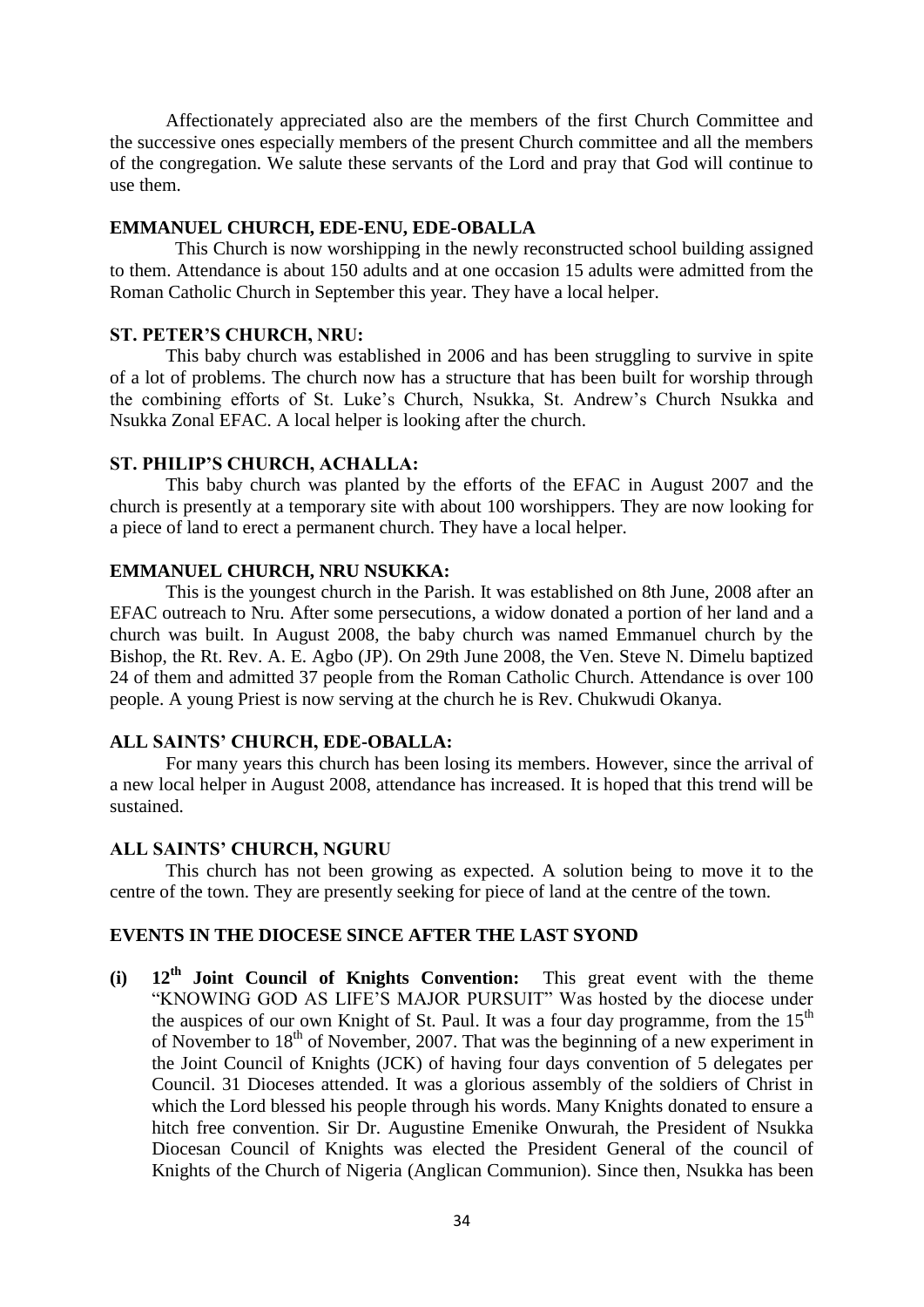Affectionately appreciated also are the members of the first Church Committee and the successive ones especially members of the present Church committee and all the members of the congregation. We salute these servants of the Lord and pray that God will continue to use them.

### EMMANUEL CHURCH, EDE-ENU, EDE-OBALLA

This Church is now worshipping in the newly reconstructed school building assigned to them. Attendance is about 150 adults and at one occasion 15 adults were admitted from the Roman Catholic Church in September this year. They have a local helper.

### ST. PETER'S CHURCH, NRU:

This baby church was established in 2006 and has been struggling to survive in spite of a lot of problems. The church now has a structure that has been built for worship through the combining efforts of St. Luke's Church, Nsukka, St. Andrew's Church Nsukka and Nsukka Zonal EFAC. A local helper is looking after the church.

### ST. PHILIP'S CHURCH, ACHALLA:

This baby church was planted by the efforts of the EFAC in August 2007 and the church is presently at a temporary site with about 100 worshippers. They are now looking for a piece of land to erect a permanent church. They have a local helper.

### EMMANUEL CHURCH, NRU NSUKKA:

This is the youngest church in the Parish. It was established on 8th June, 2008 after an EFAC outreach to Nru. After some persecutions, a widow donated a portion of her land and a church was built. In August 2008, the baby church was named Emmanuel church by the Bishop, the Rt. Rev. A. E. Agbo (JP). On 29th June 2008, the Ven. Steve N. Dimelu baptized 24 of them and admitted 37 people from the Roman Catholic Church. Attendance is over 100 people. A young Priest is now serving at the church he is Rev. Chukwudi Okanya.

### ALL SAINTS' CHURCH, EDE-OBALLA:

For many years this church has been losing its members. However, since the arrival of a new local helper in August 2008, attendance has increased. It is hoped that this trend will be sustained.

### ALL SAINTS' CHURCH, NGURU

This church has not been growing as expected. A solution being to move it to the centre of the town. They are presently seeking for piece of land at the centre of the town.

### EVENTS IN THE DIOCESE SINCE AFTER THE LAST SYOND

**(i) 12th Joint Council of Knights Convention:** This great event with the theme "KNOWING GOD AS LIFE'S MAJOR PURSUIT" Was hosted by the diocese under the auspices of our own Knight of St. Paul. It was a four day programme, from the 15th of November to 18th of November, 2007. That was the beginning of a new experiment in the Joint Council of Knights (JCK) of having four days convention of 5 delegates per Council. 31 Dioceses attended. It was a glorious assembly of the soldiers of Christ in which the Lord blessed his people through his words. Many Knights donated to ensure a hitch free convention. Sir Dr. Augustine Emenike Onwurah, the President of Nsukka Diocesan Council of Knights was elected the President General of the council of Knights of the Church of Nigeria (Anglican Communion). Since then, Nsukka has been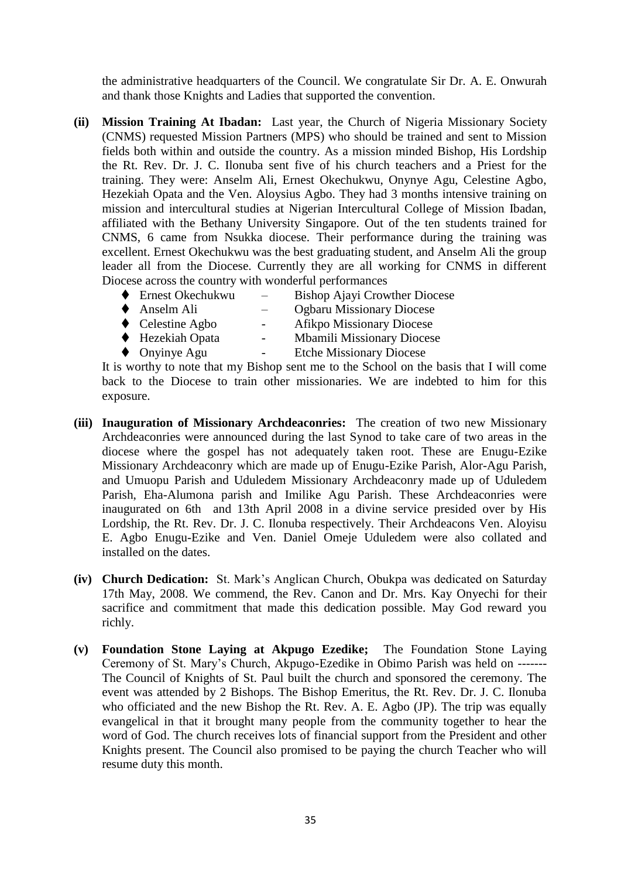the administrative headquarters of the Council. We congratulate Sir Dr. A. E. Onwurah and thank those Knights and Ladies that supported the convention.

**(ii) Mission Training At Ibadan:** Last year, the Church of Nigeria Missionary Society (CNMS) requested Mission Partners (MPS) who should be trained and sent to Mission fields both within and outside the country. As a mission minded Bishop, His Lordship the Rt. Rev. Dr. J. C. Ilonuba sent five of his church teachers and a Priest for the training. They were: Anselm Ali, Ernest Okechukwu, Onynye Agu, Celestine Agbo, Hezekiah Opata and the Ven. Aloysius Agbo. They had 3 months intensive training on mission and intercultural studies at Nigerian Intercultural College of Mission Ibadan, affiliated with the Bethany University Singapore. Out of the ten students trained for CNMS, 6 came from Nsukka diocese. Their performance during the training was excellent. Ernest Okechukwu was the best graduating student, and Anselm Ali the group leader all from the Diocese. Currently they are all working for CNMS in different Diocese across the country with wonderful performances

- Ernest Okechukwu – Bishop Ajayi Crowther Diocese
- Anselm Ali – Ogbaru Missionary Diocese
- Celestine Agbo - Afikpo Missionary Diocese
- Hezekiah Opata - Mbamili Missionary Diocese
- Onyinye Agu - Etche Missionary Diocese

It is worthy to note that my Bishop sent me to the School on the basis that I will come back to the Diocese to train other missionaries. We are indebted to him for this exposure.

**(iii) Inauguration of Missionary Archdeaconries:** The creation of two new Missionary Archdeaconries were announced during the last Synod to take care of two areas in the diocese where the gospel has not adequately taken root. These are Enugu-Ezike Missionary Archdeaconry which are made up of Enugu-Ezike Parish, Alor-Agu Parish, and Umuopu Parish and Uduledem Missionary Archdeaconry made up of Uduledem Parish, Eha-Alumona parish and Imilike Agu Parish. These Archdeaconries were inaugurated on 6th and 13th April 2008 in a divine service presided over by His Lordship, the Rt. Rev. Dr. J. C. Ilonuba respectively. Their Archdeacons Ven. Aloyisu E. Agbo Enugu-Ezike and Ven. Daniel Omeje Uduledem were also collated and installed on the dates.

**(iv) Church Dedication:** St. Mark's Anglican Church, Obukpa was dedicated on Saturday 17th May, 2008. We commend, the Rev. Canon and Dr. Mrs. Kay Onyechi for their sacrifice and commitment that made this dedication possible. May God reward you richly.

**(v) Foundation Stone Laying at Akpugo Ezedike;** The Foundation Stone Laying Ceremony of St. Mary's Church, Akpugo-Ezedike in Obimo Parish was held on ------- The Council of Knights of St. Paul built the church and sponsored the ceremony. The event was attended by 2 Bishops. The Bishop Emeritus, the Rt. Rev. Dr. J. C. Ilonuba who officiated and the new Bishop the Rt. Rev. A. E. Agbo (JP). The trip was equally evangelical in that it brought many people from the community together to hear the word of God. The church receives lots of financial support from the President and other Knights present. The Council also promised to be paying the church Teacher who will resume duty this month.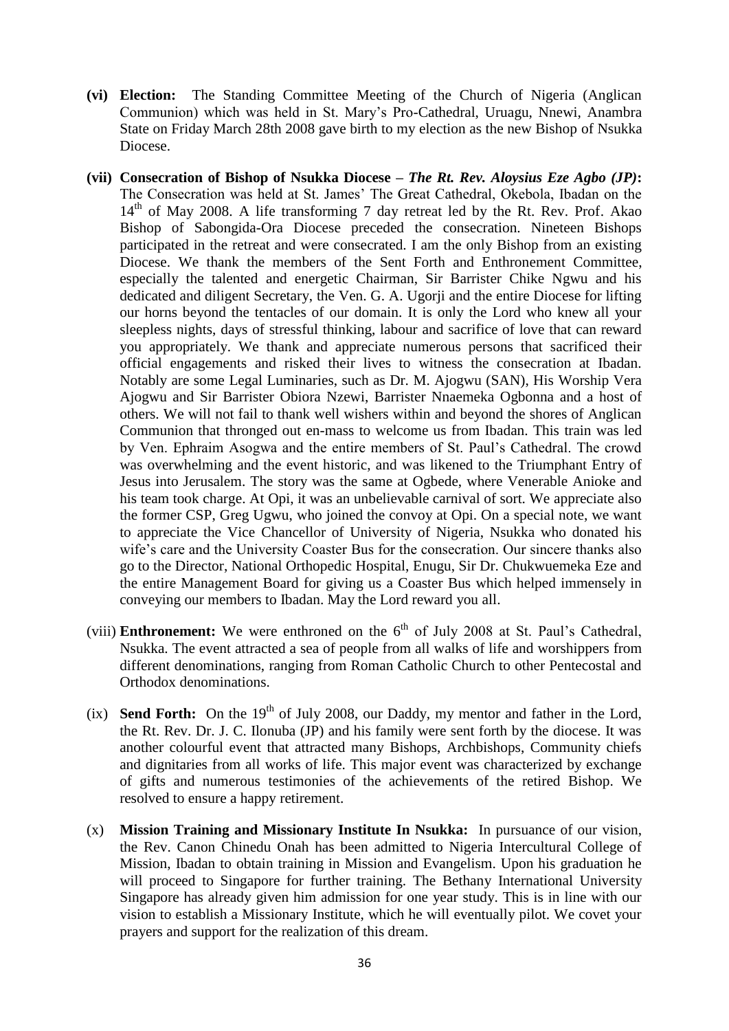**(vi) Election:** The Standing Committee Meeting of the Church of Nigeria (Anglican Communion) which was held in St. Mary's Pro-Cathedral, Uruagu, Nnewi, Anambra State on Friday March 28th 2008 gave birth to my election as the new Bishop of Nsukka Diocese.

**(vii) Consecration of Bishop of Nsukka Diocese – *The Rt. Rev. Aloysius Eze Agbo (JP)*:** The Consecration was held at St. James' The Great Cathedral, Okebola, Ibadan on the 14th of May 2008. A life transforming 7 day retreat led by the Rt. Rev. Prof. Akao Bishop of Sabongida-Ora Diocese preceded the consecration. Nineteen Bishops participated in the retreat and were consecrated. I am the only Bishop from an existing Diocese. We thank the members of the Sent Forth and Enthronement Committee, especially the talented and energetic Chairman, Sir Barrister Chike Ngwu and his dedicated and diligent Secretary, the Ven. G. A. Ugorji and the entire Diocese for lifting our horns beyond the tentacles of our domain. It is only the Lord who knew all your sleepless nights, days of stressful thinking, labour and sacrifice of love that can reward you appropriately. We thank and appreciate numerous persons that sacrificed their official engagements and risked their lives to witness the consecration at Ibadan. Notably are some Legal Luminaries, such as Dr. M. Ajogwu (SAN), His Worship Vera Ajogwu and Sir Barrister Obiora Nzewi, Barrister Nnaemeka Ogbonna and a host of others. We will not fail to thank well wishers within and beyond the shores of Anglican Communion that thronged out en-mass to welcome us from Ibadan. This train was led by Ven. Ephraim Asogwa and the entire members of St. Paul's Cathedral. The crowd was overwhelming and the event historic, and was likened to the Triumphant Entry of Jesus into Jerusalem. The story was the same at Ogbede, where Venerable Anioke and his team took charge. At Opi, it was an unbelievable carnival of sort. We appreciate also the former CSP, Greg Ugwu, who joined the convoy at Opi. On a special note, we want to appreciate the Vice Chancellor of University of Nigeria, Nsukka who donated his wife's care and the University Coaster Bus for the consecration. Our sincere thanks also go to the Director, National Orthopedic Hospital, Enugu, Sir Dr. Chukwuemeka Eze and the entire Management Board for giving us a Coaster Bus which helped immensely in conveying our members to Ibadan. May the Lord reward you all.

(viii) **Enthronement:** We were enthroned on the 6th of July 2008 at St. Paul's Cathedral, Nsukka. The event attracted a sea of people from all walks of life and worshippers from different denominations, ranging from Roman Catholic Church to other Pentecostal and Orthodox denominations.

(ix) **Send Forth:** On the 19th of July 2008, our Daddy, my mentor and father in the Lord, the Rt. Rev. Dr. J. C. Ilonuba (JP) and his family were sent forth by the diocese. It was another colourful event that attracted many Bishops, Archbishops, Community chiefs and dignitaries from all works of life. This major event was characterized by exchange of gifts and numerous testimonies of the achievements of the retired Bishop. We resolved to ensure a happy retirement.

(x) **Mission Training and Missionary Institute In Nsukka:** In pursuance of our vision, the Rev. Canon Chinedu Onah has been admitted to Nigeria Intercultural College of Mission, Ibadan to obtain training in Mission and Evangelism. Upon his graduation he will proceed to Singapore for further training. The Bethany International University Singapore has already given him admission for one year study. This is in line with our vision to establish a Missionary Institute, which he will eventually pilot. We covet your prayers and support for the realization of this dream.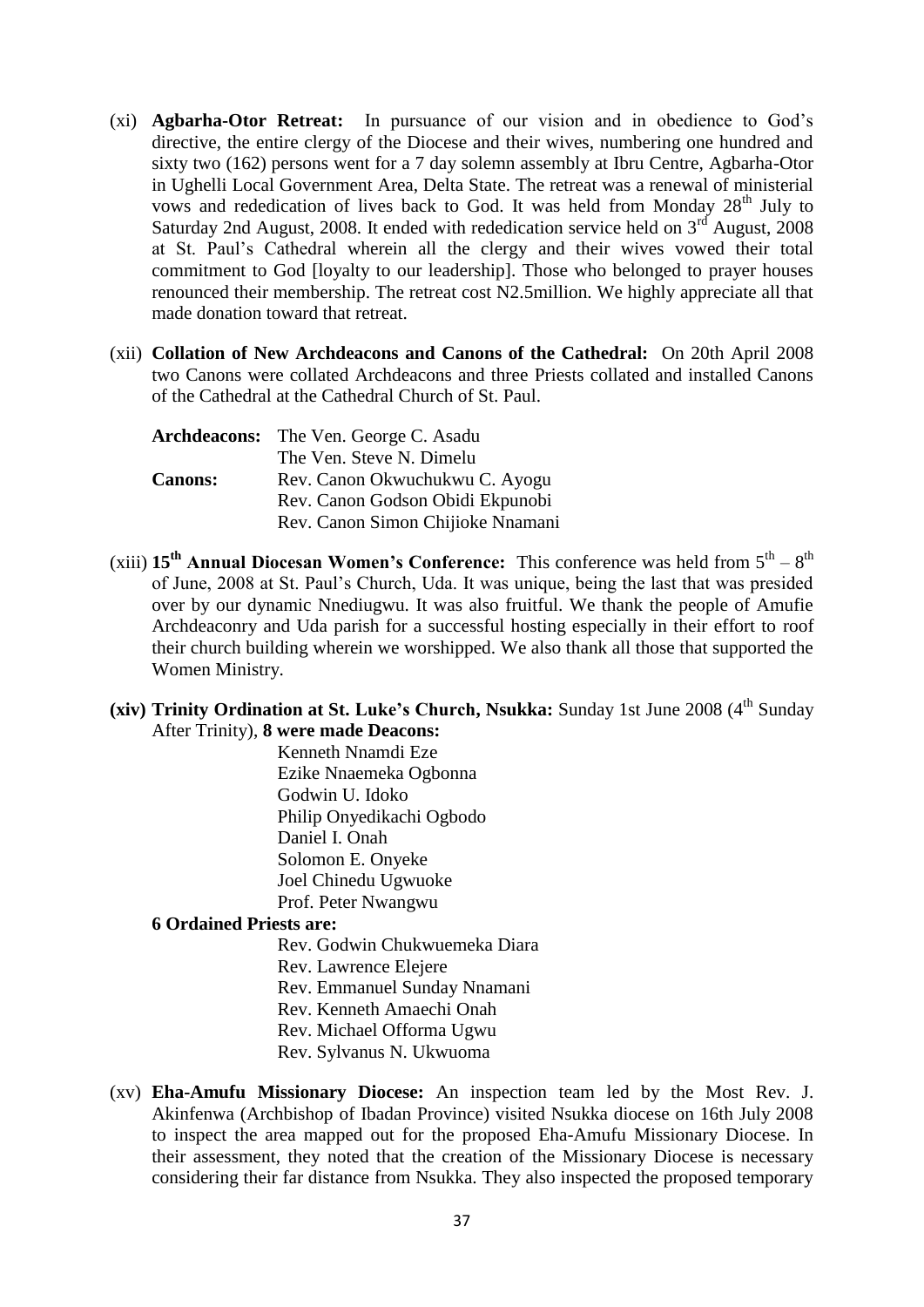(xi) **Agbarha-Otor Retreat:** In pursuance of our vision and in obedience to God's directive, the entire clergy of the Diocese and their wives, numbering one hundred and sixty two (162) persons went for a 7 day solemn assembly at Ibru Centre, Agbarha-Otor in Ughelli Local Government Area, Delta State. The retreat was a renewal of ministerial vows and rededication of lives back to God. It was held from Monday 28th July to Saturday 2nd August, 2008. It ended with rededication service held on 3rd August, 2008 at St. Paul's Cathedral wherein all the clergy and their wives vowed their total commitment to God [loyalty to our leadership]. Those who belonged to prayer houses renounced their membership. The retreat cost N2.5million. We highly appreciate all that made donation toward that retreat.

(xii) **Collation of New Archdeacons and Canons of the Cathedral:** On 20th April 2008 two Canons were collated Archdeacons and three Priests collated and installed Canons of the Cathedral at the Cathedral Church of St. Paul.

| | |
|---|---|
| **Archdeacons:** | The Ven. George C. Asadu |
| | The Ven. Steve N. Dimelu |
| **Canons:** | Rev. Canon Okwuchukwu C. Ayogu |
| | Rev. Canon Godson Obidi Ekpunobi |
| | Rev. Canon Simon Chijioke Nnamani |

(xiii) **15th Annual Diocesan Women's Conference:** This conference was held from 5th – 8th of June, 2008 at St. Paul's Church, Uda. It was unique, being the last that was presided over by our dynamic Nnediugwu. It was also fruitful. We thank the people of Amufie Archdeaconry and Uda parish for a successful hosting especially in their effort to roof their church building wherein we worshipped. We also thank all those that supported the Women Ministry.

**(xiv) Trinity Ordination at St. Luke's Church, Nsukka:** Sunday 1st June 2008 (4th Sunday After Trinity), **8 were made Deacons:**

Kenneth Nnamdi Eze
Ezike Nnaemeka Ogbonna
Godwin U. Idoko
Philip Onyedikachi Ogbodo
Daniel I. Onah
Solomon E. Onyeke
Joel Chinedu Ugwuoke
Prof. Peter Nwangwu

**6 Ordained Priests are:**

Rev. Godwin Chukwuemeka Diara
Rev. Lawrence Elejere
Rev. Emmanuel Sunday Nnamani
Rev. Kenneth Amaechi Onah
Rev. Michael Offorma Ugwu
Rev. Sylvanus N. Ukwuoma

(xv) **Eha-Amufu Missionary Diocese:** An inspection team led by the Most Rev. J. Akinfenwa (Archbishop of Ibadan Province) visited Nsukka diocese on 16th July 2008 to inspect the area mapped out for the proposed Eha-Amufu Missionary Diocese. In their assessment, they noted that the creation of the Missionary Diocese is necessary considering their far distance from Nsukka. They also inspected the proposed temporary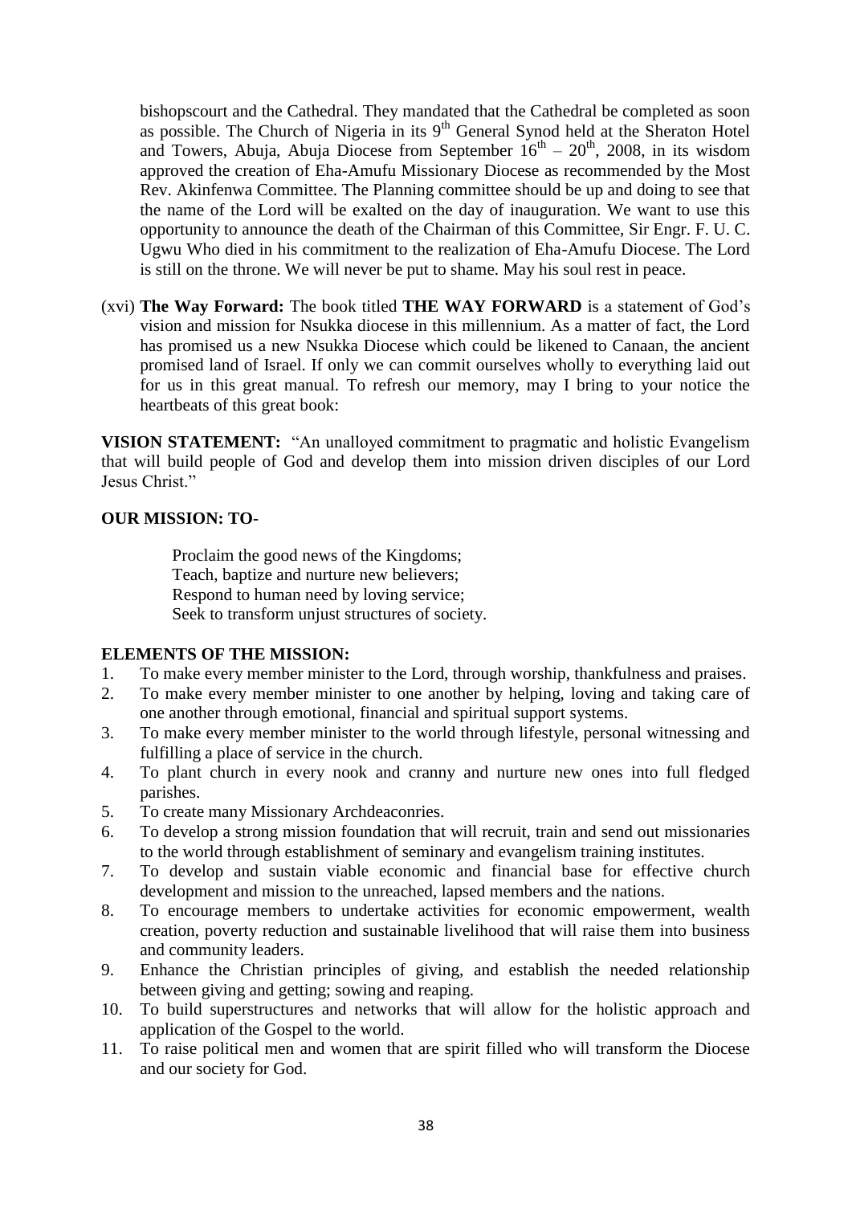bishopscourt and the Cathedral. They mandated that the Cathedral be completed as soon as possible. The Church of Nigeria in its 9th General Synod held at the Sheraton Hotel and Towers, Abuja, Abuja Diocese from September 16th – 20th, 2008, in its wisdom approved the creation of Eha-Amufu Missionary Diocese as recommended by the Most Rev. Akinfenwa Committee. The Planning committee should be up and doing to see that the name of the Lord will be exalted on the day of inauguration. We want to use this opportunity to announce the death of the Chairman of this Committee, Sir Engr. F. U. C. Ugwu Who died in his commitment to the realization of Eha-Amufu Diocese. The Lord is still on the throne. We will never be put to shame. May his soul rest in peace.

(xvi) **The Way Forward:** The book titled **THE WAY FORWARD** is a statement of God's vision and mission for Nsukka diocese in this millennium. As a matter of fact, the Lord has promised us a new Nsukka Diocese which could be likened to Canaan, the ancient promised land of Israel. If only we can commit ourselves wholly to everything laid out for us in this great manual. To refresh our memory, may I bring to your notice the heartbeats of this great book:

**VISION STATEMENT:** "An unalloyed commitment to pragmatic and holistic Evangelism that will build people of God and develop them into mission driven disciples of our Lord Jesus Christ."

**OUR MISSION: TO-**

Proclaim the good news of the Kingdoms;
Teach, baptize and nurture new believers;
Respond to human need by loving service;
Seek to transform unjust structures of society.

**ELEMENTS OF THE MISSION:**

1. To make every member minister to the Lord, through worship, thankfulness and praises.
2. To make every member minister to one another by helping, loving and taking care of one another through emotional, financial and spiritual support systems.
3. To make every member minister to the world through lifestyle, personal witnessing and fulfilling a place of service in the church.
4. To plant church in every nook and cranny and nurture new ones into full fledged parishes.
5. To create many Missionary Archdeaconries.
6. To develop a strong mission foundation that will recruit, train and send out missionaries to the world through establishment of seminary and evangelism training institutes.
7. To develop and sustain viable economic and financial base for effective church development and mission to the unreached, lapsed members and the nations.
8. To encourage members to undertake activities for economic empowerment, wealth creation, poverty reduction and sustainable livelihood that will raise them into business and community leaders.
9. Enhance the Christian principles of giving, and establish the needed relationship between giving and getting; sowing and reaping.
10. To build superstructures and networks that will allow for the holistic approach and application of the Gospel to the world.
11. To raise political men and women that are spirit filled who will transform the Diocese and our society for God.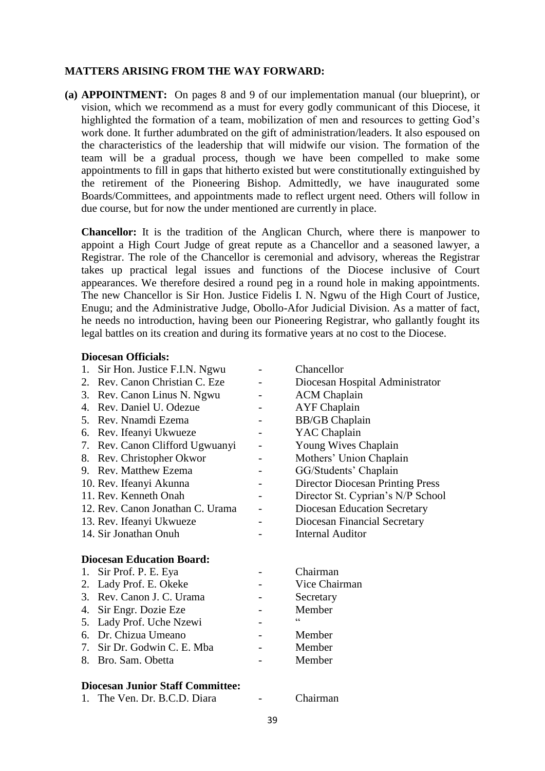**MATTERS ARISING FROM THE WAY FORWARD:**

**(a) APPOINTMENT:** On pages 8 and 9 of our implementation manual (our blueprint), or vision, which we recommend as a must for every godly communicant of this Diocese, it highlighted the formation of a team, mobilization of men and resources to getting God's work done. It further adumbrated on the gift of administration/leaders. It also espoused on the characteristics of the leadership that will midwife our vision. The formation of the team will be a gradual process, though we have been compelled to make some appointments to fill in gaps that hitherto existed but were constitutionally extinguished by the retirement of the Pioneering Bishop. Admittedly, we have inaugurated some Boards/Committees, and appointments made to reflect urgent need. Others will follow in due course, but for now the under mentioned are currently in place.

**Chancellor:** It is the tradition of the Anglican Church, where there is manpower to appoint a High Court Judge of great repute as a Chancellor and a seasoned lawyer, a Registrar. The role of the Chancellor is ceremonial and advisory, whereas the Registrar takes up practical legal issues and functions of the Diocese inclusive of Court appearances. We therefore desired a round peg in a round hole in making appointments. The new Chancellor is Sir Hon. Justice Fidelis I. N. Ngwu of the High Court of Justice, Enugu; and the Administrative Judge, Obollo-Afor Judicial Division. As a matter of fact, he needs no introduction, having been our Pioneering Registrar, who gallantly fought its legal battles on its creation and during its formative years at no cost to the Diocese.

**Diocesan Officials:**

1. Sir Hon. Justice F.I.N. Ngwu - Chancellor
2. Rev. Canon Christian C. Eze - Diocesan Hospital Administrator
3. Rev. Canon Linus N. Ngwu - ACM Chaplain
4. Rev. Daniel U. Odezue - AYF Chaplain
5. Rev. Nnamdi Ezema - BB/GB Chaplain
6. Rev. Ifeanyi Ukwueze - YAC Chaplain
7. Rev. Canon Clifford Ugwuanyi - Young Wives Chaplain
8. Rev. Christopher Okwor - Mothers' Union Chaplain
9. Rev. Matthew Ezema - GG/Students' Chaplain
10. Rev. Ifeanyi Akunna - Director Diocesan Printing Press
11. Rev. Kenneth Onah - Director St. Cyprian's N/P School
12. Rev. Canon Jonathan C. Urama - Diocesan Education Secretary
13. Rev. Ifeanyi Ukwueze - Diocesan Financial Secretary
14. Sir Jonathan Onuh - Internal Auditor

**Diocesan Education Board:**

1. Sir Prof. P. E. Eya - Chairman
2. Lady Prof. E. Okeke - Vice Chairman
3. Rev. Canon J. C. Urama - Secretary
4. Sir Engr. Dozie Eze - Member
5. Lady Prof. Uche Nzewi - "
6. Dr. Chizua Umeano - Member
7. Sir Dr. Godwin C. E. Mba - Member
8. Bro. Sam. Obetta - Member

**Diocesan Junior Staff Committee:**

1. The Ven. Dr. B.C.D. Diara - Chairman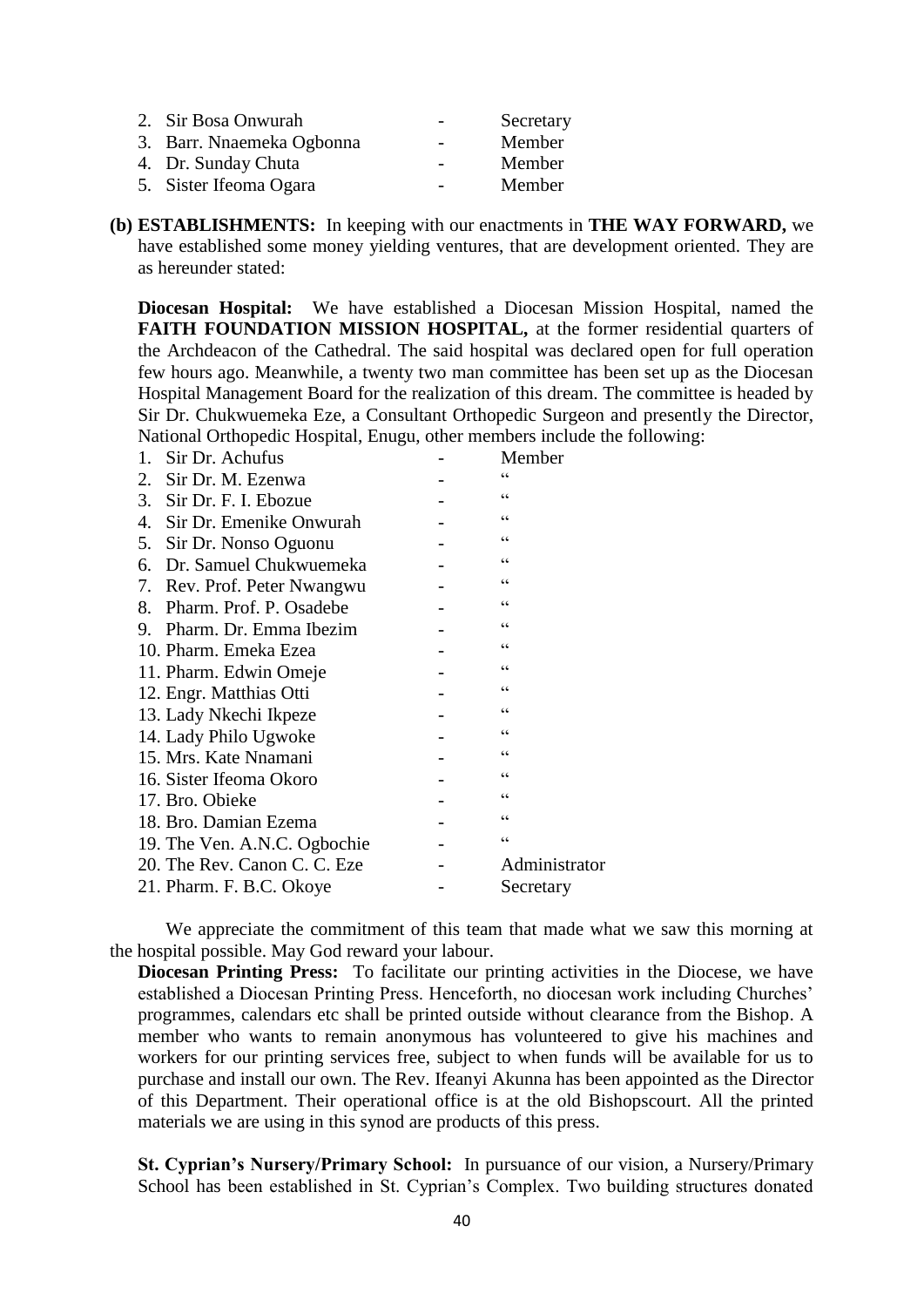2. Sir Bosa Onwurah - Secretary
3. Barr. Nnaemeka Ogbonna - Member
4. Dr. Sunday Chuta - Member
5. Sister Ifeoma Ogara - Member

**(b) ESTABLISHMENTS:** In keeping with our enactments in **THE WAY FORWARD,** we have established some money yielding ventures, that are development oriented. They are as hereunder stated:

**Diocesan Hospital:** We have established a Diocesan Mission Hospital, named the **FAITH FOUNDATION MISSION HOSPITAL,** at the former residential quarters of the Archdeacon of the Cathedral. The said hospital was declared open for full operation few hours ago. Meanwhile, a twenty two man committee has been set up as the Diocesan Hospital Management Board for the realization of this dream. The committee is headed by Sir Dr. Chukwuemeka Eze, a Consultant Orthopedic Surgeon and presently the Director, National Orthopedic Hospital, Enugu, other members include the following:

1. Sir Dr. Achufus - Member
2. Sir Dr. M. Ezenwa - "
3. Sir Dr. F. I. Ebozue - "
4. Sir Dr. Emenike Onwurah - "
5. Sir Dr. Nonso Oguonu - "
6. Dr. Samuel Chukwuemeka - "
7. Rev. Prof. Peter Nwangwu - "
8. Pharm. Prof. P. Osadebe - "
9. Pharm. Dr. Emma Ibezim - "
10. Pharm. Emeka Ezea - "
11. Pharm. Edwin Omeje - "
12. Engr. Matthias Otti - "
13. Lady Nkechi Ikpeze - "
14. Lady Philo Ugwoke - "
15. Mrs. Kate Nnamani - "
16. Sister Ifeoma Okoro - "
17. Bro. Obieke - "
18. Bro. Damian Ezema - "
19. The Ven. A.N.C. Ogbochie - "
20. The Rev. Canon C. C. Eze - Administrator
21. Pharm. F. B.C. Okoye - Secretary

We appreciate the commitment of this team that made what we saw this morning at the hospital possible. May God reward your labour.

**Diocesan Printing Press:** To facilitate our printing activities in the Diocese, we have established a Diocesan Printing Press. Henceforth, no diocesan work including Churches' programmes, calendars etc shall be printed outside without clearance from the Bishop. A member who wants to remain anonymous has volunteered to give his machines and workers for our printing services free, subject to when funds will be available for us to purchase and install our own. The Rev. Ifeanyi Akunna has been appointed as the Director of this Department. Their operational office is at the old Bishopscourt. All the printed materials we are using in this synod are products of this press.

**St. Cyprian's Nursery/Primary School:** In pursuance of our vision, a Nursery/Primary School has been established in St. Cyprian's Complex. Two building structures donated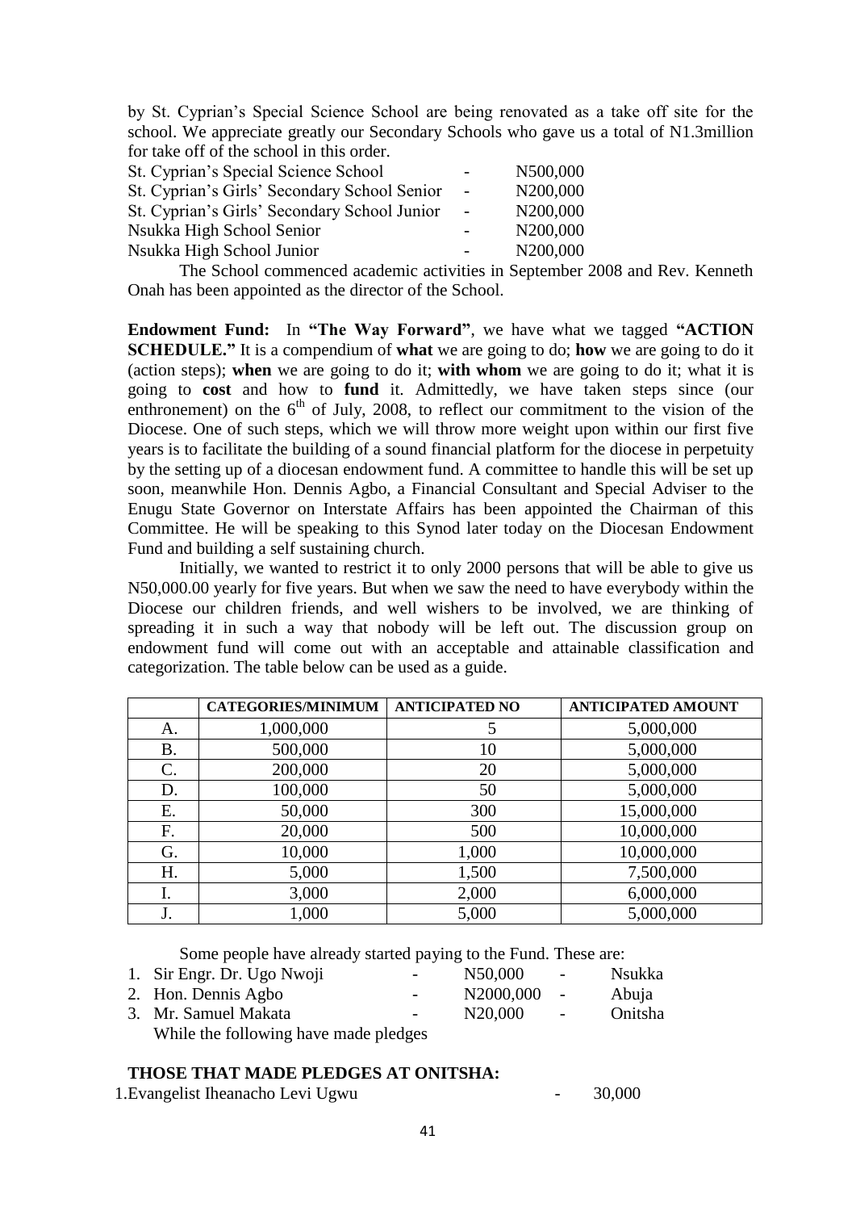by St. Cyprian's Special Science School are being renovated as a take off site for the school. We appreciate greatly our Secondary Schools who gave us a total of N1.3million for take off of the school in this order.

| | | |
|---|---|---|
| St. Cyprian's Special Science School | - | N500,000 |
| St. Cyprian's Girls' Secondary School Senior | - | N200,000 |
| St. Cyprian's Girls' Secondary School Junior | - | N200,000 |
| Nsukka High School Senior | - | N200,000 |
| Nsukka High School Junior | - | N200,000 |

The School commenced academic activities in September 2008 and Rev. Kenneth Onah has been appointed as the director of the School.

**Endowment Fund:** In **"The Way Forward"**, we have what we tagged **"ACTION SCHEDULE."** It is a compendium of **what** we are going to do; **how** we are going to do it (action steps); **when** we are going to do it; **with whom** we are going to do it; what it is going to **cost** and how to **fund** it. Admittedly, we have taken steps since (our enthronement) on the 6th of July, 2008, to reflect our commitment to the vision of the Diocese. One of such steps, which we will throw more weight upon within our first five years is to facilitate the building of a sound financial platform for the diocese in perpetuity by the setting up of a diocesan endowment fund. A committee to handle this will be set up soon, meanwhile Hon. Dennis Agbo, a Financial Consultant and Special Adviser to the Enugu State Governor on Interstate Affairs has been appointed the Chairman of this Committee. He will be speaking to this Synod later today on the Diocesan Endowment Fund and building a self sustaining church.

Initially, we wanted to restrict it to only 2000 persons that will be able to give us N50,000.00 yearly for five years. But when we saw the need to have everybody within the Diocese our children friends, and well wishers to be involved, we are thinking of spreading it in such a way that nobody will be left out. The discussion group on endowment fund will come out with an acceptable and attainable classification and categorization. The table below can be used as a guide.

| | CATEGORIES/MINIMUM | ANTICIPATED NO | ANTICIPATED AMOUNT |
|---|---|---|---|
| A. | 1,000,000 | 5 | 5,000,000 |
| B. | 500,000 | 10 | 5,000,000 |
| C. | 200,000 | 20 | 5,000,000 |
| D. | 100,000 | 50 | 5,000,000 |
| E. | 50,000 | 300 | 15,000,000 |
| F. | 20,000 | 500 | 10,000,000 |
| G. | 10,000 | 1,000 | 10,000,000 |
| H. | 5,000 | 1,500 | 7,500,000 |
| I. | 3,000 | 2,000 | 6,000,000 |
| J. | 1,000 | 5,000 | 5,000,000 |

Some people have already started paying to the Fund. These are:

1. Sir Engr. Dr. Ugo Nwoji - N50,000 - Nsukka
2. Hon. Dennis Agbo - N2000,000 - Abuja
3. Mr. Samuel Makata - N20,000 - Onitsha

While the following have made pledges

**THOSE THAT MADE PLEDGES AT ONITSHA:**

1. Evangelist Iheanacho Levi Ugwu - 30,000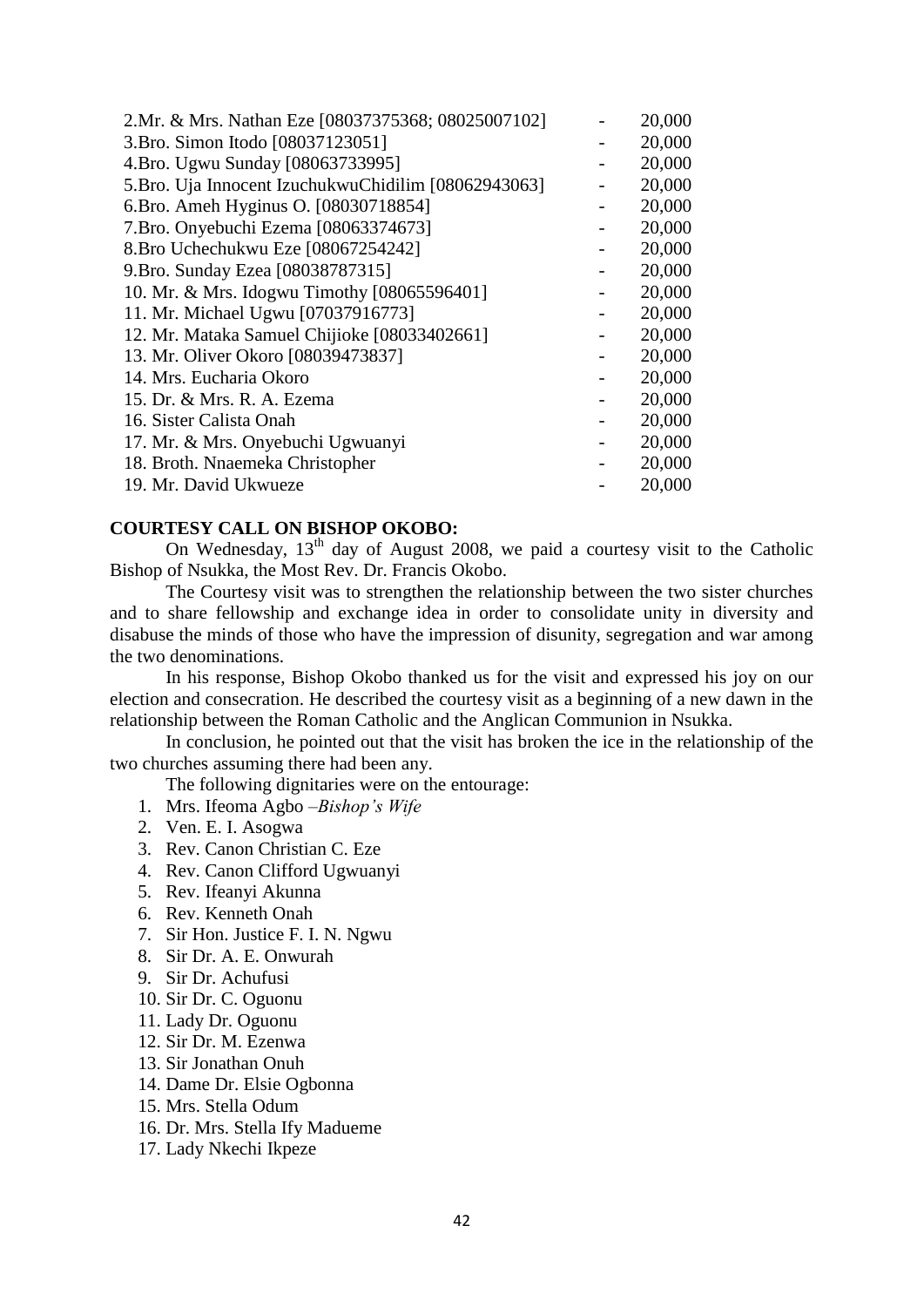2.Mr. & Mrs. Nathan Eze [08037375368; 08025007102] - 20,000
3.Bro. Simon Itodo [08037123051] - 20,000
4.Bro. Ugwu Sunday [08063733995] - 20,000
5.Bro. Uja Innocent IzuchukwuChidilim [08062943063] - 20,000
6.Bro. Ameh Hyginus O. [08030718854] - 20,000
7.Bro. Onyebuchi Ezema [08063374673] - 20,000
8.Bro Uchechukwu Eze [08067254242] - 20,000
9.Bro. Sunday Ezea [08038787315] - 20,000
10. Mr. & Mrs. Idogwu Timothy [08065596401] - 20,000
11. Mr. Michael Ugwu [07037916773] - 20,000
12. Mr. Mataka Samuel Chijioke [08033402661] - 20,000
13. Mr. Oliver Okoro [08039473837] - 20,000
14. Mrs. Eucharia Okoro - 20,000
15. Dr. & Mrs. R. A. Ezema - 20,000
16. Sister Calista Onah - 20,000
17. Mr. & Mrs. Onyebuchi Ugwuanyi - 20,000
18. Broth. Nnaemeka Christopher - 20,000
19. Mr. David Ukwueze - 20,000

**COURTESY CALL ON BISHOP OKOBO:**

On Wednesday, 13th day of August 2008, we paid a courtesy visit to the Catholic Bishop of Nsukka, the Most Rev. Dr. Francis Okobo.

The Courtesy visit was to strengthen the relationship between the two sister churches and to share fellowship and exchange idea in order to consolidate unity in diversity and disabuse the minds of those who have the impression of disunity, segregation and war among the two denominations.

In his response, Bishop Okobo thanked us for the visit and expressed his joy on our election and consecration. He described the courtesy visit as a beginning of a new dawn in the relationship between the Roman Catholic and the Anglican Communion in Nsukka.

In conclusion, he pointed out that the visit has broken the ice in the relationship of the two churches assuming there had been any.

The following dignitaries were on the entourage:

1. Mrs. Ifeoma Agbo –*Bishop's Wife*
2. Ven. E. I. Asogwa
3. Rev. Canon Christian C. Eze
4. Rev. Canon Clifford Ugwuanyi
5. Rev. Ifeanyi Akunna
6. Rev. Kenneth Onah
7. Sir Hon. Justice F. I. N. Ngwu
8. Sir Dr. A. E. Onwurah
9. Sir Dr. Achufusi
10. Sir Dr. C. Oguonu
11. Lady Dr. Oguonu
12. Sir Dr. M. Ezenwa
13. Sir Jonathan Onuh
14. Dame Dr. Elsie Ogbonna
15. Mrs. Stella Odum
16. Dr. Mrs. Stella Ify Madueme
17. Lady Nkechi Ikpeze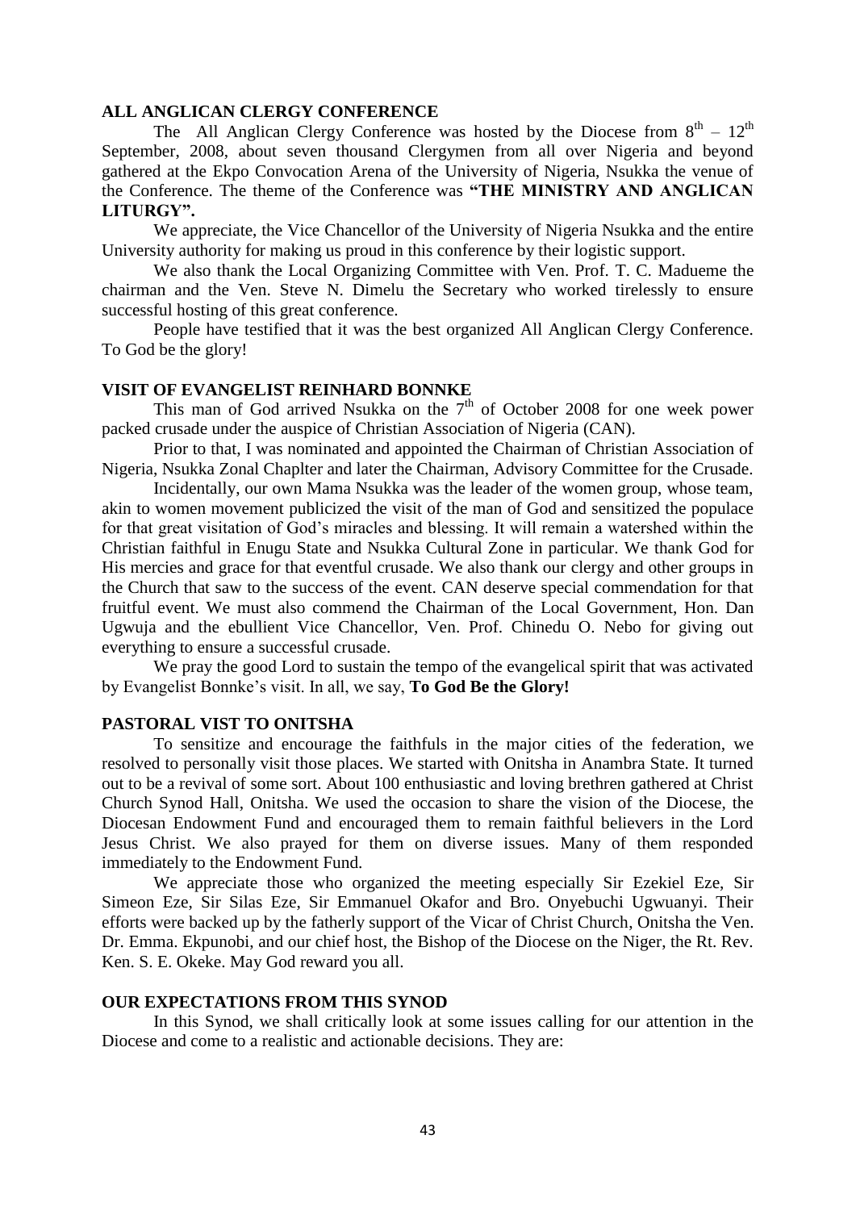## ALL ANGLICAN CLERGY CONFERENCE

The All Anglican Clergy Conference was hosted by the Diocese from 8th – 12th September, 2008, about seven thousand Clergymen from all over Nigeria and beyond gathered at the Ekpo Convocation Arena of the University of Nigeria, Nsukka the venue of the Conference. The theme of the Conference was **"THE MINISTRY AND ANGLICAN LITURGY".**

We appreciate, the Vice Chancellor of the University of Nigeria Nsukka and the entire University authority for making us proud in this conference by their logistic support.

We also thank the Local Organizing Committee with Ven. Prof. T. C. Madueme the chairman and the Ven. Steve N. Dimelu the Secretary who worked tirelessly to ensure successful hosting of this great conference.

People have testified that it was the best organized All Anglican Clergy Conference. To God be the glory!

## VISIT OF EVANGELIST REINHARD BONNKE

This man of God arrived Nsukka on the 7th of October 2008 for one week power packed crusade under the auspice of Christian Association of Nigeria (CAN).

Prior to that, I was nominated and appointed the Chairman of Christian Association of Nigeria, Nsukka Zonal Chaplter and later the Chairman, Advisory Committee for the Crusade.

Incidentally, our own Mama Nsukka was the leader of the women group, whose team, akin to women movement publicized the visit of the man of God and sensitized the populace for that great visitation of God's miracles and blessing. It will remain a watershed within the Christian faithful in Enugu State and Nsukka Cultural Zone in particular. We thank God for His mercies and grace for that eventful crusade. We also thank our clergy and other groups in the Church that saw to the success of the event. CAN deserve special commendation for that fruitful event. We must also commend the Chairman of the Local Government, Hon. Dan Ugwuja and the ebullient Vice Chancellor, Ven. Prof. Chinedu O. Nebo for giving out everything to ensure a successful crusade.

We pray the good Lord to sustain the tempo of the evangelical spirit that was activated by Evangelist Bonnke's visit. In all, we say, **To God Be the Glory!**

## PASTORAL VIST TO ONITSHA

To sensitize and encourage the faithfuls in the major cities of the federation, we resolved to personally visit those places. We started with Onitsha in Anambra State. It turned out to be a revival of some sort. About 100 enthusiastic and loving brethren gathered at Christ Church Synod Hall, Onitsha. We used the occasion to share the vision of the Diocese, the Diocesan Endowment Fund and encouraged them to remain faithful believers in the Lord Jesus Christ. We also prayed for them on diverse issues. Many of them responded immediately to the Endowment Fund.

We appreciate those who organized the meeting especially Sir Ezekiel Eze, Sir Simeon Eze, Sir Silas Eze, Sir Emmanuel Okafor and Bro. Onyebuchi Ugwuanyi. Their efforts were backed up by the fatherly support of the Vicar of Christ Church, Onitsha the Ven. Dr. Emma. Ekpunobi, and our chief host, the Bishop of the Diocese on the Niger, the Rt. Rev. Ken. S. E. Okeke. May God reward you all.

## OUR EXPECTATIONS FROM THIS SYNOD

In this Synod, we shall critically look at some issues calling for our attention in the Diocese and come to a realistic and actionable decisions. They are: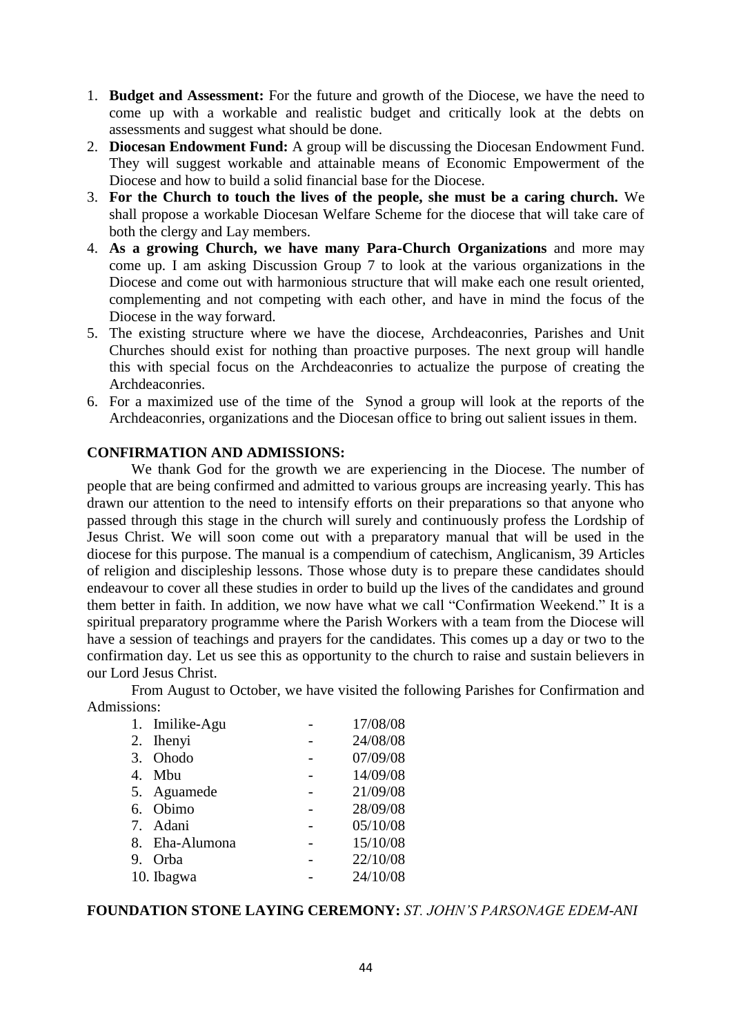1. **Budget and Assessment:** For the future and growth of the Diocese, we have the need to come up with a workable and realistic budget and critically look at the debts on assessments and suggest what should be done.
2. **Diocesan Endowment Fund:** A group will be discussing the Diocesan Endowment Fund. They will suggest workable and attainable means of Economic Empowerment of the Diocese and how to build a solid financial base for the Diocese.
3. **For the Church to touch the lives of the people, she must be a caring church.** We shall propose a workable Diocesan Welfare Scheme for the diocese that will take care of both the clergy and Lay members.
4. **As a growing Church, we have many Para-Church Organizations** and more may come up. I am asking Discussion Group 7 to look at the various organizations in the Diocese and come out with harmonious structure that will make each one result oriented, complementing and not competing with each other, and have in mind the focus of the Diocese in the way forward.
5. The existing structure where we have the diocese, Archdeaconries, Parishes and Unit Churches should exist for nothing than proactive purposes. The next group will handle this with special focus on the Archdeaconries to actualize the purpose of creating the Archdeaconries.
6. For a maximized use of the time of the Synod a group will look at the reports of the Archdeaconries, organizations and the Diocesan office to bring out salient issues in them.

**CONFIRMATION AND ADMISSIONS:**

We thank God for the growth we are experiencing in the Diocese. The number of people that are being confirmed and admitted to various groups are increasing yearly. This has drawn our attention to the need to intensify efforts on their preparations so that anyone who passed through this stage in the church will surely and continuously profess the Lordship of Jesus Christ. We will soon come out with a preparatory manual that will be used in the diocese for this purpose. The manual is a compendium of catechism, Anglicanism, 39 Articles of religion and discipleship lessons. Those whose duty is to prepare these candidates should endeavour to cover all these studies in order to build up the lives of the candidates and ground them better in faith. In addition, we now have what we call "Confirmation Weekend." It is a spiritual preparatory programme where the Parish Workers with a team from the Diocese will have a session of teachings and prayers for the candidates. This comes up a day or two to the confirmation day. Let us see this as opportunity to the church to raise and sustain believers in our Lord Jesus Christ.

From August to October, we have visited the following Parishes for Confirmation and Admissions:

1. Imilike-Agu - 17/08/08
2. Ihenyi - 24/08/08
3. Ohodo - 07/09/08
4. Mbu - 14/09/08
5. Aguamede - 21/09/08
6. Obimo - 28/09/08
7. Adani - 05/10/08
8. Eha-Alumona - 15/10/08
9. Orba - 22/10/08
10. Ibagwa - 24/10/08

**FOUNDATION STONE LAYING CEREMONY:** *ST. JOHN'S PARSONAGE EDEM-ANI*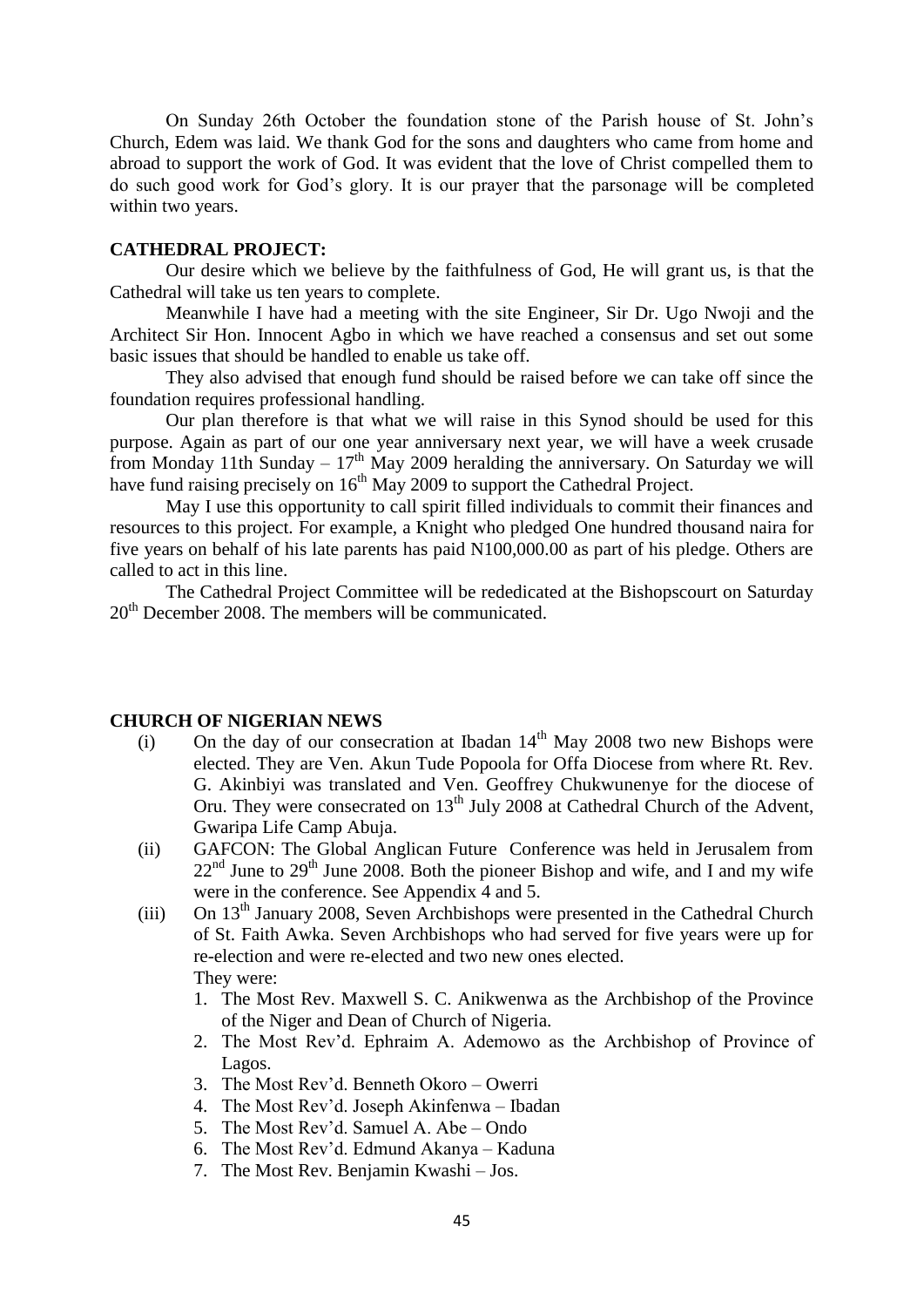On Sunday 26th October the foundation stone of the Parish house of St. John's Church, Edem was laid. We thank God for the sons and daughters who came from home and abroad to support the work of God. It was evident that the love of Christ compelled them to do such good work for God's glory. It is our prayer that the parsonage will be completed within two years.

**CATHEDRAL PROJECT:**

Our desire which we believe by the faithfulness of God, He will grant us, is that the Cathedral will take us ten years to complete.

Meanwhile I have had a meeting with the site Engineer, Sir Dr. Ugo Nwoji and the Architect Sir Hon. Innocent Agbo in which we have reached a consensus and set out some basic issues that should be handled to enable us take off.

They also advised that enough fund should be raised before we can take off since the foundation requires professional handling.

Our plan therefore is that what we will raise in this Synod should be used for this purpose. Again as part of our one year anniversary next year, we will have a week crusade from Monday 11th Sunday – 17th May 2009 heralding the anniversary. On Saturday we will have fund raising precisely on 16th May 2009 to support the Cathedral Project.

May I use this opportunity to call spirit filled individuals to commit their finances and resources to this project. For example, a Knight who pledged One hundred thousand naira for five years on behalf of his late parents has paid N100,000.00 as part of his pledge. Others are called to act in this line.

The Cathedral Project Committee will be rededicated at the Bishopscourt on Saturday 20th December 2008. The members will be communicated.

**CHURCH OF NIGERIAN NEWS**

(i) On the day of our consecration at Ibadan 14th May 2008 two new Bishops were elected. They are Ven. Akun Tude Popoola for Offa Diocese from where Rt. Rev. G. Akinbiyi was translated and Ven. Geoffrey Chukwunenye for the diocese of Oru. They were consecrated on 13th July 2008 at Cathedral Church of the Advent, Gwaripa Life Camp Abuja.

(ii) GAFCON: The Global Anglican Future Conference was held in Jerusalem from 22nd June to 29th June 2008. Both the pioneer Bishop and wife, and I and my wife were in the conference. See Appendix 4 and 5.

(iii) On 13th January 2008, Seven Archbishops were presented in the Cathedral Church of St. Faith Awka. Seven Archbishops who had served for five years were up for re-election and were re-elected and two new ones elected.
They were:

1. The Most Rev. Maxwell S. C. Anikwenwa as the Archbishop of the Province of the Niger and Dean of Church of Nigeria.
2. The Most Rev'd. Ephraim A. Ademowo as the Archbishop of Province of Lagos.
3. The Most Rev'd. Benneth Okoro – Owerri
4. The Most Rev'd. Joseph Akinfenwa – Ibadan
5. The Most Rev'd. Samuel A. Abe – Ondo
6. The Most Rev'd. Edmund Akanya – Kaduna
7. The Most Rev. Benjamin Kwashi – Jos.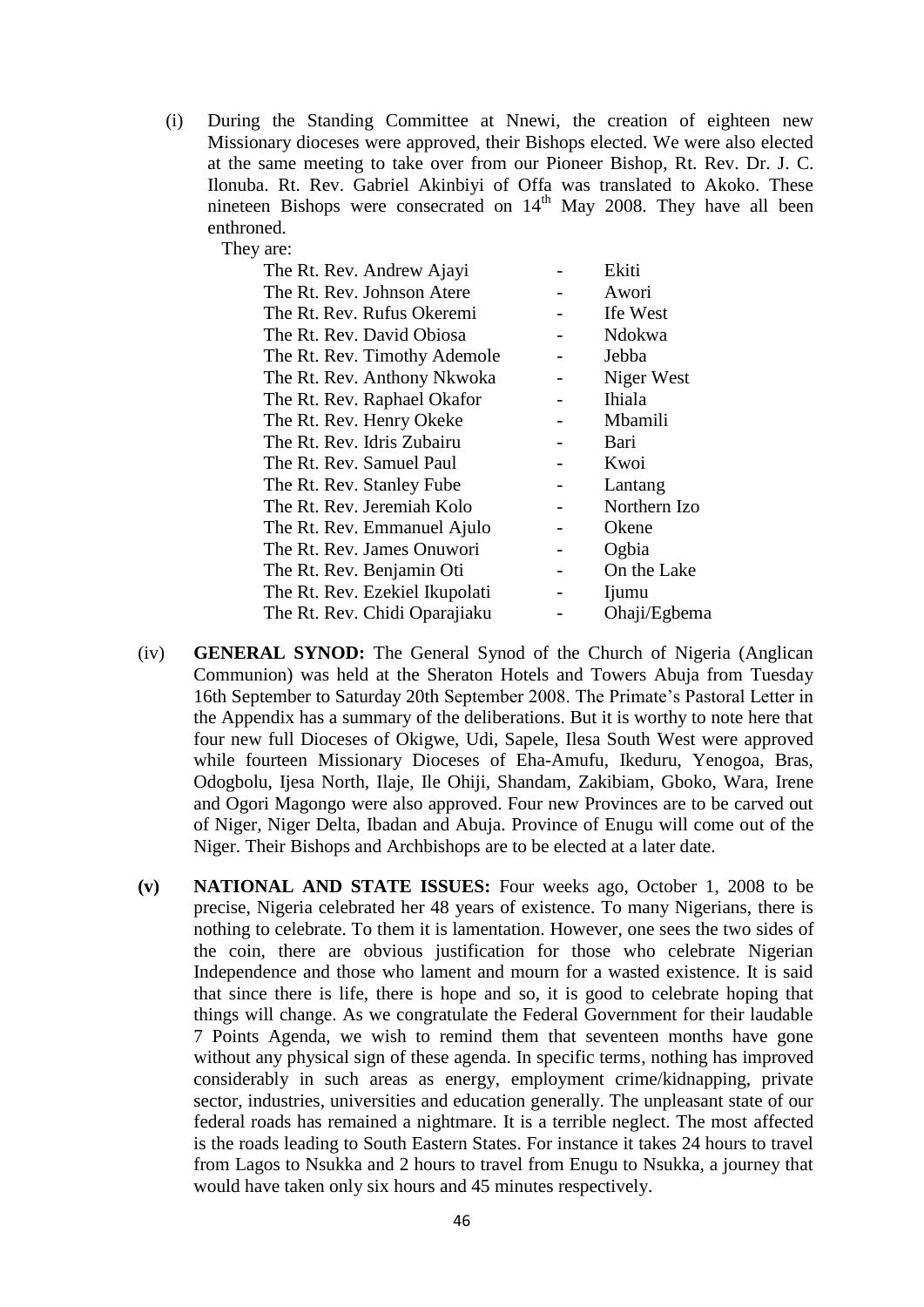(i) During the Standing Committee at Nnewi, the creation of eighteen new Missionary dioceses were approved, their Bishops elected. We were also elected at the same meeting to take over from our Pioneer Bishop, Rt. Rev. Dr. J. C. Ilonuba. Rt. Rev. Gabriel Akinbiyi of Offa was translated to Akoko. These nineteen Bishops were consecrated on 14th May 2008. They have all been enthroned.

They are:

| | | |
|---|---|---|
| The Rt. Rev. Andrew Ajayi | - | Ekiti |
| The Rt. Rev. Johnson Atere | - | Awori |
| The Rt. Rev. Rufus Okeremi | - | Ife West |
| The Rt. Rev. David Obiosa | - | Ndokwa |
| The Rt. Rev. Timothy Ademole | - | Jebba |
| The Rt. Rev. Anthony Nkwoka | - | Niger West |
| The Rt. Rev. Raphael Okafor | - | Ihiala |
| The Rt. Rev. Henry Okeke | - | Mbamili |
| The Rt. Rev. Idris Zubairu | - | Bari |
| The Rt. Rev. Samuel Paul | - | Kwoi |
| The Rt. Rev. Stanley Fube | - | Lantang |
| The Rt. Rev. Jeremiah Kolo | - | Northern Izo |
| The Rt. Rev. Emmanuel Ajulo | - | Okene |
| The Rt. Rev. James Onuwori | - | Ogbia |
| The Rt. Rev. Benjamin Oti | - | On the Lake |
| The Rt. Rev. Ezekiel Ikupolati | - | Ijumu |
| The Rt. Rev. Chidi Oparajiaku | - | Ohaji/Egbema |

(iv) **GENERAL SYNOD:** The General Synod of the Church of Nigeria (Anglican Communion) was held at the Sheraton Hotels and Towers Abuja from Tuesday 16th September to Saturday 20th September 2008. The Primate's Pastoral Letter in the Appendix has a summary of the deliberations. But it is worthy to note here that four new full Dioceses of Okigwe, Udi, Sapele, Ilesa South West were approved while fourteen Missionary Dioceses of Eha-Amufu, Ikeduru, Yenogoa, Bras, Odogbolu, Ijesa North, Ilaje, Ile Ohiji, Shandam, Zakibiam, Gboko, Wara, Irene and Ogori Magongo were also approved. Four new Provinces are to be carved out of Niger, Niger Delta, Ibadan and Abuja. Province of Enugu will come out of the Niger. Their Bishops and Archbishops are to be elected at a later date.

**(v) NATIONAL AND STATE ISSUES:** Four weeks ago, October 1, 2008 to be precise, Nigeria celebrated her 48 years of existence. To many Nigerians, there is nothing to celebrate. To them it is lamentation. However, one sees the two sides of the coin, there are obvious justification for those who celebrate Nigerian Independence and those who lament and mourn for a wasted existence. It is said that since there is life, there is hope and so, it is good to celebrate hoping that things will change. As we congratulate the Federal Government for their laudable 7 Points Agenda, we wish to remind them that seventeen months have gone without any physical sign of these agenda. In specific terms, nothing has improved considerably in such areas as energy, employment crime/kidnapping, private sector, industries, universities and education generally. The unpleasant state of our federal roads has remained a nightmare. It is a terrible neglect. The most affected is the roads leading to South Eastern States. For instance it takes 24 hours to travel from Lagos to Nsukka and 2 hours to travel from Enugu to Nsukka, a journey that would have taken only six hours and 45 minutes respectively.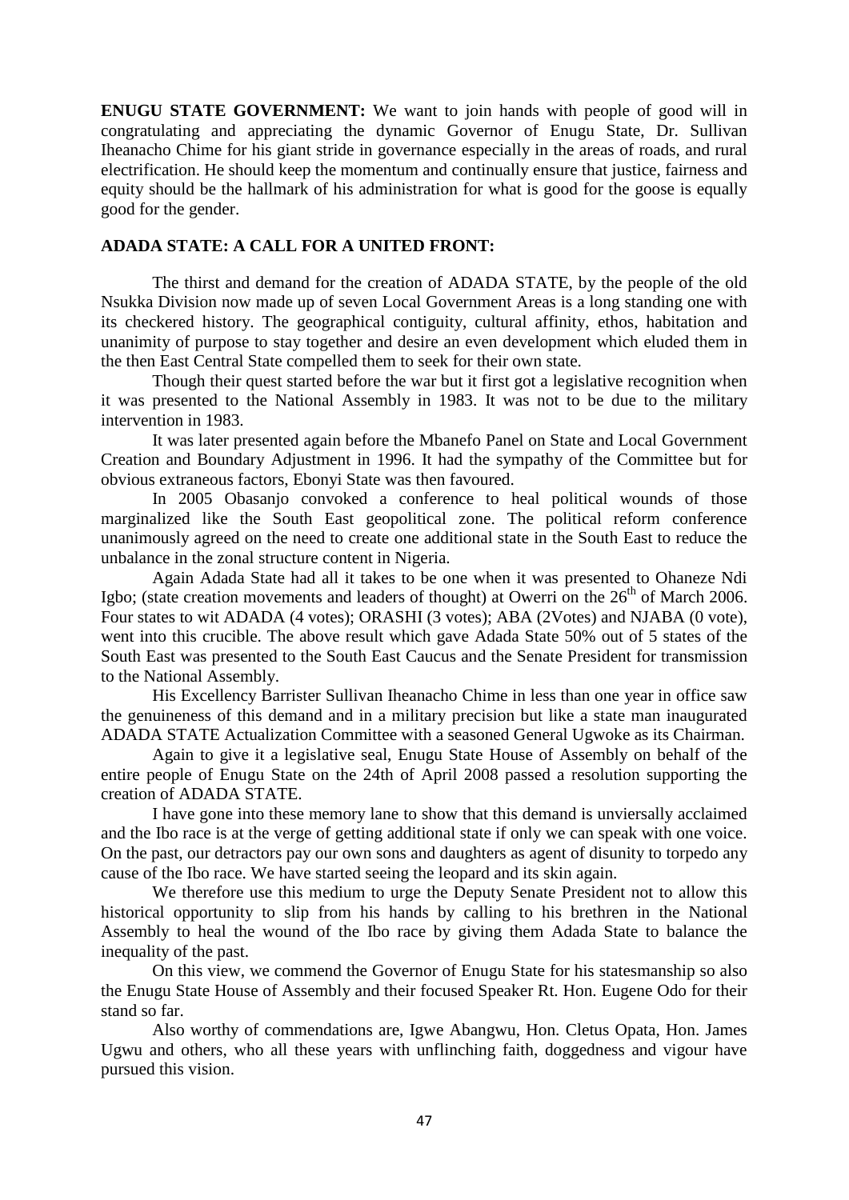**ENUGU STATE GOVERNMENT:** We want to join hands with people of good will in congratulating and appreciating the dynamic Governor of Enugu State, Dr. Sullivan Iheanacho Chime for his giant stride in governance especially in the areas of roads, and rural electrification. He should keep the momentum and continually ensure that justice, fairness and equity should be the hallmark of his administration for what is good for the goose is equally good for the gender.

**ADADA STATE: A CALL FOR A UNITED FRONT:**

The thirst and demand for the creation of ADADA STATE, by the people of the old Nsukka Division now made up of seven Local Government Areas is a long standing one with its checkered history. The geographical contiguity, cultural affinity, ethos, habitation and unanimity of purpose to stay together and desire an even development which eluded them in the then East Central State compelled them to seek for their own state.

Though their quest started before the war but it first got a legislative recognition when it was presented to the National Assembly in 1983. It was not to be due to the military intervention in 1983.

It was later presented again before the Mbanefo Panel on State and Local Government Creation and Boundary Adjustment in 1996. It had the sympathy of the Committee but for obvious extraneous factors, Ebonyi State was then favoured.

In 2005 Obasanjo convoked a conference to heal political wounds of those marginalized like the South East geopolitical zone. The political reform conference unanimously agreed on the need to create one additional state in the South East to reduce the unbalance in the zonal structure content in Nigeria.

Again Adada State had all it takes to be one when it was presented to Ohaneze Ndi Igbo; (state creation movements and leaders of thought) at Owerri on the 26th of March 2006. Four states to wit ADADA (4 votes); ORASHI (3 votes); ABA (2Votes) and NJABA (0 vote), went into this crucible. The above result which gave Adada State 50% out of 5 states of the South East was presented to the South East Caucus and the Senate President for transmission to the National Assembly.

His Excellency Barrister Sullivan Iheanacho Chime in less than one year in office saw the genuineness of this demand and in a military precision but like a state man inaugurated ADADA STATE Actualization Committee with a seasoned General Ugwoke as its Chairman.

Again to give it a legislative seal, Enugu State House of Assembly on behalf of the entire people of Enugu State on the 24th of April 2008 passed a resolution supporting the creation of ADADA STATE.

I have gone into these memory lane to show that this demand is unviersally acclaimed and the Ibo race is at the verge of getting additional state if only we can speak with one voice. On the past, our detractors pay our own sons and daughters as agent of disunity to torpedo any cause of the Ibo race. We have started seeing the leopard and its skin again.

We therefore use this medium to urge the Deputy Senate President not to allow this historical opportunity to slip from his hands by calling to his brethren in the National Assembly to heal the wound of the Ibo race by giving them Adada State to balance the inequality of the past.

On this view, we commend the Governor of Enugu State for his statesmanship so also the Enugu State House of Assembly and their focused Speaker Rt. Hon. Eugene Odo for their stand so far.

Also worthy of commendations are, Igwe Abangwu, Hon. Cletus Opata, Hon. James Ugwu and others, who all these years with unflinching faith, doggedness and vigour have pursued this vision.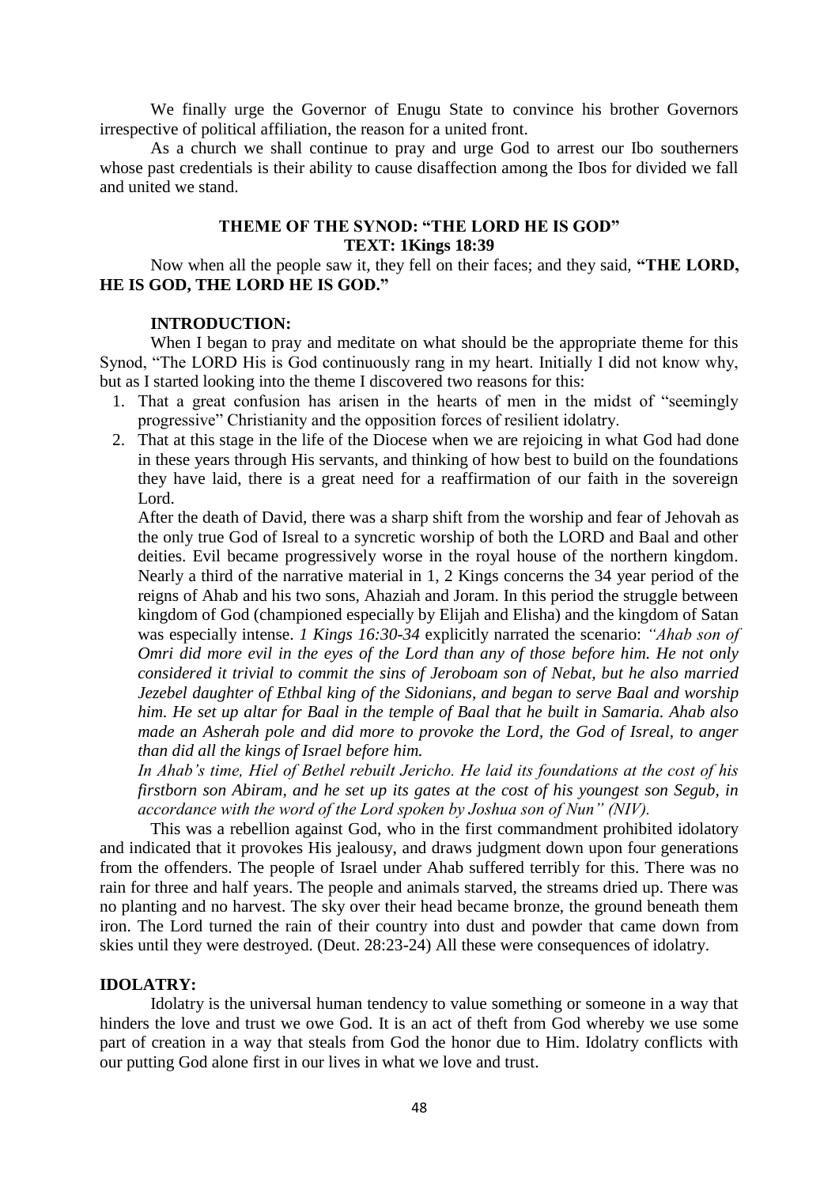We finally urge the Governor of Enugu State to convince his brother Governors irrespective of political affiliation, the reason for a united front.

As a church we shall continue to pray and urge God to arrest our Ibo southerners whose past credentials is their ability to cause disaffection among the Ibos for divided we fall and united we stand.

**THEME OF THE SYNOD: "THE LORD HE IS GOD"**
**TEXT: 1Kings 18:39**

Now when all the people saw it, they fell on their faces; and they said, **"THE LORD, HE IS GOD, THE LORD HE IS GOD."**

**INTRODUCTION:**

When I began to pray and meditate on what should be the appropriate theme for this Synod, "The LORD His is God continuously rang in my heart. Initially I did not know why, but as I started looking into the theme I discovered two reasons for this:

1. That a great confusion has arisen in the hearts of men in the midst of "seemingly progressive" Christianity and the opposition forces of resilient idolatry.
2. That at this stage in the life of the Diocese when we are rejoicing in what God had done in these years through His servants, and thinking of how best to build on the foundations they have laid, there is a great need for a reaffirmation of our faith in the sovereign Lord.

   After the death of David, there was a sharp shift from the worship and fear of Jehovah as the only true God of Isreal to a syncretic worship of both the LORD and Baal and other deities. Evil became progressively worse in the royal house of the northern kingdom. Nearly a third of the narrative material in 1, 2 Kings concerns the 34 year period of the reigns of Ahab and his two sons, Ahaziah and Joram. In this period the struggle between kingdom of God (championed especially by Elijah and Elisha) and the kingdom of Satan was especially intense. *1 Kings 16:30-34* explicitly narrated the scenario: *"Ahab son of Omri did more evil in the eyes of the Lord than any of those before him. He not only considered it trivial to commit the sins of Jeroboam son of Nebat, but he also married Jezebel daughter of Ethbal king of the Sidonians, and began to serve Baal and worship him. He set up altar for Baal in the temple of Baal that he built in Samaria. Ahab also made an Asherah pole and did more to provoke the Lord, the God of Isreal, to anger than did all the kings of Israel before him.*

   *In Ahab's time, Hiel of Bethel rebuilt Jericho. He laid its foundations at the cost of his firstborn son Abiram, and he set up its gates at the cost of his youngest son Segub, in accordance with the word of the Lord spoken by Joshua son of Nun" (NIV).*

This was a rebellion against God, who in the first commandment prohibited idolatory and indicated that it provokes His jealousy, and draws judgment down upon four generations from the offenders. The people of Israel under Ahab suffered terribly for this. There was no rain for three and half years. The people and animals starved, the streams dried up. There was no planting and no harvest. The sky over their head became bronze, the ground beneath them iron. The Lord turned the rain of their country into dust and powder that came down from skies until they were destroyed. (Deut. 28:23-24) All these were consequences of idolatry.

**IDOLATRY:**

Idolatry is the universal human tendency to value something or someone in a way that hinders the love and trust we owe God. It is an act of theft from God whereby we use some part of creation in a way that steals from God the honor due to Him. Idolatry conflicts with our putting God alone first in our lives in what we love and trust.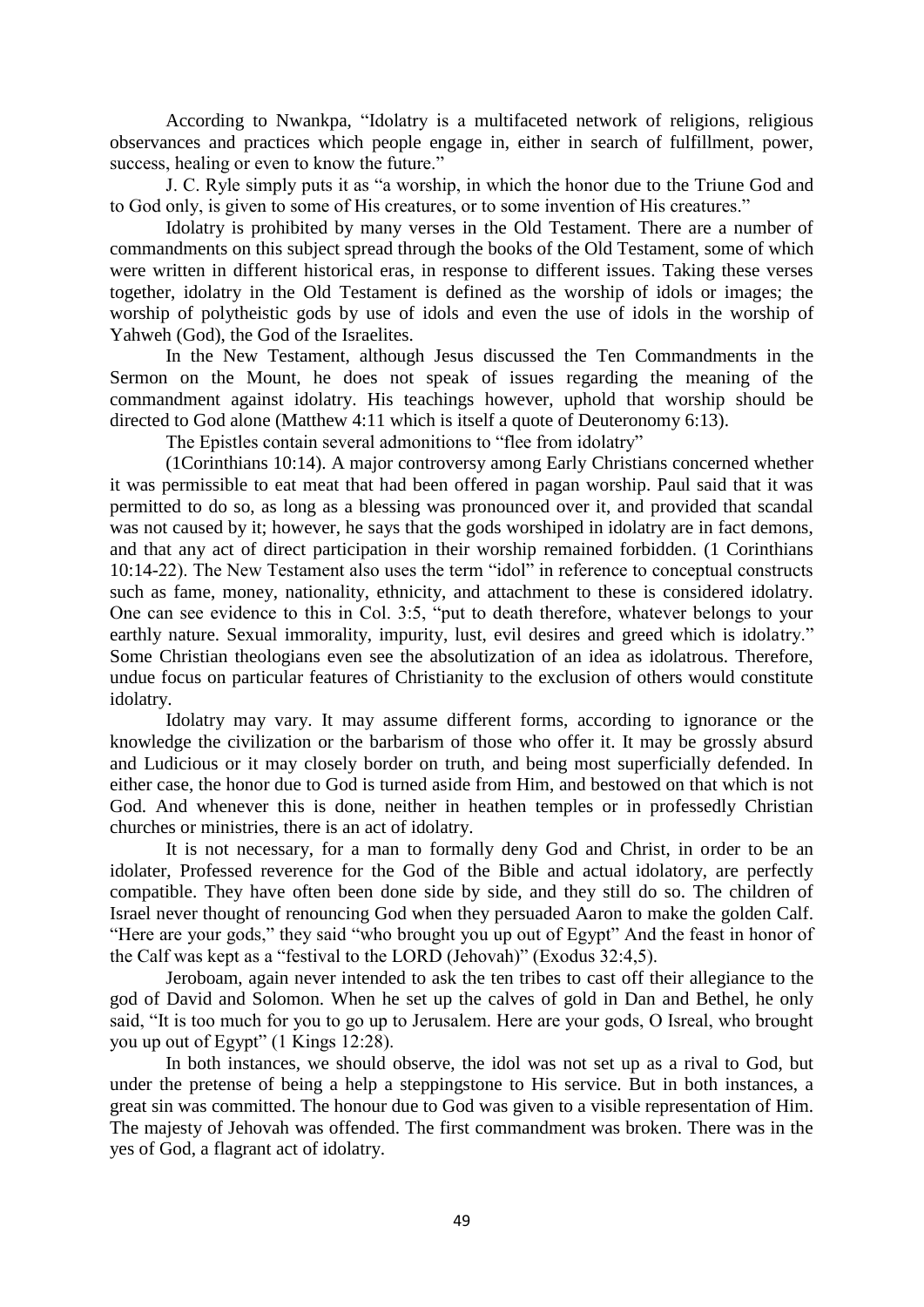According to Nwankpa, “Idolatry is a multifaceted network of religions, religious observances and practices which people engage in, either in search of fulfillment, power, success, healing or even to know the future.”

J. C. Ryle simply puts it as “a worship, in which the honor due to the Triune God and to God only, is given to some of His creatures, or to some invention of His creatures.”

Idolatry is prohibited by many verses in the Old Testament. There are a number of commandments on this subject spread through the books of the Old Testament, some of which were written in different historical eras, in response to different issues. Taking these verses together, idolatry in the Old Testament is defined as the worship of idols or images; the worship of polytheistic gods by use of idols and even the use of idols in the worship of Yahweh (God), the God of the Israelites.

In the New Testament, although Jesus discussed the Ten Commandments in the Sermon on the Mount, he does not speak of issues regarding the meaning of the commandment against idolatry. His teachings however, uphold that worship should be directed to God alone (Matthew 4:11 which is itself a quote of Deuteronomy 6:13).

The Epistles contain several admonitions to “flee from idolatry”

(1Corinthians 10:14). A major controversy among Early Christians concerned whether it was permissible to eat meat that had been offered in pagan worship. Paul said that it was permitted to do so, as long as a blessing was pronounced over it, and provided that scandal was not caused by it; however, he says that the gods worshiped in idolatry are in fact demons, and that any act of direct participation in their worship remained forbidden. (1 Corinthians 10:14-22). The New Testament also uses the term “idol” in reference to conceptual constructs such as fame, money, nationality, ethnicity, and attachment to these is considered idolatry. One can see evidence to this in Col. 3:5, “put to death therefore, whatever belongs to your earthly nature. Sexual immorality, impurity, lust, evil desires and greed which is idolatry.” Some Christian theologians even see the absolutization of an idea as idolatrous. Therefore, undue focus on particular features of Christianity to the exclusion of others would constitute idolatry.

Idolatry may vary. It may assume different forms, according to ignorance or the knowledge the civilization or the barbarism of those who offer it. It may be grossly absurd and Ludicious or it may closely border on truth, and being most superficially defended. In either case, the honor due to God is turned aside from Him, and bestowed on that which is not God. And whenever this is done, neither in heathen temples or in professedly Christian churches or ministries, there is an act of idolatry.

It is not necessary, for a man to formally deny God and Christ, in order to be an idolater, Professed reverence for the God of the Bible and actual idolatory, are perfectly compatible. They have often been done side by side, and they still do so. The children of Israel never thought of renouncing God when they persuaded Aaron to make the golden Calf. “Here are your gods,” they said “who brought you up out of Egypt” And the feast in honor of the Calf was kept as a “festival to the LORD (Jehovah)” (Exodus 32:4,5).

Jeroboam, again never intended to ask the ten tribes to cast off their allegiance to the god of David and Solomon. When he set up the calves of gold in Dan and Bethel, he only said, “It is too much for you to go up to Jerusalem. Here are your gods, O Isreal, who brought you up out of Egypt” (1 Kings 12:28).

In both instances, we should observe, the idol was not set up as a rival to God, but under the pretense of being a help a steppingstone to His service. But in both instances, a great sin was committed. The honour due to God was given to a visible representation of Him. The majesty of Jehovah was offended. The first commandment was broken. There was in the yes of God, a flagrant act of idolatry.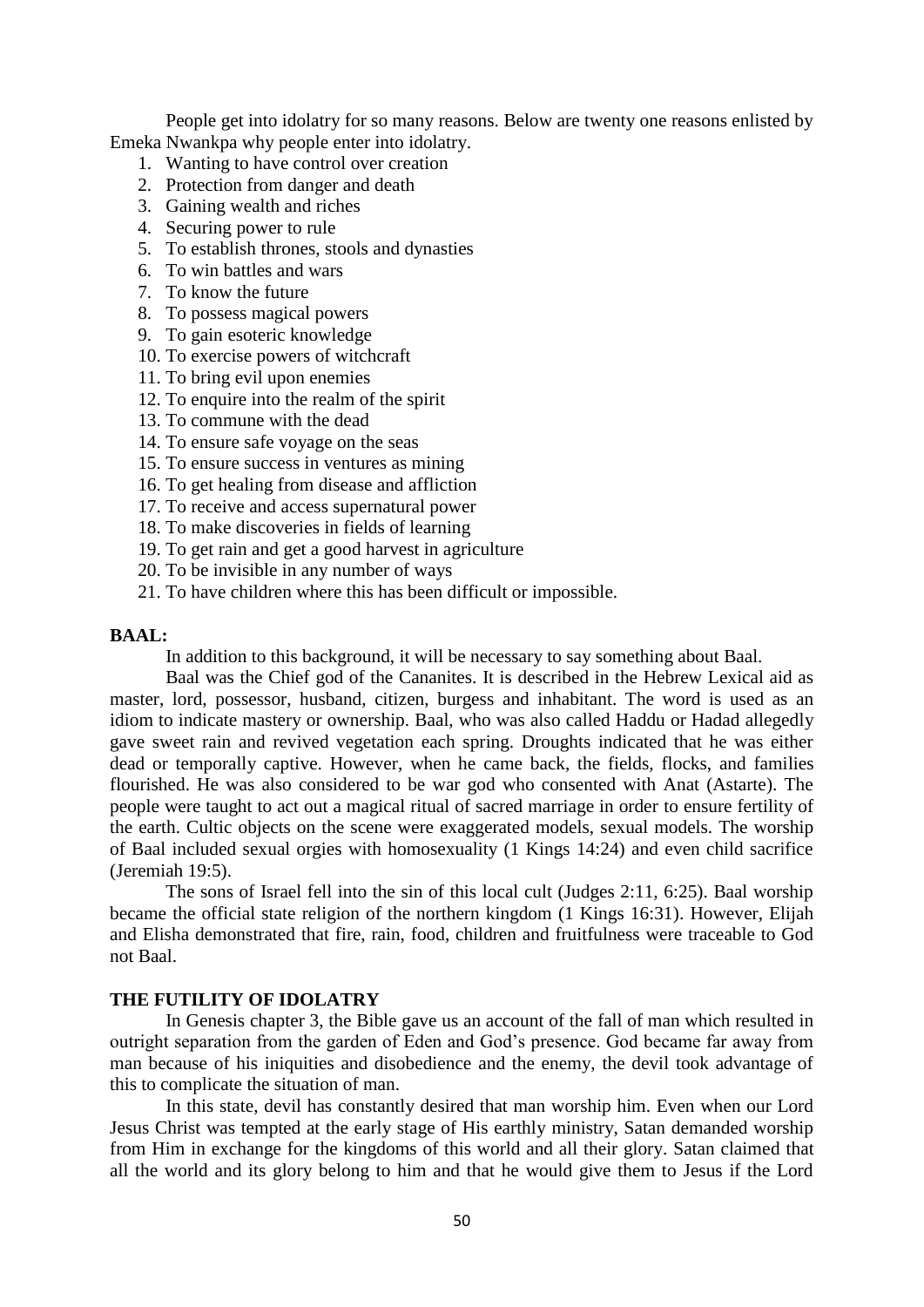People get into idolatry for so many reasons. Below are twenty one reasons enlisted by Emeka Nwankpa why people enter into idolatry.

1. Wanting to have control over creation
2. Protection from danger and death
3. Gaining wealth and riches
4. Securing power to rule
5. To establish thrones, stools and dynasties
6. To win battles and wars
7. To know the future
8. To possess magical powers
9. To gain esoteric knowledge
10. To exercise powers of witchcraft
11. To bring evil upon enemies
12. To enquire into the realm of the spirit
13. To commune with the dead
14. To ensure safe voyage on the seas
15. To ensure success in ventures as mining
16. To get healing from disease and affliction
17. To receive and access supernatural power
18. To make discoveries in fields of learning
19. To get rain and get a good harvest in agriculture
20. To be invisible in any number of ways
21. To have children where this has been difficult or impossible.

**BAAL:**

In addition to this background, it will be necessary to say something about Baal.

Baal was the Chief god of the Cananites. It is described in the Hebrew Lexical aid as master, lord, possessor, husband, citizen, burgess and inhabitant. The word is used as an idiom to indicate mastery or ownership. Baal, who was also called Haddu or Hadad allegedly gave sweet rain and revived vegetation each spring. Droughts indicated that he was either dead or temporally captive. However, when he came back, the fields, flocks, and families flourished. He was also considered to be war god who consented with Anat (Astarte). The people were taught to act out a magical ritual of sacred marriage in order to ensure fertility of the earth. Cultic objects on the scene were exaggerated models, sexual models. The worship of Baal included sexual orgies with homosexuality (1 Kings 14:24) and even child sacrifice (Jeremiah 19:5).

The sons of Israel fell into the sin of this local cult (Judges 2:11, 6:25). Baal worship became the official state religion of the northern kingdom (1 Kings 16:31). However, Elijah and Elisha demonstrated that fire, rain, food, children and fruitfulness were traceable to God not Baal.

**THE FUTILITY OF IDOLATRY**

In Genesis chapter 3, the Bible gave us an account of the fall of man which resulted in outright separation from the garden of Eden and God's presence. God became far away from man because of his iniquities and disobedience and the enemy, the devil took advantage of this to complicate the situation of man.

In this state, devil has constantly desired that man worship him. Even when our Lord Jesus Christ was tempted at the early stage of His earthly ministry, Satan demanded worship from Him in exchange for the kingdoms of this world and all their glory. Satan claimed that all the world and its glory belong to him and that he would give them to Jesus if the Lord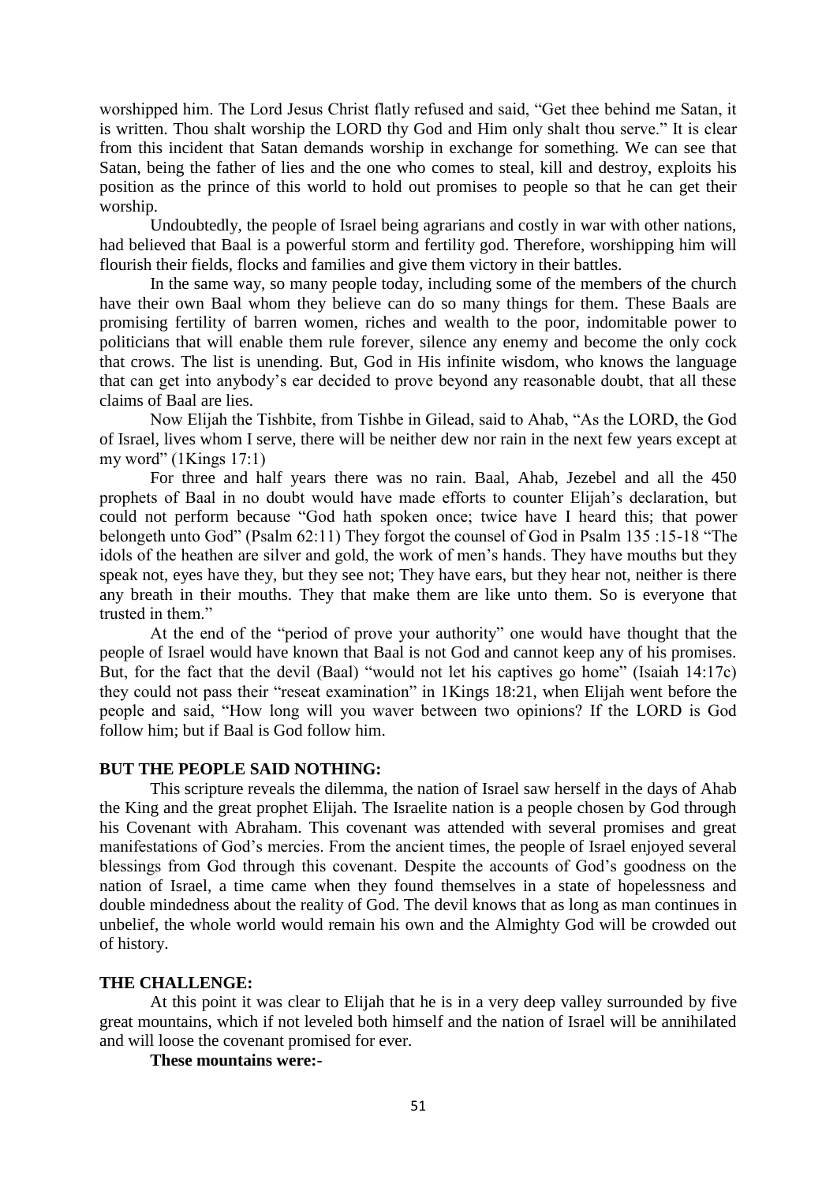worshipped him. The Lord Jesus Christ flatly refused and said, "Get thee behind me Satan, it is written. Thou shalt worship the LORD thy God and Him only shalt thou serve." It is clear from this incident that Satan demands worship in exchange for something. We can see that Satan, being the father of lies and the one who comes to steal, kill and destroy, exploits his position as the prince of this world to hold out promises to people so that he can get their worship.

Undoubtedly, the people of Israel being agrarians and costly in war with other nations, had believed that Baal is a powerful storm and fertility god. Therefore, worshipping him will flourish their fields, flocks and families and give them victory in their battles.

In the same way, so many people today, including some of the members of the church have their own Baal whom they believe can do so many things for them. These Baals are promising fertility of barren women, riches and wealth to the poor, indomitable power to politicians that will enable them rule forever, silence any enemy and become the only cock that crows. The list is unending. But, God in His infinite wisdom, who knows the language that can get into anybody's ear decided to prove beyond any reasonable doubt, that all these claims of Baal are lies.

Now Elijah the Tishbite, from Tishbe in Gilead, said to Ahab, "As the LORD, the God of Israel, lives whom I serve, there will be neither dew nor rain in the next few years except at my word" (1Kings 17:1)

For three and half years there was no rain. Baal, Ahab, Jezebel and all the 450 prophets of Baal in no doubt would have made efforts to counter Elijah's declaration, but could not perform because "God hath spoken once; twice have I heard this; that power belongeth unto God" (Psalm 62:11) They forgot the counsel of God in Psalm 135 :15-18 "The idols of the heathen are silver and gold, the work of men's hands. They have mouths but they speak not, eyes have they, but they see not; They have ears, but they hear not, neither is there any breath in their mouths. They that make them are like unto them. So is everyone that trusted in them."

At the end of the "period of prove your authority" one would have thought that the people of Israel would have known that Baal is not God and cannot keep any of his promises. But, for the fact that the devil (Baal) "would not let his captives go home" (Isaiah 14:17c) they could not pass their "reseat examination" in 1Kings 18:21, when Elijah went before the people and said, "How long will you waver between two opinions? If the LORD is God follow him; but if Baal is God follow him.

**BUT THE PEOPLE SAID NOTHING:**

This scripture reveals the dilemma, the nation of Israel saw herself in the days of Ahab the King and the great prophet Elijah. The Israelite nation is a people chosen by God through his Covenant with Abraham. This covenant was attended with several promises and great manifestations of God's mercies. From the ancient times, the people of Israel enjoyed several blessings from God through this covenant. Despite the accounts of God's goodness on the nation of Israel, a time came when they found themselves in a state of hopelessness and double mindedness about the reality of God. The devil knows that as long as man continues in unbelief, the whole world would remain his own and the Almighty God will be crowded out of history.

**THE CHALLENGE:**

At this point it was clear to Elijah that he is in a very deep valley surrounded by five great mountains, which if not leveled both himself and the nation of Israel will be annihilated and will loose the covenant promised for ever.

**These mountains were:-**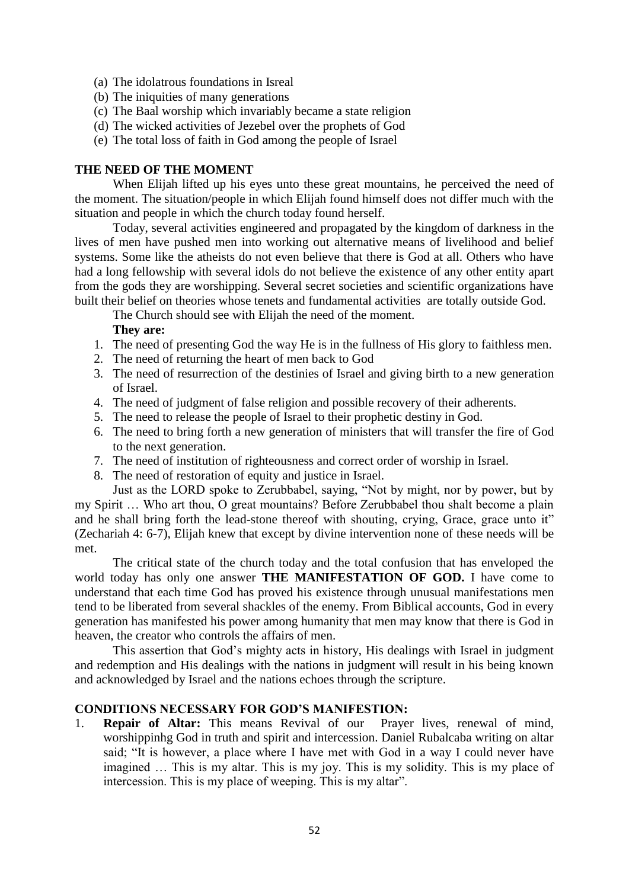(a) The idolatrous foundations in Isreal
(b) The iniquities of many generations
(c) The Baal worship which invariably became a state religion
(d) The wicked activities of Jezebel over the prophets of God
(e) The total loss of faith in God among the people of Israel

**THE NEED OF THE MOMENT**

When Elijah lifted up his eyes unto these great mountains, he perceived the need of the moment. The situation/people in which Elijah found himself does not differ much with the situation and people in which the church today found herself.

Today, several activities engineered and propagated by the kingdom of darkness in the lives of men have pushed men into working out alternative means of livelihood and belief systems. Some like the atheists do not even believe that there is God at all. Others who have had a long fellowship with several idols do not believe the existence of any other entity apart from the gods they are worshipping. Several secret societies and scientific organizations have built their belief on theories whose tenets and fundamental activities are totally outside God.

The Church should see with Elijah the need of the moment.

**They are:**

1. The need of presenting God the way He is in the fullness of His glory to faithless men.
2. The need of returning the heart of men back to God
3. The need of resurrection of the destinies of Israel and giving birth to a new generation of Israel.
4. The need of judgment of false religion and possible recovery of their adherents.
5. The need to release the people of Israel to their prophetic destiny in God.
6. The need to bring forth a new generation of ministers that will transfer the fire of God to the next generation.
7. The need of institution of righteousness and correct order of worship in Israel.
8. The need of restoration of equity and justice in Israel.

Just as the LORD spoke to Zerubbabel, saying, "Not by might, nor by power, but by my Spirit … Who art thou, O great mountains? Before Zerubbabel thou shalt become a plain and he shall bring forth the lead-stone thereof with shouting, crying, Grace, grace unto it" (Zechariah 4: 6-7), Elijah knew that except by divine intervention none of these needs will be met.

The critical state of the church today and the total confusion that has enveloped the world today has only one answer **THE MANIFESTATION OF GOD.** I have come to understand that each time God has proved his existence through unusual manifestations men tend to be liberated from several shackles of the enemy. From Biblical accounts, God in every generation has manifested his power among humanity that men may know that there is God in heaven, the creator who controls the affairs of men.

This assertion that God's mighty acts in history, His dealings with Israel in judgment and redemption and His dealings with the nations in judgment will result in his being known and acknowledged by Israel and the nations echoes through the scripture.

**CONDITIONS NECESSARY FOR GOD'S MANIFESTION:**

1. **Repair of Altar:** This means Revival of our Prayer lives, renewal of mind, worshippinhg God in truth and spirit and intercession. Daniel Rubalcaba writing on altar said; "It is however, a place where I have met with God in a way I could never have imagined … This is my altar. This is my joy. This is my solidity. This is my place of intercession. This is my place of weeping. This is my altar".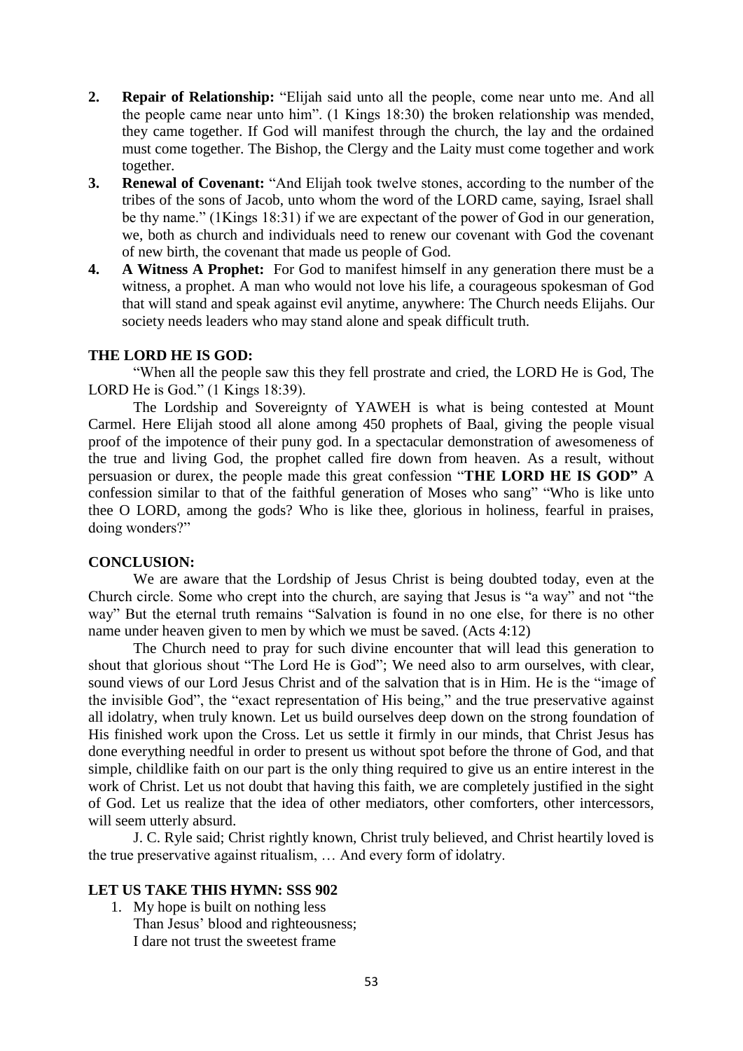2. **Repair of Relationship:** "Elijah said unto all the people, come near unto me. And all the people came near unto him". (1 Kings 18:30) the broken relationship was mended, they came together. If God will manifest through the church, the lay and the ordained must come together. The Bishop, the Clergy and the Laity must come together and work together.
3. **Renewal of Covenant:** "And Elijah took twelve stones, according to the number of the tribes of the sons of Jacob, unto whom the word of the LORD came, saying, Israel shall be thy name." (1Kings 18:31) if we are expectant of the power of God in our generation, we, both as church and individuals need to renew our covenant with God the covenant of new birth, the covenant that made us people of God.
4. **A Witness A Prophet:** For God to manifest himself in any generation there must be a witness, a prophet. A man who would not love his life, a courageous spokesman of God that will stand and speak against evil anytime, anywhere: The Church needs Elijahs. Our society needs leaders who may stand alone and speak difficult truth.

**THE LORD HE IS GOD:**

"When all the people saw this they fell prostrate and cried, the LORD He is God, The LORD He is God." (1 Kings 18:39).

The Lordship and Sovereignty of YAWEH is what is being contested at Mount Carmel. Here Elijah stood all alone among 450 prophets of Baal, giving the people visual proof of the impotence of their puny god. In a spectacular demonstration of awesomeness of the true and living God, the prophet called fire down from heaven. As a result, without persuasion or durex, the people made this great confession "**THE LORD HE IS GOD"** A confession similar to that of the faithful generation of Moses who sang" "Who is like unto thee O LORD, among the gods? Who is like thee, glorious in holiness, fearful in praises, doing wonders?"

**CONCLUSION:**

We are aware that the Lordship of Jesus Christ is being doubted today, even at the Church circle. Some who crept into the church, are saying that Jesus is "a way" and not "the way" But the eternal truth remains "Salvation is found in no one else, for there is no other name under heaven given to men by which we must be saved. (Acts 4:12)

The Church need to pray for such divine encounter that will lead this generation to shout that glorious shout "The Lord He is God"; We need also to arm ourselves, with clear, sound views of our Lord Jesus Christ and of the salvation that is in Him. He is the "image of the invisible God", the "exact representation of His being," and the true preservative against all idolatry, when truly known. Let us build ourselves deep down on the strong foundation of His finished work upon the Cross. Let us settle it firmly in our minds, that Christ Jesus has done everything needful in order to present us without spot before the throne of God, and that simple, childlike faith on our part is the only thing required to give us an entire interest in the work of Christ. Let us not doubt that having this faith, we are completely justified in the sight of God. Let us realize that the idea of other mediators, other comforters, other intercessors, will seem utterly absurd.

J. C. Ryle said; Christ rightly known, Christ truly believed, and Christ heartily loved is the true preservative against ritualism, … And every form of idolatry.

**LET US TAKE THIS HYMN: SSS 902**

1. My hope is built on nothing less
   Than Jesus' blood and righteousness;
   I dare not trust the sweetest frame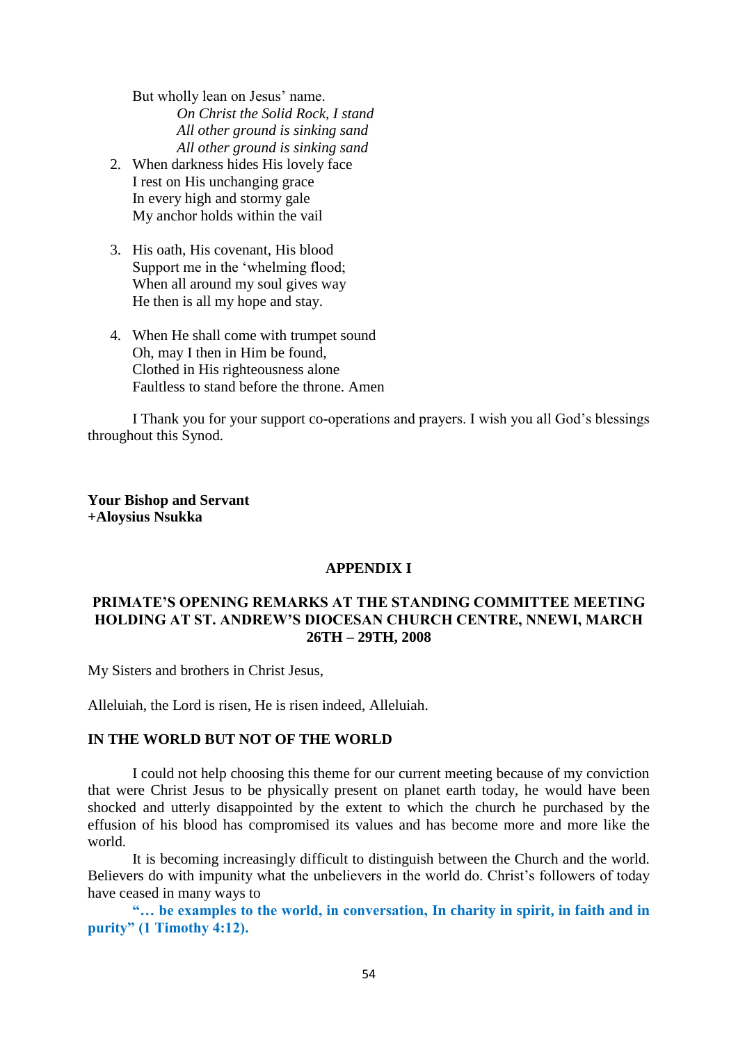But wholly lean on Jesus' name.

*On Christ the Solid Rock, I stand*
*All other ground is sinking sand*
*All other ground is sinking sand*

2. When darkness hides His lovely face
   I rest on His unchanging grace
   In every high and stormy gale
   My anchor holds within the vail

3. His oath, His covenant, His blood
   Support me in the 'whelming flood;
   When all around my soul gives way
   He then is all my hope and stay.

4. When He shall come with trumpet sound
   Oh, may I then in Him be found,
   Clothed in His righteousness alone
   Faultless to stand before the throne. Amen

I Thank you for your support co-operations and prayers. I wish you all God's blessings throughout this Synod.

**Your Bishop and Servant**
**+Aloysius Nsukka**

## APPENDIX I

## PRIMATE'S OPENING REMARKS AT THE STANDING COMMITTEE MEETING HOLDING AT ST. ANDREW'S DIOCESAN CHURCH CENTRE, NNEWI, MARCH 26TH – 29TH, 2008

My Sisters and brothers in Christ Jesus,

Alleluiah, the Lord is risen, He is risen indeed, Alleluiah.

### IN THE WORLD BUT NOT OF THE WORLD

I could not help choosing this theme for our current meeting because of my conviction that were Christ Jesus to be physically present on planet earth today, he would have been shocked and utterly disappointed by the extent to which the church he purchased by the effusion of his blood has compromised its values and has become more and more like the world.

It is becoming increasingly difficult to distinguish between the Church and the world. Believers do with impunity what the unbelievers in the world do. Christ's followers of today have ceased in many ways to

**"… be examples to the world, in conversation, In charity in spirit, in faith and in purity" (1 Timothy 4:12).**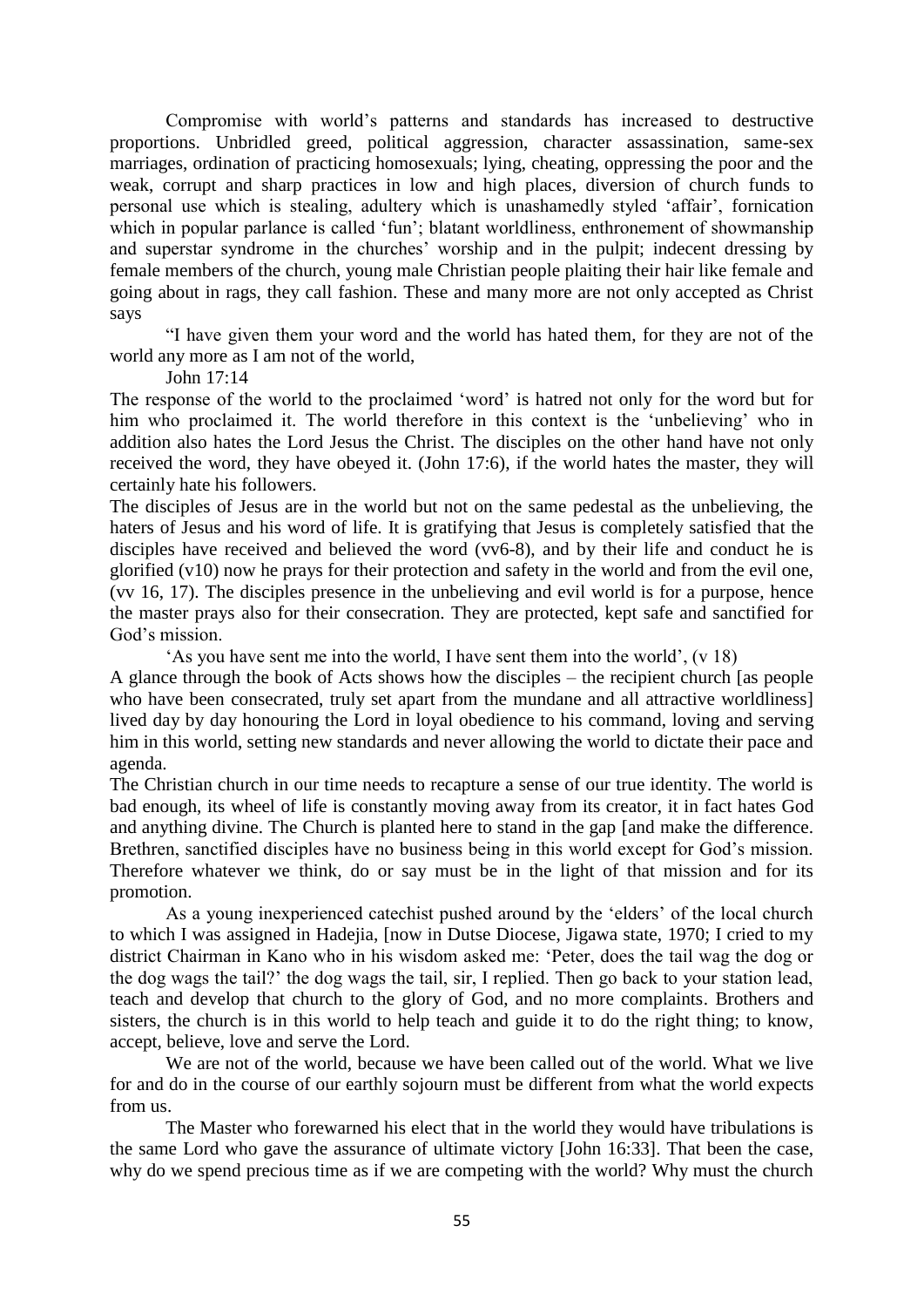Compromise with world's patterns and standards has increased to destructive proportions. Unbridled greed, political aggression, character assassination, same-sex marriages, ordination of practicing homosexuals; lying, cheating, oppressing the poor and the weak, corrupt and sharp practices in low and high places, diversion of church funds to personal use which is stealing, adultery which is unashamedly styled 'affair', fornication which in popular parlance is called 'fun'; blatant worldliness, enthronement of showmanship and superstar syndrome in the churches' worship and in the pulpit; indecent dressing by female members of the church, young male Christian people plaiting their hair like female and going about in rags, they call fashion. These and many more are not only accepted as Christ says

"I have given them your word and the world has hated them, for they are not of the world any more as I am not of the world,

John 17:14

The response of the world to the proclaimed 'word' is hatred not only for the word but for him who proclaimed it. The world therefore in this context is the 'unbelieving' who in addition also hates the Lord Jesus the Christ. The disciples on the other hand have not only received the word, they have obeyed it. (John 17:6), if the world hates the master, they will certainly hate his followers.

The disciples of Jesus are in the world but not on the same pedestal as the unbelieving, the haters of Jesus and his word of life. It is gratifying that Jesus is completely satisfied that the disciples have received and believed the word (vv6-8), and by their life and conduct he is glorified (v10) now he prays for their protection and safety in the world and from the evil one, (vv 16, 17). The disciples presence in the unbelieving and evil world is for a purpose, hence the master prays also for their consecration. They are protected, kept safe and sanctified for God's mission.

'As you have sent me into the world, I have sent them into the world', (v 18)

A glance through the book of Acts shows how the disciples – the recipient church [as people who have been consecrated, truly set apart from the mundane and all attractive worldliness] lived day by day honouring the Lord in loyal obedience to his command, loving and serving him in this world, setting new standards and never allowing the world to dictate their pace and agenda.

The Christian church in our time needs to recapture a sense of our true identity. The world is bad enough, its wheel of life is constantly moving away from its creator, it in fact hates God and anything divine. The Church is planted here to stand in the gap [and make the difference. Brethren, sanctified disciples have no business being in this world except for God's mission. Therefore whatever we think, do or say must be in the light of that mission and for its promotion.

As a young inexperienced catechist pushed around by the 'elders' of the local church to which I was assigned in Hadejia, [now in Dutse Diocese, Jigawa state, 1970; I cried to my district Chairman in Kano who in his wisdom asked me: 'Peter, does the tail wag the dog or the dog wags the tail?' the dog wags the tail, sir, I replied. Then go back to your station lead, teach and develop that church to the glory of God, and no more complaints. Brothers and sisters, the church is in this world to help teach and guide it to do the right thing; to know, accept, believe, love and serve the Lord.

We are not of the world, because we have been called out of the world. What we live for and do in the course of our earthly sojourn must be different from what the world expects from us.

The Master who forewarned his elect that in the world they would have tribulations is the same Lord who gave the assurance of ultimate victory [John 16:33]. That been the case, why do we spend precious time as if we are competing with the world? Why must the church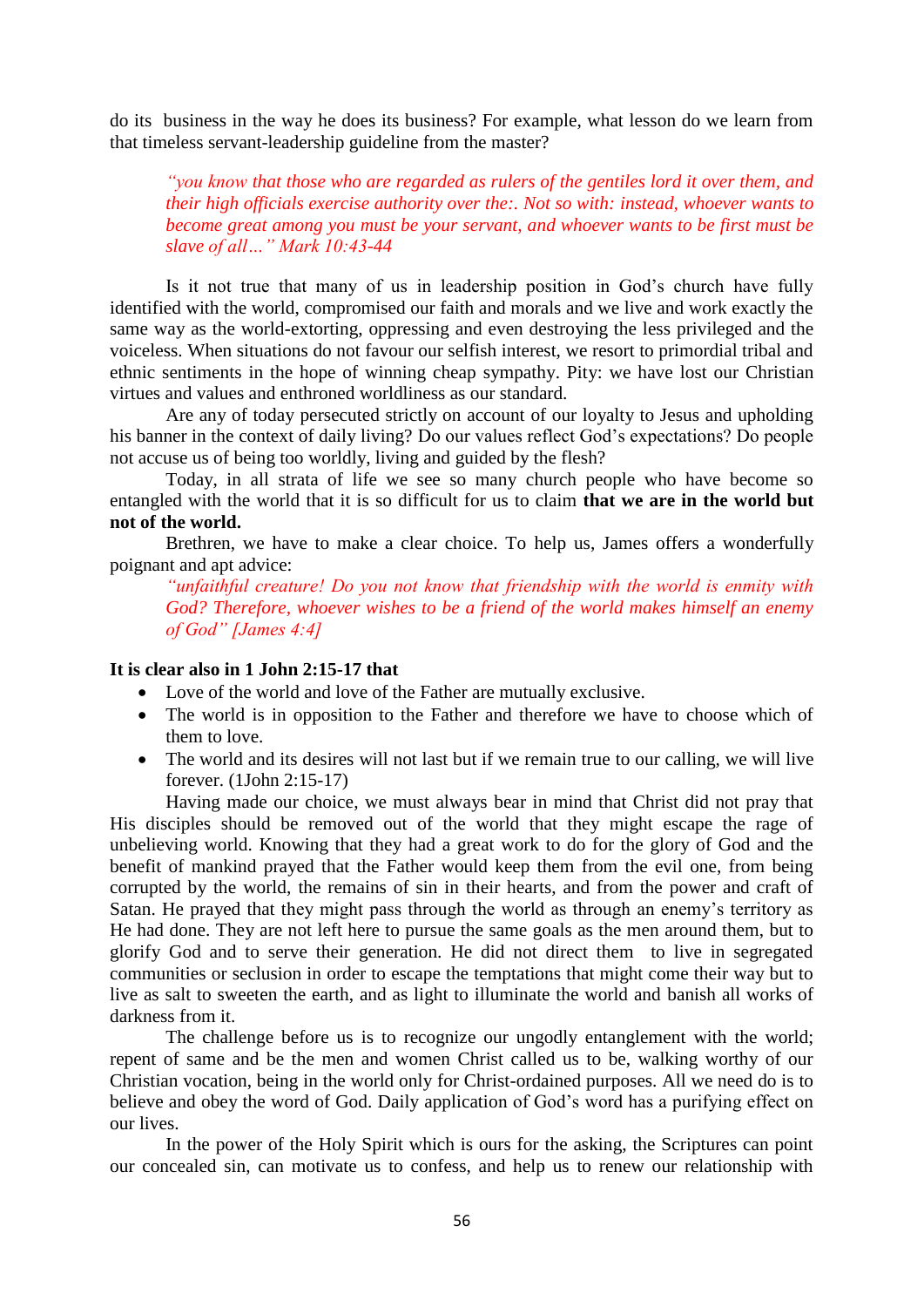do its  business in the way he does its business? For example, what lesson do we learn from that timeless servant-leadership guideline from the master?

> *"you know that those who are regarded as rulers of the gentiles lord it over them, and their high officials exercise authority over the:. Not so with: instead, whoever wants to become great among you must be your servant, and whoever wants to be first must be slave of all…" Mark 10:43-44*

Is it not true that many of us in leadership position in God's church have fully identified with the world, compromised our faith and morals and we live and work exactly the same way as the world-extorting, oppressing and even destroying the less privileged and the voiceless. When situations do not favour our selfish interest, we resort to primordial tribal and ethnic sentiments in the hope of winning cheap sympathy. Pity: we have lost our Christian virtues and values and enthroned worldliness as our standard.

Are any of today persecuted strictly on account of our loyalty to Jesus and upholding his banner in the context of daily living? Do our values reflect God's expectations? Do people not accuse us of being too worldly, living and guided by the flesh?

Today, in all strata of life we see so many church people who have become so entangled with the world that it is so difficult for us to claim **that we are in the world but not of the world.**

Brethren, we have to make a clear choice. To help us, James offers a wonderfully poignant and apt advice:

> *"unfaithful creature! Do you not know that friendship with the world is enmity with God? Therefore, whoever wishes to be a friend of the world makes himself an enemy of God" [James 4:4]*

**It is clear also in 1 John 2:15-17 that**

- Love of the world and love of the Father are mutually exclusive.
- The world is in opposition to the Father and therefore we have to choose which of them to love.
- The world and its desires will not last but if we remain true to our calling, we will live forever. (1John 2:15-17)

Having made our choice, we must always bear in mind that Christ did not pray that His disciples should be removed out of the world that they might escape the rage of unbelieving world. Knowing that they had a great work to do for the glory of God and the benefit of mankind prayed that the Father would keep them from the evil one, from being corrupted by the world, the remains of sin in their hearts, and from the power and craft of Satan. He prayed that they might pass through the world as through an enemy's territory as He had done. They are not left here to pursue the same goals as the men around them, but to glorify God and to serve their generation. He did not direct them  to live in segregated communities or seclusion in order to escape the temptations that might come their way but to live as salt to sweeten the earth, and as light to illuminate the world and banish all works of darkness from it.

The challenge before us is to recognize our ungodly entanglement with the world; repent of same and be the men and women Christ called us to be, walking worthy of our Christian vocation, being in the world only for Christ-ordained purposes. All we need do is to believe and obey the word of God. Daily application of God's word has a purifying effect on our lives.

In the power of the Holy Spirit which is ours for the asking, the Scriptures can point our concealed sin, can motivate us to confess, and help us to renew our relationship with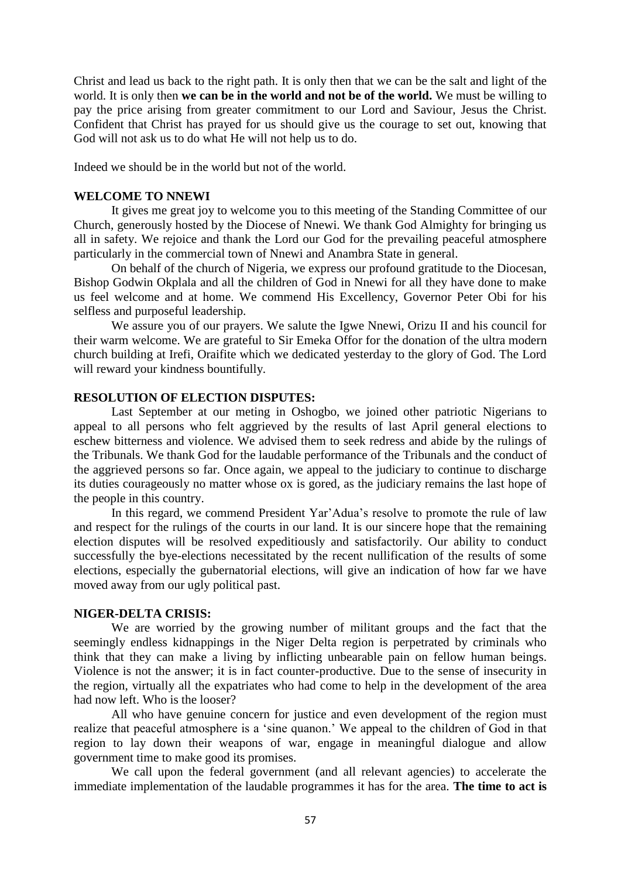Christ and lead us back to the right path. It is only then that we can be the salt and light of the world. It is only then **we can be in the world and not be of the world.** We must be willing to pay the price arising from greater commitment to our Lord and Saviour, Jesus the Christ. Confident that Christ has prayed for us should give us the courage to set out, knowing that God will not ask us to do what He will not help us to do.

Indeed we should be in the world but not of the world.

**WELCOME TO NNEWI**

It gives me great joy to welcome you to this meeting of the Standing Committee of our Church, generously hosted by the Diocese of Nnewi. We thank God Almighty for bringing us all in safety. We rejoice and thank the Lord our God for the prevailing peaceful atmosphere particularly in the commercial town of Nnewi and Anambra State in general.

On behalf of the church of Nigeria, we express our profound gratitude to the Diocesan, Bishop Godwin Okplala and all the children of God in Nnewi for all they have done to make us feel welcome and at home. We commend His Excellency, Governor Peter Obi for his selfless and purposeful leadership.

We assure you of our prayers. We salute the Igwe Nnewi, Orizu II and his council for their warm welcome. We are grateful to Sir Emeka Offor for the donation of the ultra modern church building at Irefi, Oraifite which we dedicated yesterday to the glory of God. The Lord will reward your kindness bountifully.

**RESOLUTION OF ELECTION DISPUTES:**

Last September at our meting in Oshogbo, we joined other patriotic Nigerians to appeal to all persons who felt aggrieved by the results of last April general elections to eschew bitterness and violence. We advised them to seek redress and abide by the rulings of the Tribunals. We thank God for the laudable performance of the Tribunals and the conduct of the aggrieved persons so far. Once again, we appeal to the judiciary to continue to discharge its duties courageously no matter whose ox is gored, as the judiciary remains the last hope of the people in this country.

In this regard, we commend President Yar'Adua's resolve to promote the rule of law and respect for the rulings of the courts in our land. It is our sincere hope that the remaining election disputes will be resolved expeditiously and satisfactorily. Our ability to conduct successfully the bye-elections necessitated by the recent nullification of the results of some elections, especially the gubernatorial elections, will give an indication of how far we have moved away from our ugly political past.

**NIGER-DELTA CRISIS:**

We are worried by the growing number of militant groups and the fact that the seemingly endless kidnappings in the Niger Delta region is perpetrated by criminals who think that they can make a living by inflicting unbearable pain on fellow human beings. Violence is not the answer; it is in fact counter-productive. Due to the sense of insecurity in the region, virtually all the expatriates who had come to help in the development of the area had now left. Who is the looser?

All who have genuine concern for justice and even development of the region must realize that peaceful atmosphere is a 'sine quanon.' We appeal to the children of God in that region to lay down their weapons of war, engage in meaningful dialogue and allow government time to make good its promises.

We call upon the federal government (and all relevant agencies) to accelerate the immediate implementation of the laudable programmes it has for the area. **The time to act is**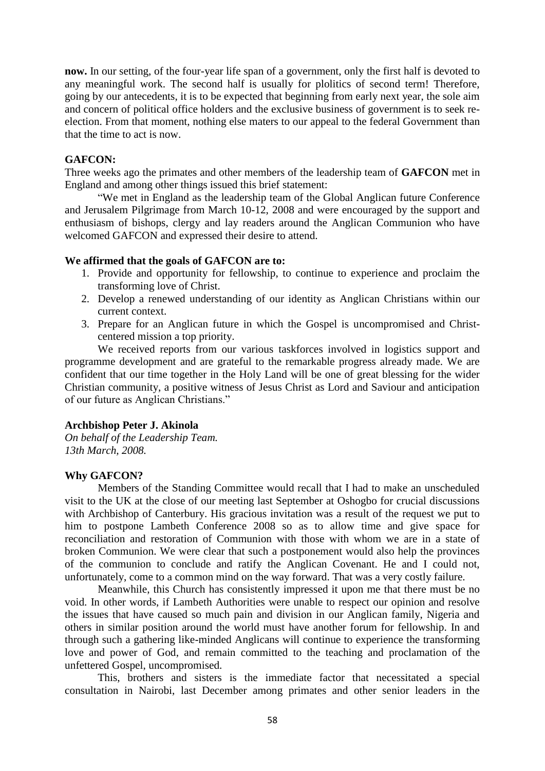**now.** In our setting, of the four-year life span of a government, only the first half is devoted to any meaningful work. The second half is usually for plolitics of second term! Therefore, going by our antecedents, it is to be expected that beginning from early next year, the sole aim and concern of political office holders and the exclusive business of government is to seek re-election. From that moment, nothing else maters to our appeal to the federal Government than that the time to act is now.

**GAFCON:**

Three weeks ago the primates and other members of the leadership team of **GAFCON** met in England and among other things issued this brief statement:

"We met in England as the leadership team of the Global Anglican future Conference and Jerusalem Pilgrimage from March 10-12, 2008 and were encouraged by the support and enthusiasm of bishops, clergy and lay readers around the Anglican Communion who have welcomed GAFCON and expressed their desire to attend.

**We affirmed that the goals of GAFCON are to:**

1. Provide and opportunity for fellowship, to continue to experience and proclaim the transforming love of Christ.
2. Develop a renewed understanding of our identity as Anglican Christians within our current context.
3. Prepare for an Anglican future in which the Gospel is uncompromised and Christ-centered mission a top priority.

We received reports from our various taskforces involved in logistics support and programme development and are grateful to the remarkable progress already made. We are confident that our time together in the Holy Land will be one of great blessing for the wider Christian community, a positive witness of Jesus Christ as Lord and Saviour and anticipation of our future as Anglican Christians."

**Archbishop Peter J. Akinola**
*On behalf of the Leadership Team.*
*13th March, 2008.*

**Why GAFCON?**

Members of the Standing Committee would recall that I had to make an unscheduled visit to the UK at the close of our meeting last September at Oshogbo for crucial discussions with Archbishop of Canterbury. His gracious invitation was a result of the request we put to him to postpone Lambeth Conference 2008 so as to allow time and give space for reconciliation and restoration of Communion with those with whom we are in a state of broken Communion. We were clear that such a postponement would also help the provinces of the communion to conclude and ratify the Anglican Covenant. He and I could not, unfortunately, come to a common mind on the way forward. That was a very costly failure.

Meanwhile, this Church has consistently impressed it upon me that there must be no void. In other words, if Lambeth Authorities were unable to respect our opinion and resolve the issues that have caused so much pain and division in our Anglican family, Nigeria and others in similar position around the world must have another forum for fellowship. In and through such a gathering like-minded Anglicans will continue to experience the transforming love and power of God, and remain committed to the teaching and proclamation of the unfettered Gospel, uncompromised.

This, brothers and sisters is the immediate factor that necessitated a special consultation in Nairobi, last December among primates and other senior leaders in the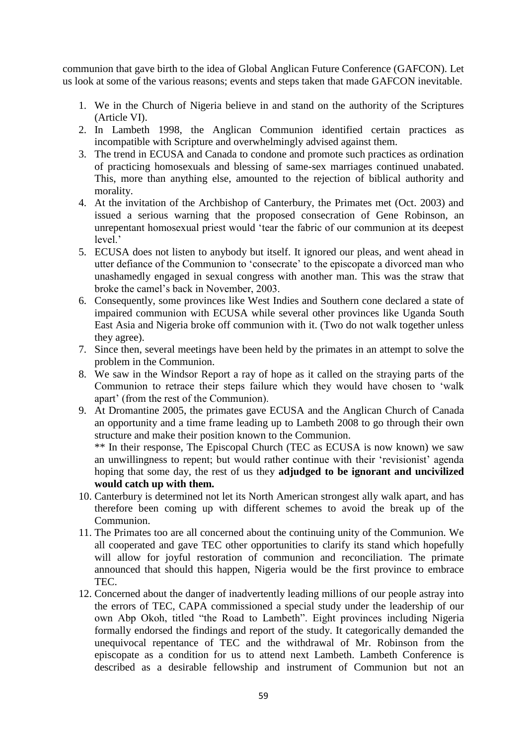communion that gave birth to the idea of Global Anglican Future Conference (GAFCON). Let us look at some of the various reasons; events and steps taken that made GAFCON inevitable.

1. We in the Church of Nigeria believe in and stand on the authority of the Scriptures (Article VI).
2. In Lambeth 1998, the Anglican Communion identified certain practices as incompatible with Scripture and overwhelmingly advised against them.
3. The trend in ECUSA and Canada to condone and promote such practices as ordination of practicing homosexuals and blessing of same-sex marriages continued unabated. This, more than anything else, amounted to the rejection of biblical authority and morality.
4. At the invitation of the Archbishop of Canterbury, the Primates met (Oct. 2003) and issued a serious warning that the proposed consecration of Gene Robinson, an unrepentant homosexual priest would 'tear the fabric of our communion at its deepest level.'
5. ECUSA does not listen to anybody but itself. It ignored our pleas, and went ahead in utter defiance of the Communion to 'consecrate' to the episcopate a divorced man who unashamedly engaged in sexual congress with another man. This was the straw that broke the camel's back in November, 2003.
6. Consequently, some provinces like West Indies and Southern cone declared a state of impaired communion with ECUSA while several other provinces like Uganda South East Asia and Nigeria broke off communion with it. (Two do not walk together unless they agree).
7. Since then, several meetings have been held by the primates in an attempt to solve the problem in the Communion.
8. We saw in the Windsor Report a ray of hope as it called on the straying parts of the Communion to retrace their steps failure which they would have chosen to 'walk apart' (from the rest of the Communion).
9. At Dromantine 2005, the primates gave ECUSA and the Anglican Church of Canada an opportunity and a time frame leading up to Lambeth 2008 to go through their own structure and make their position known to the Communion.

   ** In their response, The Episcopal Church (TEC as ECUSA is now known) we saw an unwillingness to repent; but would rather continue with their 'revisionist' agenda hoping that some day, the rest of us they **adjudged to be ignorant and uncivilized would catch up with them.**
10. Canterbury is determined not let its North American strongest ally walk apart, and has therefore been coming up with different schemes to avoid the break up of the Communion.
11. The Primates too are all concerned about the continuing unity of the Communion. We all cooperated and gave TEC other opportunities to clarify its stand which hopefully will allow for joyful restoration of communion and reconciliation. The primate announced that should this happen, Nigeria would be the first province to embrace TEC.
12. Concerned about the danger of inadvertently leading millions of our people astray into the errors of TEC, CAPA commissioned a special study under the leadership of our own Abp Okoh, titled "the Road to Lambeth". Eight provinces including Nigeria formally endorsed the findings and report of the study. It categorically demanded the unequivocal repentance of TEC and the withdrawal of Mr. Robinson from the episcopate as a condition for us to attend next Lambeth. Lambeth Conference is described as a desirable fellowship and instrument of Communion but not an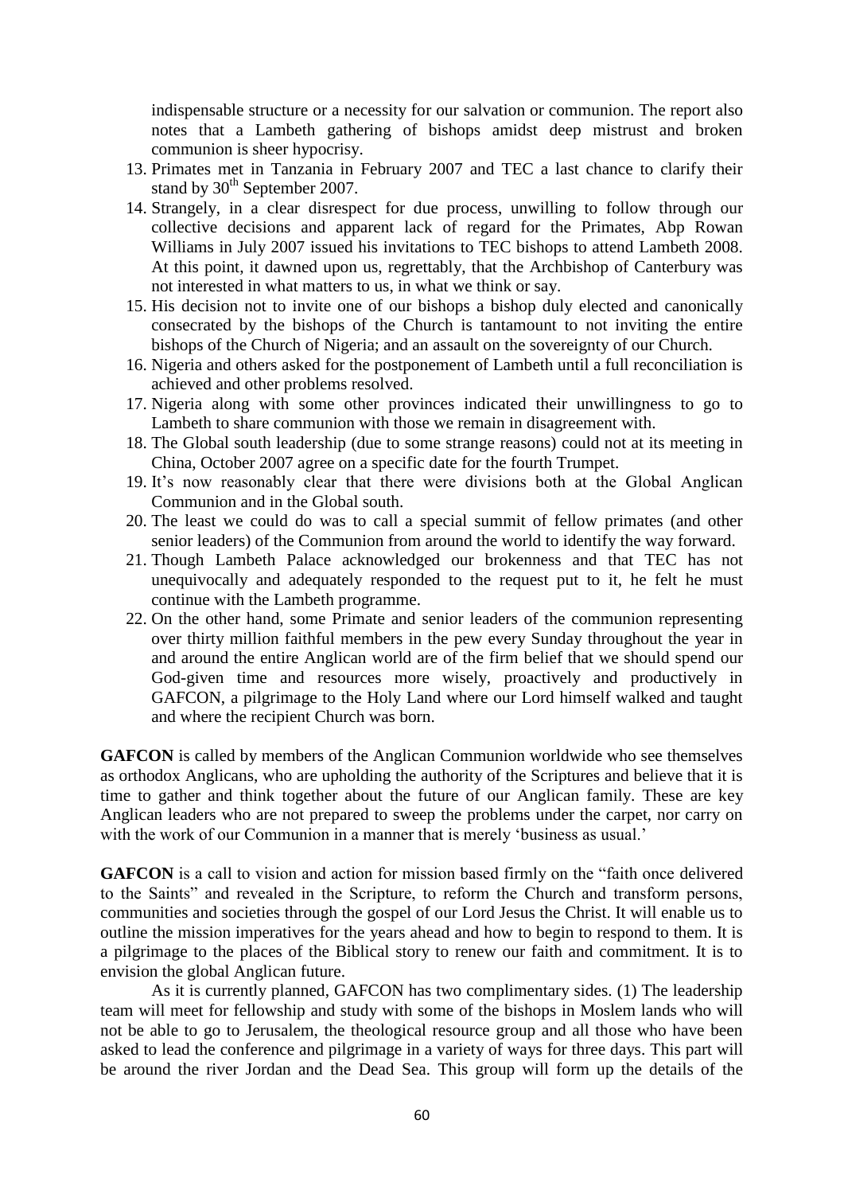indispensable structure or a necessity for our salvation or communion. The report also notes that a Lambeth gathering of bishops amidst deep mistrust and broken communion is sheer hypocrisy.

13. Primates met in Tanzania in February 2007 and TEC a last chance to clarify their stand by 30th September 2007.
14. Strangely, in a clear disrespect for due process, unwilling to follow through our collective decisions and apparent lack of regard for the Primates, Abp Rowan Williams in July 2007 issued his invitations to TEC bishops to attend Lambeth 2008. At this point, it dawned upon us, regrettably, that the Archbishop of Canterbury was not interested in what matters to us, in what we think or say.
15. His decision not to invite one of our bishops a bishop duly elected and canonically consecrated by the bishops of the Church is tantamount to not inviting the entire bishops of the Church of Nigeria; and an assault on the sovereignty of our Church.
16. Nigeria and others asked for the postponement of Lambeth until a full reconciliation is achieved and other problems resolved.
17. Nigeria along with some other provinces indicated their unwillingness to go to Lambeth to share communion with those we remain in disagreement with.
18. The Global south leadership (due to some strange reasons) could not at its meeting in China, October 2007 agree on a specific date for the fourth Trumpet.
19. It's now reasonably clear that there were divisions both at the Global Anglican Communion and in the Global south.
20. The least we could do was to call a special summit of fellow primates (and other senior leaders) of the Communion from around the world to identify the way forward.
21. Though Lambeth Palace acknowledged our brokenness and that TEC has not unequivocally and adequately responded to the request put to it, he felt he must continue with the Lambeth programme.
22. On the other hand, some Primate and senior leaders of the communion representing over thirty million faithful members in the pew every Sunday throughout the year in and around the entire Anglican world are of the firm belief that we should spend our God-given time and resources more wisely, proactively and productively in GAFCON, a pilgrimage to the Holy Land where our Lord himself walked and taught and where the recipient Church was born.

**GAFCON** is called by members of the Anglican Communion worldwide who see themselves as orthodox Anglicans, who are upholding the authority of the Scriptures and believe that it is time to gather and think together about the future of our Anglican family. These are key Anglican leaders who are not prepared to sweep the problems under the carpet, nor carry on with the work of our Communion in a manner that is merely 'business as usual.'

**GAFCON** is a call to vision and action for mission based firmly on the "faith once delivered to the Saints" and revealed in the Scripture, to reform the Church and transform persons, communities and societies through the gospel of our Lord Jesus the Christ. It will enable us to outline the mission imperatives for the years ahead and how to begin to respond to them. It is a pilgrimage to the places of the Biblical story to renew our faith and commitment. It is to envision the global Anglican future.

As it is currently planned, GAFCON has two complimentary sides. (1) The leadership team will meet for fellowship and study with some of the bishops in Moslem lands who will not be able to go to Jerusalem, the theological resource group and all those who have been asked to lead the conference and pilgrimage in a variety of ways for three days. This part will be around the river Jordan and the Dead Sea. This group will form up the details of the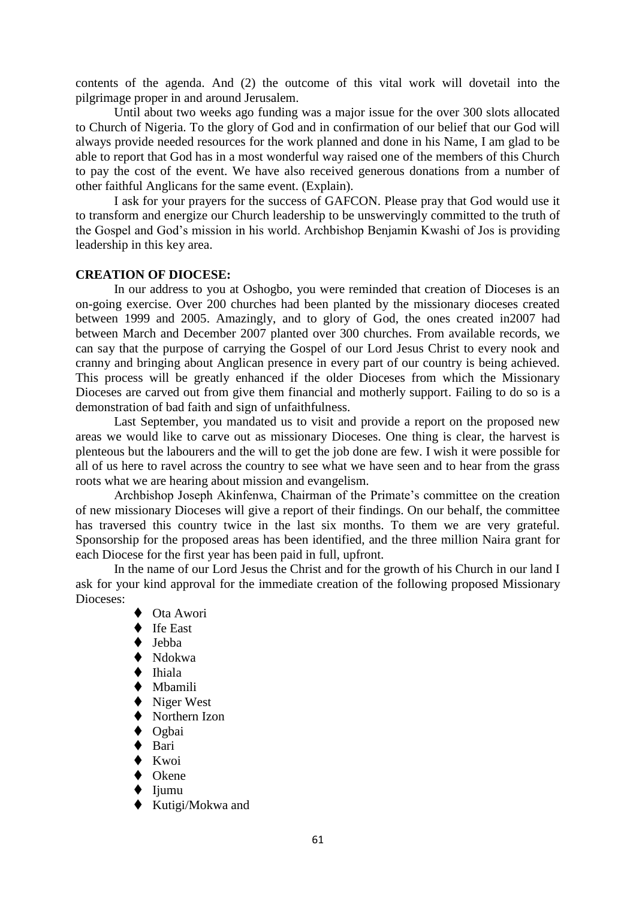contents of the agenda. And (2) the outcome of this vital work will dovetail into the pilgrimage proper in and around Jerusalem.

Until about two weeks ago funding was a major issue for the over 300 slots allocated to Church of Nigeria. To the glory of God and in confirmation of our belief that our God will always provide needed resources for the work planned and done in his Name, I am glad to be able to report that God has in a most wonderful way raised one of the members of this Church to pay the cost of the event. We have also received generous donations from a number of other faithful Anglicans for the same event. (Explain).

I ask for your prayers for the success of GAFCON. Please pray that God would use it to transform and energize our Church leadership to be unswervingly committed to the truth of the Gospel and God's mission in his world. Archbishop Benjamin Kwashi of Jos is providing leadership in this key area.

**CREATION OF DIOCESE:**

In our address to you at Oshogbo, you were reminded that creation of Dioceses is an on-going exercise. Over 200 churches had been planted by the missionary dioceses created between 1999 and 2005. Amazingly, and to glory of God, the ones created in2007 had between March and December 2007 planted over 300 churches. From available records, we can say that the purpose of carrying the Gospel of our Lord Jesus Christ to every nook and cranny and bringing about Anglican presence in every part of our country is being achieved. This process will be greatly enhanced if the older Dioceses from which the Missionary Dioceses are carved out from give them financial and motherly support. Failing to do so is a demonstration of bad faith and sign of unfaithfulness.

Last September, you mandated us to visit and provide a report on the proposed new areas we would like to carve out as missionary Dioceses. One thing is clear, the harvest is plenteous but the labourers and the will to get the job done are few. I wish it were possible for all of us here to ravel across the country to see what we have seen and to hear from the grass roots what we are hearing about mission and evangelism.

Archbishop Joseph Akinfenwa, Chairman of the Primate's committee on the creation of new missionary Dioceses will give a report of their findings. On our behalf, the committee has traversed this country twice in the last six months. To them we are very grateful. Sponsorship for the proposed areas has been identified, and the three million Naira grant for each Diocese for the first year has been paid in full, upfront.

In the name of our Lord Jesus the Christ and for the growth of his Church in our land I ask for your kind approval for the immediate creation of the following proposed Missionary Dioceses:

- Ota Awori
- Ife East
- Jebba
- Ndokwa
- Ihiala
- Mbamili
- Niger West
- Northern Izon
- Ogbai
- Bari
- Kwoi
- Okene
- Ijumu
- Kutigi/Mokwa and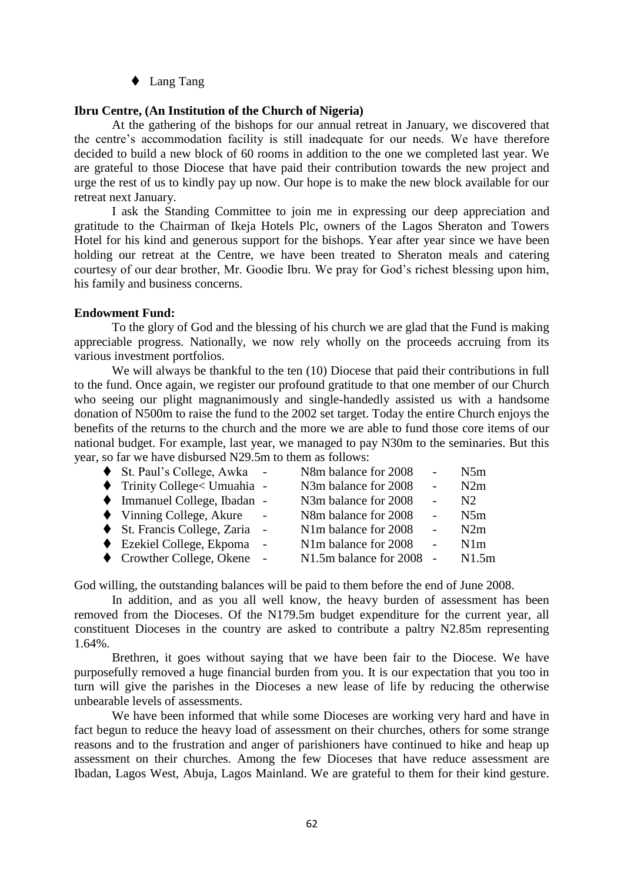- Lang Tang

**Ibru Centre, (An Institution of the Church of Nigeria)**

At the gathering of the bishops for our annual retreat in January, we discovered that the centre's accommodation facility is still inadequate for our needs. We have therefore decided to build a new block of 60 rooms in addition to the one we completed last year. We are grateful to those Diocese that have paid their contribution towards the new project and urge the rest of us to kindly pay up now. Our hope is to make the new block available for our retreat next January.

I ask the Standing Committee to join me in expressing our deep appreciation and gratitude to the Chairman of Ikeja Hotels Plc, owners of the Lagos Sheraton and Towers Hotel for his kind and generous support for the bishops. Year after year since we have been holding our retreat at the Centre, we have been treated to Sheraton meals and catering courtesy of our dear brother, Mr. Goodie Ibru. We pray for God's richest blessing upon him, his family and business concerns.

**Endowment Fund:**

To the glory of God and the blessing of his church we are glad that the Fund is making appreciable progress. Nationally, we now rely wholly on the proceeds accruing from its various investment portfolios.

We will always be thankful to the ten (10) Diocese that paid their contributions in full to the fund. Once again, we register our profound gratitude to that one member of our Church who seeing our plight magnanimously and single-handedly assisted us with a handsome donation of N500m to raise the fund to the 2002 set target. Today the entire Church enjoys the benefits of the returns to the church and the more we are able to fund those core items of our national budget. For example, last year, we managed to pay N30m to the seminaries. But this year, so far we have disbursed N29.5m to them as follows:

- St. Paul's College, Awka - N8m balance for 2008 - N5m
- Trinity College< Umuahia - N3m balance for 2008 - N2m
- Immanuel College, Ibadan - N3m balance for 2008 - N2
- Vinning College, Akure - N8m balance for 2008 - N5m
- St. Francis College, Zaria - N1m balance for 2008 - N2m
- Ezekiel College, Ekpoma - N1m balance for 2008 - N1m
- Crowther College, Okene - N1.5m balance for 2008 - N1.5m

God willing, the outstanding balances will be paid to them before the end of June 2008.

In addition, and as you all well know, the heavy burden of assessment has been removed from the Dioceses. Of the N179.5m budget expenditure for the current year, all constituent Dioceses in the country are asked to contribute a paltry N2.85m representing 1.64%.

Brethren, it goes without saying that we have been fair to the Diocese. We have purposefully removed a huge financial burden from you. It is our expectation that you too in turn will give the parishes in the Dioceses a new lease of life by reducing the otherwise unbearable levels of assessments.

We have been informed that while some Dioceses are working very hard and have in fact begun to reduce the heavy load of assessment on their churches, others for some strange reasons and to the frustration and anger of parishioners have continued to hike and heap up assessment on their churches. Among the few Dioceses that have reduce assessment are Ibadan, Lagos West, Abuja, Lagos Mainland. We are grateful to them for their kind gesture.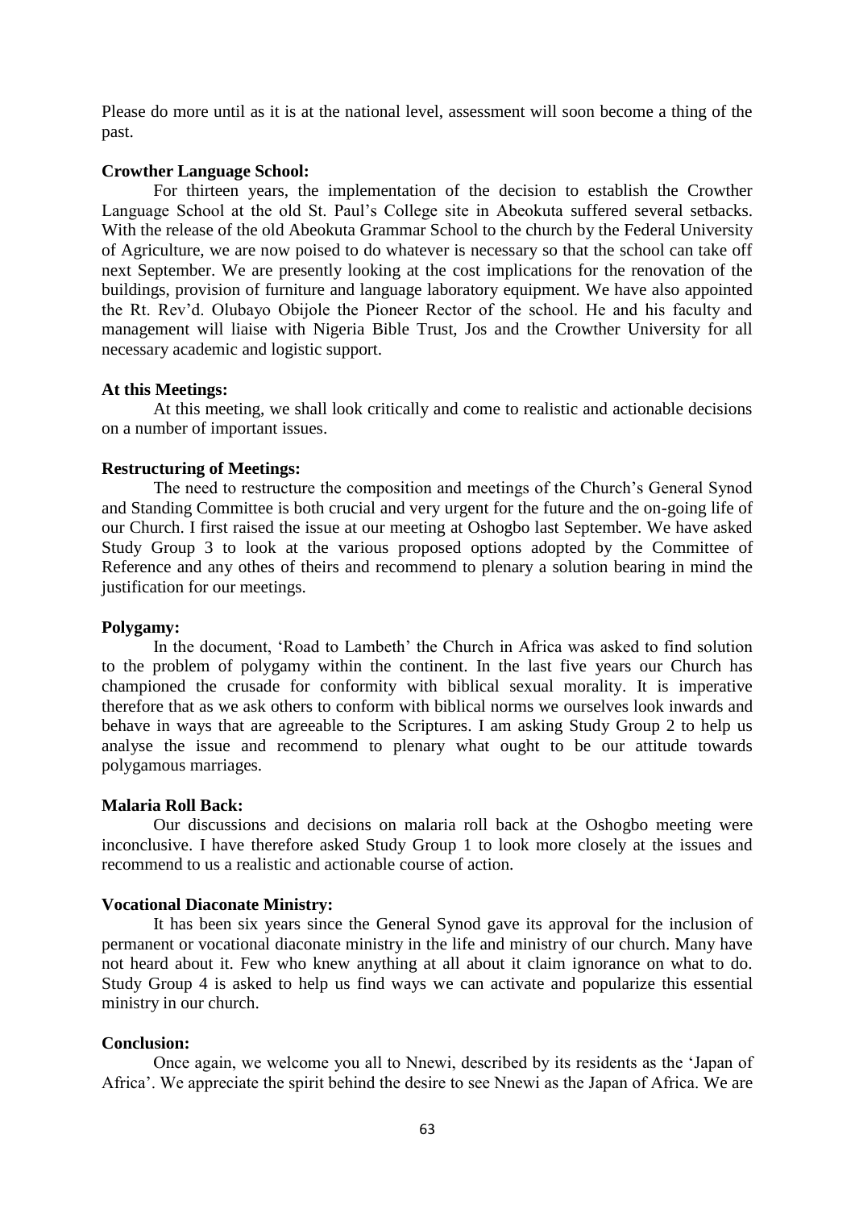Please do more until as it is at the national level, assessment will soon become a thing of the past.

**Crowther Language School:**

For thirteen years, the implementation of the decision to establish the Crowther Language School at the old St. Paul's College site in Abeokuta suffered several setbacks. With the release of the old Abeokuta Grammar School to the church by the Federal University of Agriculture, we are now poised to do whatever is necessary so that the school can take off next September. We are presently looking at the cost implications for the renovation of the buildings, provision of furniture and language laboratory equipment. We have also appointed the Rt. Rev'd. Olubayo Obijole the Pioneer Rector of the school. He and his faculty and management will liaise with Nigeria Bible Trust, Jos and the Crowther University for all necessary academic and logistic support.

**At this Meetings:**

At this meeting, we shall look critically and come to realistic and actionable decisions on a number of important issues.

**Restructuring of Meetings:**

The need to restructure the composition and meetings of the Church's General Synod and Standing Committee is both crucial and very urgent for the future and the on-going life of our Church. I first raised the issue at our meeting at Oshogbo last September. We have asked Study Group 3 to look at the various proposed options adopted by the Committee of Reference and any othes of theirs and recommend to plenary a solution bearing in mind the justification for our meetings.

**Polygamy:**

In the document, 'Road to Lambeth' the Church in Africa was asked to find solution to the problem of polygamy within the continent. In the last five years our Church has championed the crusade for conformity with biblical sexual morality. It is imperative therefore that as we ask others to conform with biblical norms we ourselves look inwards and behave in ways that are agreeable to the Scriptures. I am asking Study Group 2 to help us analyse the issue and recommend to plenary what ought to be our attitude towards polygamous marriages.

**Malaria Roll Back:**

Our discussions and decisions on malaria roll back at the Oshogbo meeting were inconclusive. I have therefore asked Study Group 1 to look more closely at the issues and recommend to us a realistic and actionable course of action.

**Vocational Diaconate Ministry:**

It has been six years since the General Synod gave its approval for the inclusion of permanent or vocational diaconate ministry in the life and ministry of our church. Many have not heard about it. Few who knew anything at all about it claim ignorance on what to do. Study Group 4 is asked to help us find ways we can activate and popularize this essential ministry in our church.

**Conclusion:**

Once again, we welcome you all to Nnewi, described by its residents as the 'Japan of Africa'. We appreciate the spirit behind the desire to see Nnewi as the Japan of Africa. We are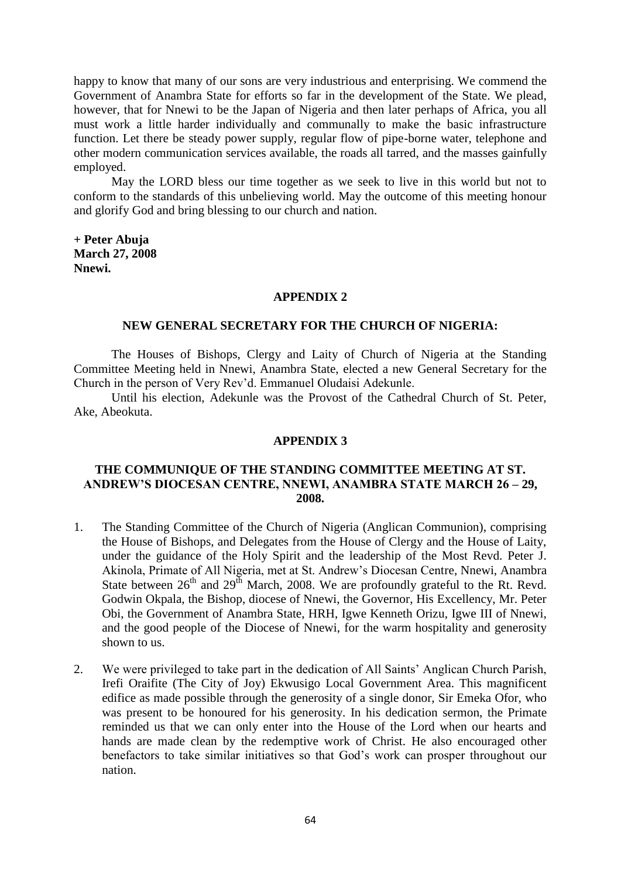happy to know that many of our sons are very industrious and enterprising. We commend the Government of Anambra State for efforts so far in the development of the State. We plead, however, that for Nnewi to be the Japan of Nigeria and then later perhaps of Africa, you all must work a little harder individually and communally to make the basic infrastructure function. Let there be steady power supply, regular flow of pipe-borne water, telephone and other modern communication services available, the roads all tarred, and the masses gainfully employed.

May the LORD bless our time together as we seek to live in this world but not to conform to the standards of this unbelieving world. May the outcome of this meeting honour and glorify God and bring blessing to our church and nation.

**+ Peter Abuja**
**March 27, 2008**
**Nnewi.**

## APPENDIX 2

### NEW GENERAL SECRETARY FOR THE CHURCH OF NIGERIA:

The Houses of Bishops, Clergy and Laity of Church of Nigeria at the Standing Committee Meeting held in Nnewi, Anambra State, elected a new General Secretary for the Church in the person of Very Rev'd. Emmanuel Oludaisi Adekunle.

Until his election, Adekunle was the Provost of the Cathedral Church of St. Peter, Ake, Abeokuta.

## APPENDIX 3

### THE COMMUNIQUE OF THE STANDING COMMITTEE MEETING AT ST. ANDREW'S DIOCESAN CENTRE, NNEWI, ANAMBRA STATE MARCH 26 – 29, 2008.

1. The Standing Committee of the Church of Nigeria (Anglican Communion), comprising the House of Bishops, and Delegates from the House of Clergy and the House of Laity, under the guidance of the Holy Spirit and the leadership of the Most Revd. Peter J. Akinola, Primate of All Nigeria, met at St. Andrew's Diocesan Centre, Nnewi, Anambra State between 26th and 29th March, 2008. We are profoundly grateful to the Rt. Revd. Godwin Okpala, the Bishop, diocese of Nnewi, the Governor, His Excellency, Mr. Peter Obi, the Government of Anambra State, HRH, Igwe Kenneth Orizu, Igwe III of Nnewi, and the good people of the Diocese of Nnewi, for the warm hospitality and generosity shown to us.

2. We were privileged to take part in the dedication of All Saints' Anglican Church Parish, Irefi Oraifite (The City of Joy) Ekwusigo Local Government Area. This magnificent edifice as made possible through the generosity of a single donor, Sir Emeka Ofor, who was present to be honoured for his generosity. In his dedication sermon, the Primate reminded us that we can only enter into the House of the Lord when our hearts and hands are made clean by the redemptive work of Christ. He also encouraged other benefactors to take similar initiatives so that God's work can prosper throughout our nation.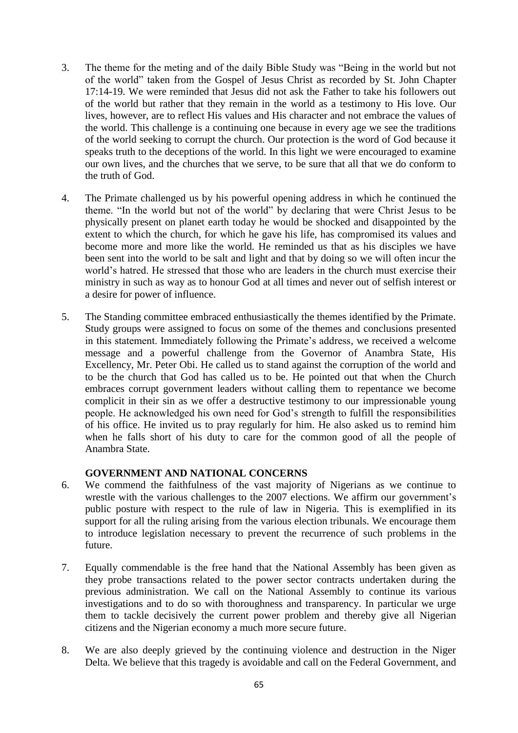3. The theme for the meting and of the daily Bible Study was "Being in the world but not of the world" taken from the Gospel of Jesus Christ as recorded by St. John Chapter 17:14-19. We were reminded that Jesus did not ask the Father to take his followers out of the world but rather that they remain in the world as a testimony to His love. Our lives, however, are to reflect His values and His character and not embrace the values of the world. This challenge is a continuing one because in every age we see the traditions of the world seeking to corrupt the church. Our protection is the word of God because it speaks truth to the deceptions of the world. In this light we were encouraged to examine our own lives, and the churches that we serve, to be sure that all that we do conform to the truth of God.

4. The Primate challenged us by his powerful opening address in which he continued the theme. "In the world but not of the world" by declaring that were Christ Jesus to be physically present on planet earth today he would be shocked and disappointed by the extent to which the church, for which he gave his life, has compromised its values and become more and more like the world. He reminded us that as his disciples we have been sent into the world to be salt and light and that by doing so we will often incur the world's hatred. He stressed that those who are leaders in the church must exercise their ministry in such as way as to honour God at all times and never out of selfish interest or a desire for power of influence.

5. The Standing committee embraced enthusiastically the themes identified by the Primate. Study groups were assigned to focus on some of the themes and conclusions presented in this statement. Immediately following the Primate's address, we received a welcome message and a powerful challenge from the Governor of Anambra State, His Excellency, Mr. Peter Obi. He called us to stand against the corruption of the world and to be the church that God has called us to be. He pointed out that when the Church embraces corrupt government leaders without calling them to repentance we become complicit in their sin as we offer a destructive testimony to our impressionable young people. He acknowledged his own need for God's strength to fulfill the responsibilities of his office. He invited us to pray regularly for him. He also asked us to remind him when he falls short of his duty to care for the common good of all the people of Anambra State.

**GOVERNMENT AND NATIONAL CONCERNS**

6. We commend the faithfulness of the vast majority of Nigerians as we continue to wrestle with the various challenges to the 2007 elections. We affirm our government's public posture with respect to the rule of law in Nigeria. This is exemplified in its support for all the ruling arising from the various election tribunals. We encourage them to introduce legislation necessary to prevent the recurrence of such problems in the future.

7. Equally commendable is the free hand that the National Assembly has been given as they probe transactions related to the power sector contracts undertaken during the previous administration. We call on the National Assembly to continue its various investigations and to do so with thoroughness and transparency. In particular we urge them to tackle decisively the current power problem and thereby give all Nigerian citizens and the Nigerian economy a much more secure future.

8. We are also deeply grieved by the continuing violence and destruction in the Niger Delta. We believe that this tragedy is avoidable and call on the Federal Government, and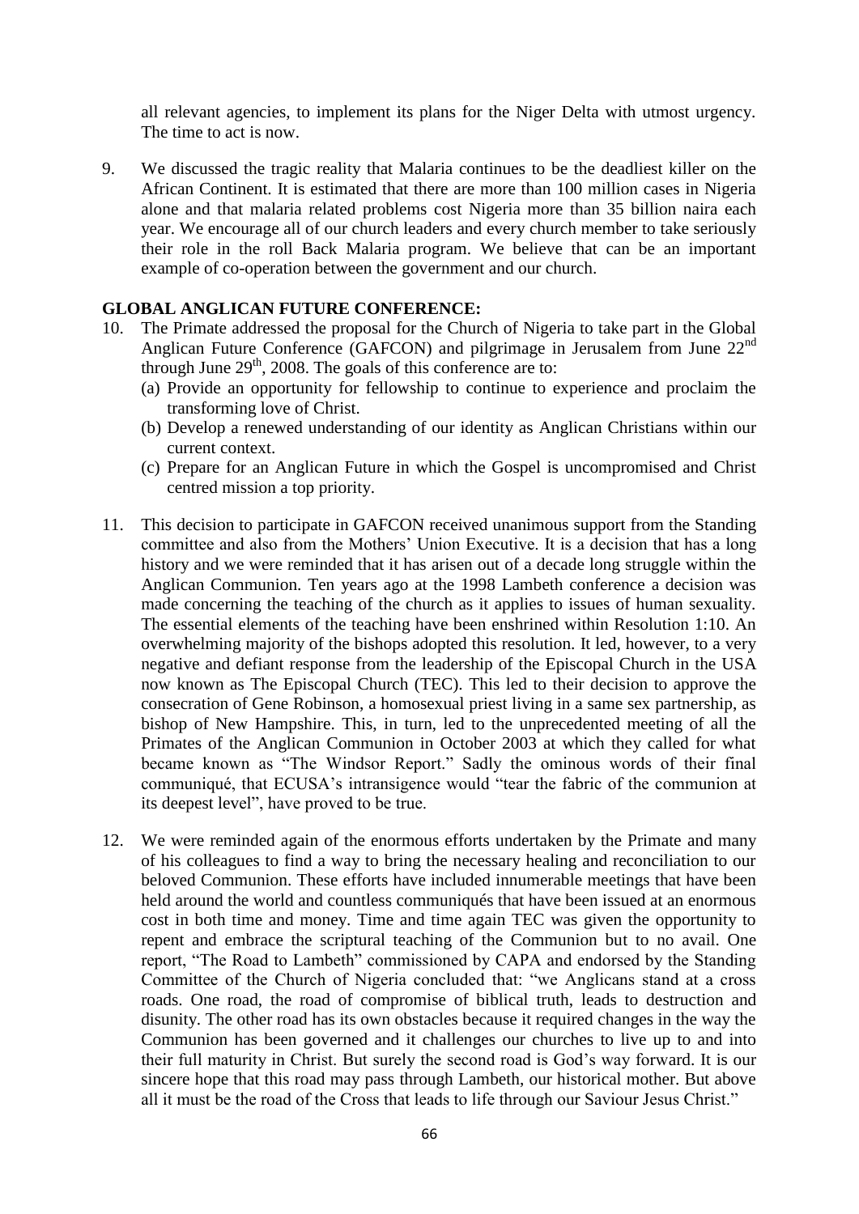all relevant agencies, to implement its plans for the Niger Delta with utmost urgency. The time to act is now.

9. We discussed the tragic reality that Malaria continues to be the deadliest killer on the African Continent. It is estimated that there are more than 100 million cases in Nigeria alone and that malaria related problems cost Nigeria more than 35 billion naira each year. We encourage all of our church leaders and every church member to take seriously their role in the roll Back Malaria program. We believe that can be an important example of co-operation between the government and our church.

**GLOBAL ANGLICAN FUTURE CONFERENCE:**

10. The Primate addressed the proposal for the Church of Nigeria to take part in the Global Anglican Future Conference (GAFCON) and pilgrimage in Jerusalem from June 22nd through June 29th, 2008. The goals of this conference are to:
    (a) Provide an opportunity for fellowship to continue to experience and proclaim the transforming love of Christ.
    (b) Develop a renewed understanding of our identity as Anglican Christians within our current context.
    (c) Prepare for an Anglican Future in which the Gospel is uncompromised and Christ centred mission a top priority.

11. This decision to participate in GAFCON received unanimous support from the Standing committee and also from the Mothers' Union Executive. It is a decision that has a long history and we were reminded that it has arisen out of a decade long struggle within the Anglican Communion. Ten years ago at the 1998 Lambeth conference a decision was made concerning the teaching of the church as it applies to issues of human sexuality. The essential elements of the teaching have been enshrined within Resolution 1:10. An overwhelming majority of the bishops adopted this resolution. It led, however, to a very negative and defiant response from the leadership of the Episcopal Church in the USA now known as The Episcopal Church (TEC). This led to their decision to approve the consecration of Gene Robinson, a homosexual priest living in a same sex partnership, as bishop of New Hampshire. This, in turn, led to the unprecedented meeting of all the Primates of the Anglican Communion in October 2003 at which they called for what became known as "The Windsor Report." Sadly the ominous words of their final communiqué, that ECUSA's intransigence would "tear the fabric of the communion at its deepest level", have proved to be true.

12. We were reminded again of the enormous efforts undertaken by the Primate and many of his colleagues to find a way to bring the necessary healing and reconciliation to our beloved Communion. These efforts have included innumerable meetings that have been held around the world and countless communiqués that have been issued at an enormous cost in both time and money. Time and time again TEC was given the opportunity to repent and embrace the scriptural teaching of the Communion but to no avail. One report, "The Road to Lambeth" commissioned by CAPA and endorsed by the Standing Committee of the Church of Nigeria concluded that: "we Anglicans stand at a cross roads. One road, the road of compromise of biblical truth, leads to destruction and disunity. The other road has its own obstacles because it required changes in the way the Communion has been governed and it challenges our churches to live up to and into their full maturity in Christ. But surely the second road is God's way forward. It is our sincere hope that this road may pass through Lambeth, our historical mother. But above all it must be the road of the Cross that leads to life through our Saviour Jesus Christ."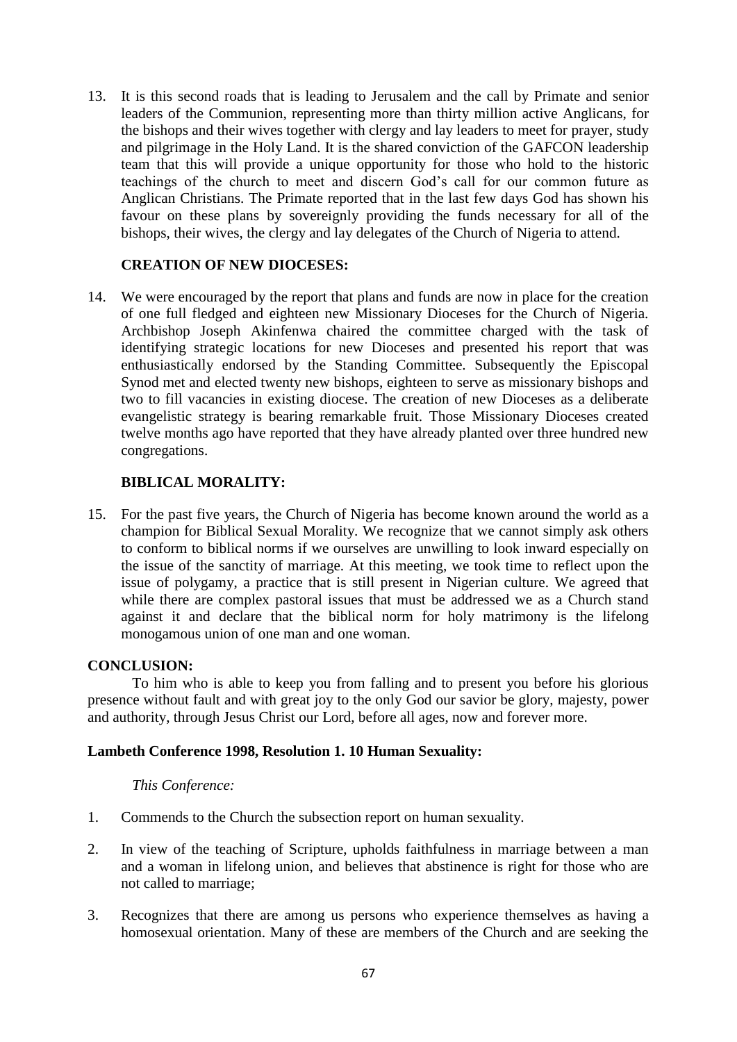13. It is this second roads that is leading to Jerusalem and the call by Primate and senior leaders of the Communion, representing more than thirty million active Anglicans, for the bishops and their wives together with clergy and lay leaders to meet for prayer, study and pilgrimage in the Holy Land. It is the shared conviction of the GAFCON leadership team that this will provide a unique opportunity for those who hold to the historic teachings of the church to meet and discern God's call for our common future as Anglican Christians. The Primate reported that in the last few days God has shown his favour on these plans by sovereignly providing the funds necessary for all of the bishops, their wives, the clergy and lay delegates of the Church of Nigeria to attend.

**CREATION OF NEW DIOCESES:**

14. We were encouraged by the report that plans and funds are now in place for the creation of one full fledged and eighteen new Missionary Dioceses for the Church of Nigeria. Archbishop Joseph Akinfenwa chaired the committee charged with the task of identifying strategic locations for new Dioceses and presented his report that was enthusiastically endorsed by the Standing Committee. Subsequently the Episcopal Synod met and elected twenty new bishops, eighteen to serve as missionary bishops and two to fill vacancies in existing diocese. The creation of new Dioceses as a deliberate evangelistic strategy is bearing remarkable fruit. Those Missionary Dioceses created twelve months ago have reported that they have already planted over three hundred new congregations.

**BIBLICAL MORALITY:**

15. For the past five years, the Church of Nigeria has become known around the world as a champion for Biblical Sexual Morality. We recognize that we cannot simply ask others to conform to biblical norms if we ourselves are unwilling to look inward especially on the issue of the sanctity of marriage. At this meeting, we took time to reflect upon the issue of polygamy, a practice that is still present in Nigerian culture. We agreed that while there are complex pastoral issues that must be addressed we as a Church stand against it and declare that the biblical norm for holy matrimony is the lifelong monogamous union of one man and one woman.

**CONCLUSION:**

To him who is able to keep you from falling and to present you before his glorious presence without fault and with great joy to the only God our savior be glory, majesty, power and authority, through Jesus Christ our Lord, before all ages, now and forever more.

**Lambeth Conference 1998, Resolution 1. 10 Human Sexuality:**

*This Conference:*

1. Commends to the Church the subsection report on human sexuality.

2. In view of the teaching of Scripture, upholds faithfulness in marriage between a man and a woman in lifelong union, and believes that abstinence is right for those who are not called to marriage;

3. Recognizes that there are among us persons who experience themselves as having a homosexual orientation. Many of these are members of the Church and are seeking the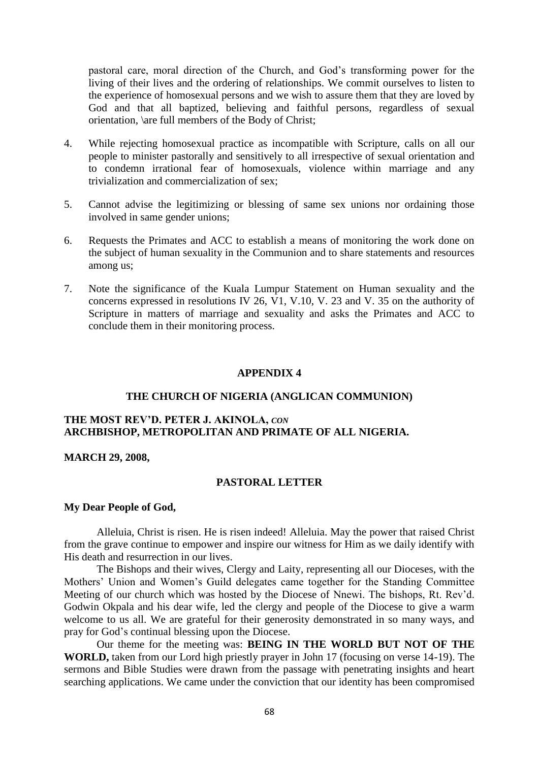pastoral care, moral direction of the Church, and God's transforming power for the living of their lives and the ordering of relationships. We commit ourselves to listen to the experience of homosexual persons and we wish to assure them that they are loved by God and that all baptized, believing and faithful persons, regardless of sexual orientation, \are full members of the Body of Christ;

4. While rejecting homosexual practice as incompatible with Scripture, calls on all our people to minister pastorally and sensitively to all irrespective of sexual orientation and to condemn irrational fear of homosexuals, violence within marriage and any trivialization and commercialization of sex;

5. Cannot advise the legitimizing or blessing of same sex unions nor ordaining those involved in same gender unions;

6. Requests the Primates and ACC to establish a means of monitoring the work done on the subject of human sexuality in the Communion and to share statements and resources among us;

7. Note the significance of the Kuala Lumpur Statement on Human sexuality and the concerns expressed in resolutions IV 26, V1, V.10, V. 23 and V. 35 on the authority of Scripture in matters of marriage and sexuality and asks the Primates and ACC to conclude them in their monitoring process.

## APPENDIX 4

### THE CHURCH OF NIGERIA (ANGLICAN COMMUNION)

**THE MOST REV'D. PETER J. AKINOLA,** ***CON***
**ARCHBISHOP, METROPOLITAN AND PRIMATE OF ALL NIGERIA.**

**MARCH 29, 2008,**

### PASTORAL LETTER

**My Dear People of God,**

Alleluia, Christ is risen. He is risen indeed! Alleluia. May the power that raised Christ from the grave continue to empower and inspire our witness for Him as we daily identify with His death and resurrection in our lives.

The Bishops and their wives, Clergy and Laity, representing all our Dioceses, with the Mothers' Union and Women's Guild delegates came together for the Standing Committee Meeting of our church which was hosted by the Diocese of Nnewi. The bishops, Rt. Rev'd. Godwin Okpala and his dear wife, led the clergy and people of the Diocese to give a warm welcome to us all. We are grateful for their generosity demonstrated in so many ways, and pray for God's continual blessing upon the Diocese.

Our theme for the meeting was: **BEING IN THE WORLD BUT NOT OF THE WORLD,** taken from our Lord high priestly prayer in John 17 (focusing on verse 14-19). The sermons and Bible Studies were drawn from the passage with penetrating insights and heart searching applications. We came under the conviction that our identity has been compromised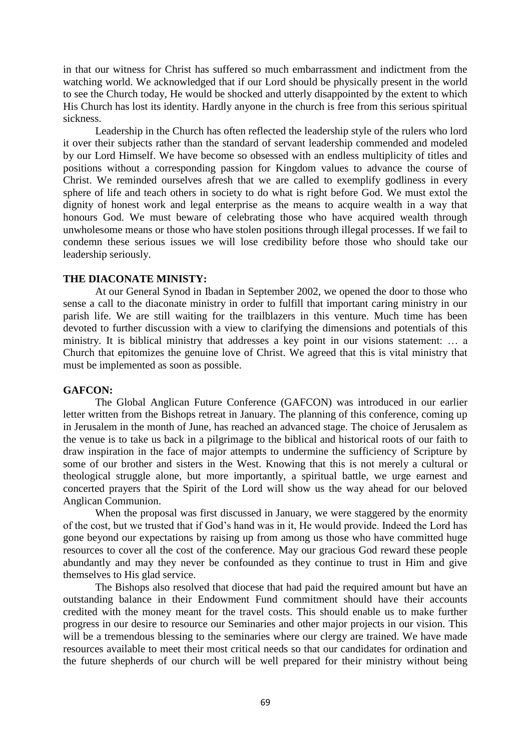in that our witness for Christ has suffered so much embarrassment and indictment from the watching world. We acknowledged that if our Lord should be physically present in the world to see the Church today, He would be shocked and utterly disappointed by the extent to which His Church has lost its identity. Hardly anyone in the church is free from this serious spiritual sickness.

Leadership in the Church has often reflected the leadership style of the rulers who lord it over their subjects rather than the standard of servant leadership commended and modeled by our Lord Himself. We have become so obsessed with an endless multiplicity of titles and positions without a corresponding passion for Kingdom values to advance the course of Christ. We reminded ourselves afresh that we are called to exemplify godliness in every sphere of life and teach others in society to do what is right before God. We must extol the dignity of honest work and legal enterprise as the means to acquire wealth in a way that honours God. We must beware of celebrating those who have acquired wealth through unwholesome means or those who have stolen positions through illegal processes. If we fail to condemn these serious issues we will lose credibility before those who should take our leadership seriously.

**THE DIACONATE MINISTY:**

At our General Synod in Ibadan in September 2002, we opened the door to those who sense a call to the diaconate ministry in order to fulfill that important caring ministry in our parish life. We are still waiting for the trailblazers in this venture. Much time has been devoted to further discussion with a view to clarifying the dimensions and potentials of this ministry. It is biblical ministry that addresses a key point in our visions statement: … a Church that epitomizes the genuine love of Christ. We agreed that this is vital ministry that must be implemented as soon as possible.

**GAFCON:**

The Global Anglican Future Conference (GAFCON) was introduced in our earlier letter written from the Bishops retreat in January. The planning of this conference, coming up in Jerusalem in the month of June, has reached an advanced stage. The choice of Jerusalem as the venue is to take us back in a pilgrimage to the biblical and historical roots of our faith to draw inspiration in the face of major attempts to undermine the sufficiency of Scripture by some of our brother and sisters in the West. Knowing that this is not merely a cultural or theological struggle alone, but more importantly, a spiritual battle, we urge earnest and concerted prayers that the Spirit of the Lord will show us the way ahead for our beloved Anglican Communion.

When the proposal was first discussed in January, we were staggered by the enormity of the cost, but we trusted that if God's hand was in it, He would provide. Indeed the Lord has gone beyond our expectations by raising up from among us those who have committed huge resources to cover all the cost of the conference. May our gracious God reward these people abundantly and may they never be confounded as they continue to trust in Him and give themselves to His glad service.

The Bishops also resolved that diocese that had paid the required amount but have an outstanding balance in their Endowment Fund commitment should have their accounts credited with the money meant for the travel costs. This should enable us to make further progress in our desire to resource our Seminaries and other major projects in our vision. This will be a tremendous blessing to the seminaries where our clergy are trained. We have made resources available to meet their most critical needs so that our candidates for ordination and the future shepherds of our church will be well prepared for their ministry without being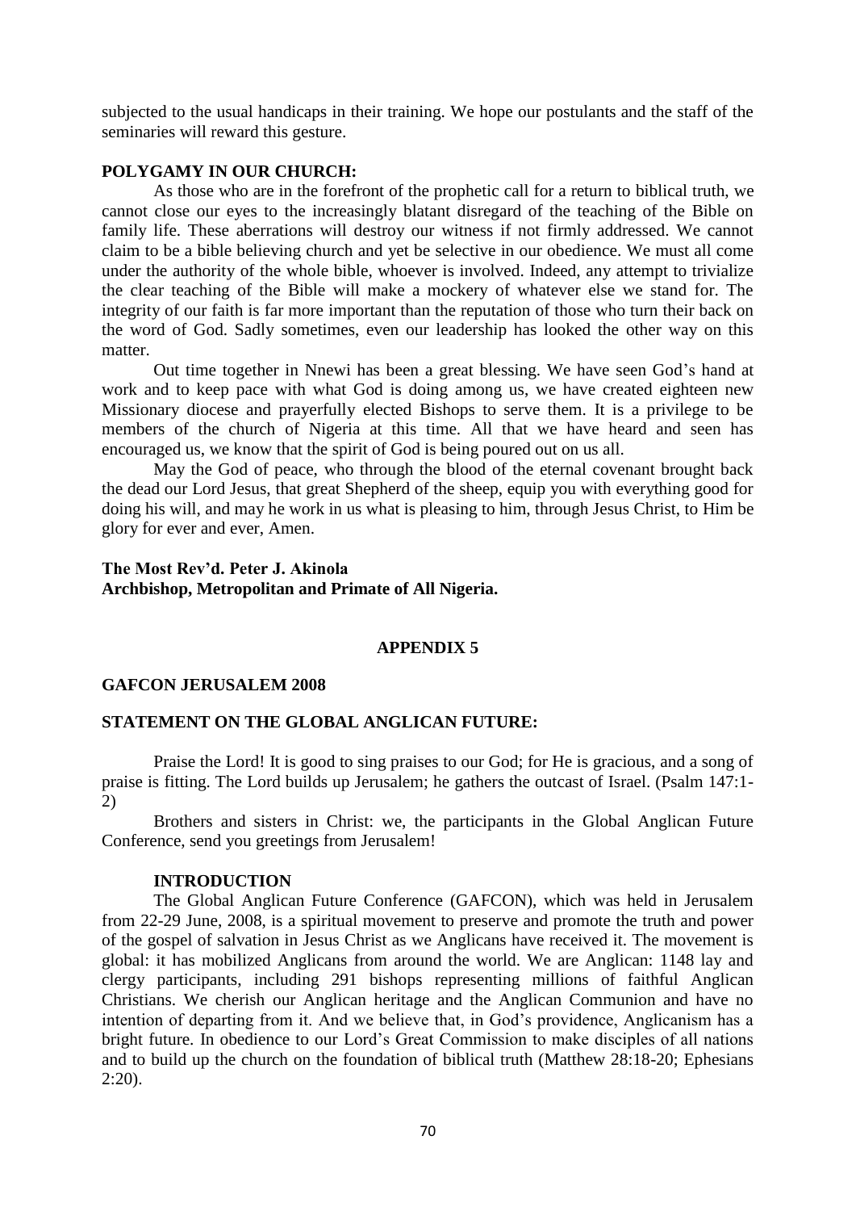subjected to the usual handicaps in their training. We hope our postulants and the staff of the seminaries will reward this gesture.

**POLYGAMY IN OUR CHURCH:**

As those who are in the forefront of the prophetic call for a return to biblical truth, we cannot close our eyes to the increasingly blatant disregard of the teaching of the Bible on family life. These aberrations will destroy our witness if not firmly addressed. We cannot claim to be a bible believing church and yet be selective in our obedience. We must all come under the authority of the whole bible, whoever is involved. Indeed, any attempt to trivialize the clear teaching of the Bible will make a mockery of whatever else we stand for. The integrity of our faith is far more important than the reputation of those who turn their back on the word of God. Sadly sometimes, even our leadership has looked the other way on this matter.

Out time together in Nnewi has been a great blessing. We have seen God's hand at work and to keep pace with what God is doing among us, we have created eighteen new Missionary diocese and prayerfully elected Bishops to serve them. It is a privilege to be members of the church of Nigeria at this time. All that we have heard and seen has encouraged us, we know that the spirit of God is being poured out on us all.

May the God of peace, who through the blood of the eternal covenant brought back the dead our Lord Jesus, that great Shepherd of the sheep, equip you with everything good for doing his will, and may he work in us what is pleasing to him, through Jesus Christ, to Him be glory for ever and ever, Amen.

**The Most Rev'd. Peter J. Akinola**
**Archbishop, Metropolitan and Primate of All Nigeria.**

## APPENDIX 5

**GAFCON JERUSALEM 2008**

**STATEMENT ON THE GLOBAL ANGLICAN FUTURE:**

Praise the Lord! It is good to sing praises to our God; for He is gracious, and a song of praise is fitting. The Lord builds up Jerusalem; he gathers the outcast of Israel. (Psalm 147:1-2)

Brothers and sisters in Christ: we, the participants in the Global Anglican Future Conference, send you greetings from Jerusalem!

**INTRODUCTION**

The Global Anglican Future Conference (GAFCON), which was held in Jerusalem from 22-29 June, 2008, is a spiritual movement to preserve and promote the truth and power of the gospel of salvation in Jesus Christ as we Anglicans have received it. The movement is global: it has mobilized Anglicans from around the world. We are Anglican: 1148 lay and clergy participants, including 291 bishops representing millions of faithful Anglican Christians. We cherish our Anglican heritage and the Anglican Communion and have no intention of departing from it. And we believe that, in God's providence, Anglicanism has a bright future. In obedience to our Lord's Great Commission to make disciples of all nations and to build up the church on the foundation of biblical truth (Matthew 28:18-20; Ephesians 2:20).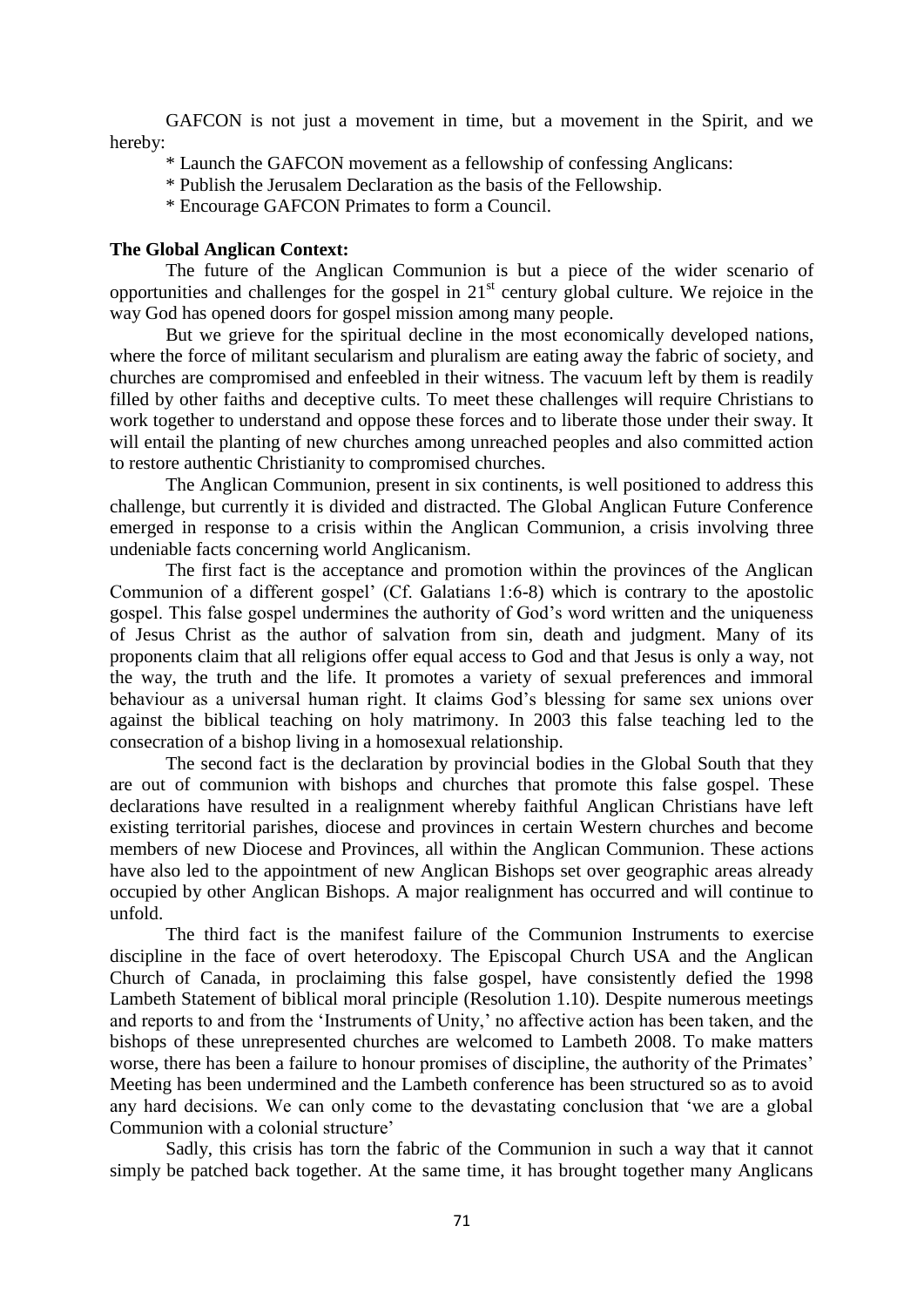GAFCON is not just a movement in time, but a movement in the Spirit, and we hereby:

* Launch the GAFCON movement as a fellowship of confessing Anglicans:
* Publish the Jerusalem Declaration as the basis of the Fellowship.
* Encourage GAFCON Primates to form a Council.

**The Global Anglican Context:**

The future of the Anglican Communion is but a piece of the wider scenario of opportunities and challenges for the gospel in 21st century global culture. We rejoice in the way God has opened doors for gospel mission among many people.

But we grieve for the spiritual decline in the most economically developed nations, where the force of militant secularism and pluralism are eating away the fabric of society, and churches are compromised and enfeebled in their witness. The vacuum left by them is readily filled by other faiths and deceptive cults. To meet these challenges will require Christians to work together to understand and oppose these forces and to liberate those under their sway. It will entail the planting of new churches among unreached peoples and also committed action to restore authentic Christianity to compromised churches.

The Anglican Communion, present in six continents, is well positioned to address this challenge, but currently it is divided and distracted. The Global Anglican Future Conference emerged in response to a crisis within the Anglican Communion, a crisis involving three undeniable facts concerning world Anglicanism.

The first fact is the acceptance and promotion within the provinces of the Anglican Communion of a different gospel' (Cf. Galatians 1:6-8) which is contrary to the apostolic gospel. This false gospel undermines the authority of God's word written and the uniqueness of Jesus Christ as the author of salvation from sin, death and judgment. Many of its proponents claim that all religions offer equal access to God and that Jesus is only a way, not the way, the truth and the life. It promotes a variety of sexual preferences and immoral behaviour as a universal human right. It claims God's blessing for same sex unions over against the biblical teaching on holy matrimony. In 2003 this false teaching led to the consecration of a bishop living in a homosexual relationship.

The second fact is the declaration by provincial bodies in the Global South that they are out of communion with bishops and churches that promote this false gospel. These declarations have resulted in a realignment whereby faithful Anglican Christians have left existing territorial parishes, diocese and provinces in certain Western churches and become members of new Diocese and Provinces, all within the Anglican Communion. These actions have also led to the appointment of new Anglican Bishops set over geographic areas already occupied by other Anglican Bishops. A major realignment has occurred and will continue to unfold.

The third fact is the manifest failure of the Communion Instruments to exercise discipline in the face of overt heterodoxy. The Episcopal Church USA and the Anglican Church of Canada, in proclaiming this false gospel, have consistently defied the 1998 Lambeth Statement of biblical moral principle (Resolution 1.10). Despite numerous meetings and reports to and from the 'Instruments of Unity,' no affective action has been taken, and the bishops of these unrepresented churches are welcomed to Lambeth 2008. To make matters worse, there has been a failure to honour promises of discipline, the authority of the Primates' Meeting has been undermined and the Lambeth conference has been structured so as to avoid any hard decisions. We can only come to the devastating conclusion that 'we are a global Communion with a colonial structure'

Sadly, this crisis has torn the fabric of the Communion in such a way that it cannot simply be patched back together. At the same time, it has brought together many Anglicans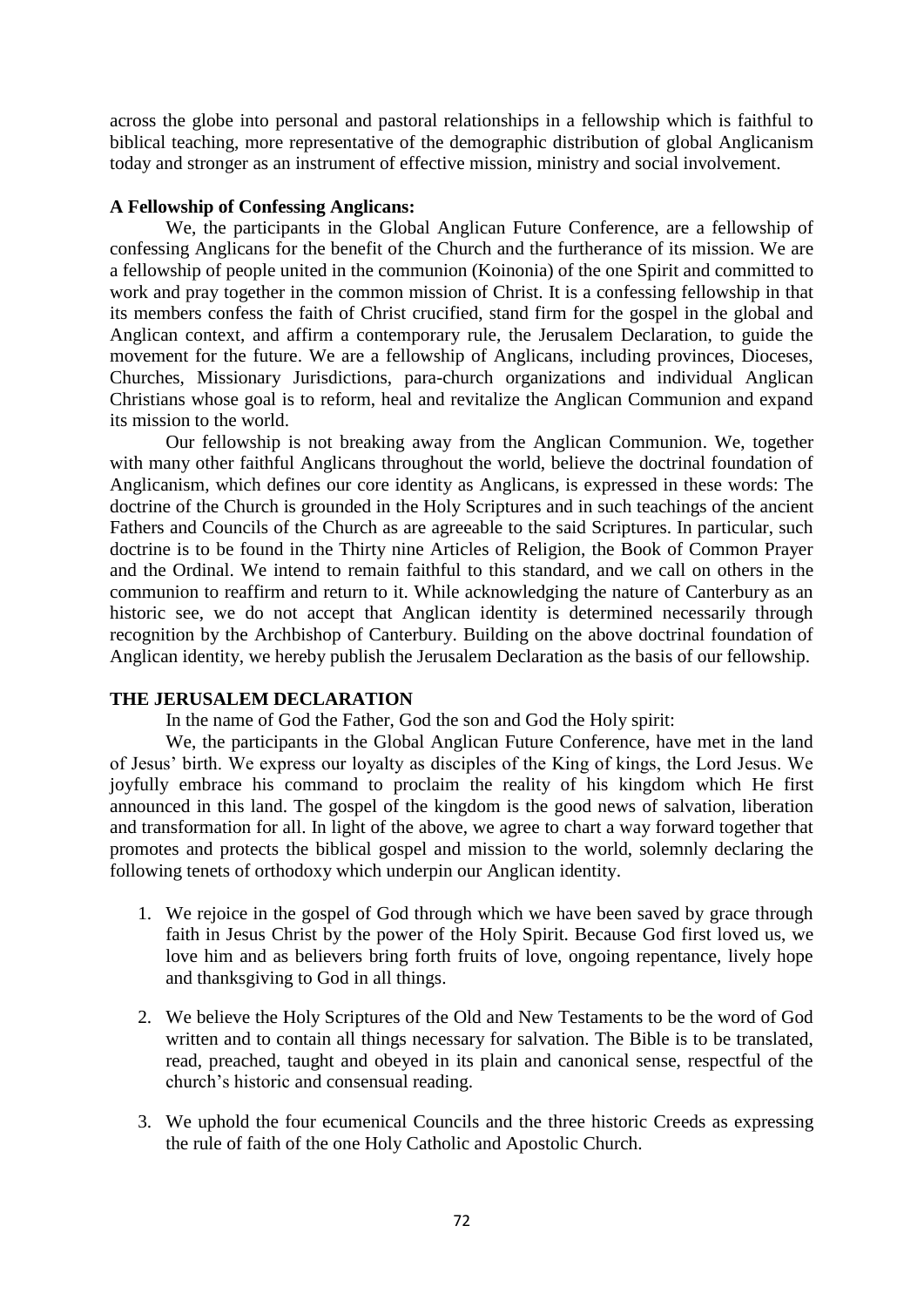across the globe into personal and pastoral relationships in a fellowship which is faithful to biblical teaching, more representative of the demographic distribution of global Anglicanism today and stronger as an instrument of effective mission, ministry and social involvement.

**A Fellowship of Confessing Anglicans:**

We, the participants in the Global Anglican Future Conference, are a fellowship of confessing Anglicans for the benefit of the Church and the furtherance of its mission. We are a fellowship of people united in the communion (Koinonia) of the one Spirit and committed to work and pray together in the common mission of Christ. It is a confessing fellowship in that its members confess the faith of Christ crucified, stand firm for the gospel in the global and Anglican context, and affirm a contemporary rule, the Jerusalem Declaration, to guide the movement for the future. We are a fellowship of Anglicans, including provinces, Dioceses, Churches, Missionary Jurisdictions, para-church organizations and individual Anglican Christians whose goal is to reform, heal and revitalize the Anglican Communion and expand its mission to the world.

Our fellowship is not breaking away from the Anglican Communion. We, together with many other faithful Anglicans throughout the world, believe the doctrinal foundation of Anglicanism, which defines our core identity as Anglicans, is expressed in these words: The doctrine of the Church is grounded in the Holy Scriptures and in such teachings of the ancient Fathers and Councils of the Church as are agreeable to the said Scriptures. In particular, such doctrine is to be found in the Thirty nine Articles of Religion, the Book of Common Prayer and the Ordinal. We intend to remain faithful to this standard, and we call on others in the communion to reaffirm and return to it. While acknowledging the nature of Canterbury as an historic see, we do not accept that Anglican identity is determined necessarily through recognition by the Archbishop of Canterbury. Building on the above doctrinal foundation of Anglican identity, we hereby publish the Jerusalem Declaration as the basis of our fellowship.

**THE JERUSALEM DECLARATION**

In the name of God the Father, God the son and God the Holy spirit:

We, the participants in the Global Anglican Future Conference, have met in the land of Jesus' birth. We express our loyalty as disciples of the King of kings, the Lord Jesus. We joyfully embrace his command to proclaim the reality of his kingdom which He first announced in this land. The gospel of the kingdom is the good news of salvation, liberation and transformation for all. In light of the above, we agree to chart a way forward together that promotes and protects the biblical gospel and mission to the world, solemnly declaring the following tenets of orthodoxy which underpin our Anglican identity.

1. We rejoice in the gospel of God through which we have been saved by grace through faith in Jesus Christ by the power of the Holy Spirit. Because God first loved us, we love him and as believers bring forth fruits of love, ongoing repentance, lively hope and thanksgiving to God in all things.

2. We believe the Holy Scriptures of the Old and New Testaments to be the word of God written and to contain all things necessary for salvation. The Bible is to be translated, read, preached, taught and obeyed in its plain and canonical sense, respectful of the church's historic and consensual reading.

3. We uphold the four ecumenical Councils and the three historic Creeds as expressing the rule of faith of the one Holy Catholic and Apostolic Church.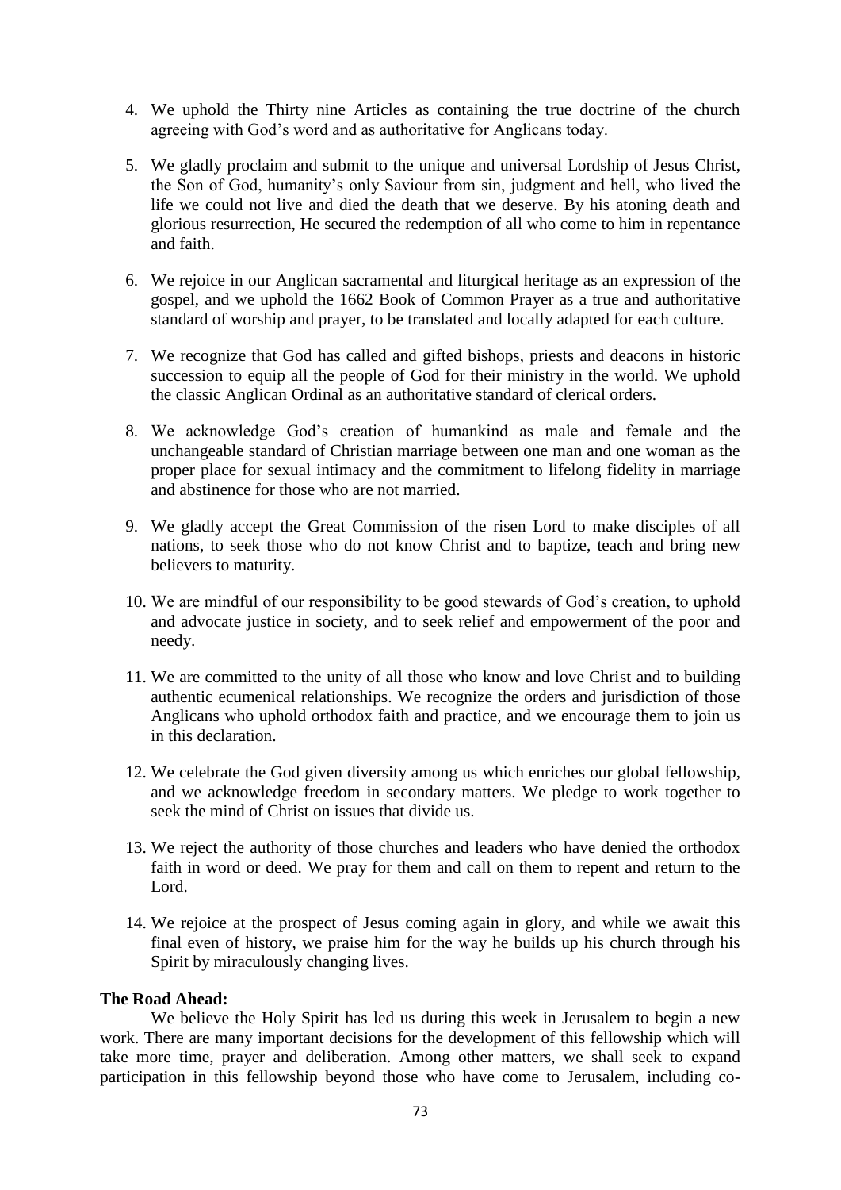4. We uphold the Thirty nine Articles as containing the true doctrine of the church agreeing with God's word and as authoritative for Anglicans today.

5. We gladly proclaim and submit to the unique and universal Lordship of Jesus Christ, the Son of God, humanity's only Saviour from sin, judgment and hell, who lived the life we could not live and died the death that we deserve. By his atoning death and glorious resurrection, He secured the redemption of all who come to him in repentance and faith.

6. We rejoice in our Anglican sacramental and liturgical heritage as an expression of the gospel, and we uphold the 1662 Book of Common Prayer as a true and authoritative standard of worship and prayer, to be translated and locally adapted for each culture.

7. We recognize that God has called and gifted bishops, priests and deacons in historic succession to equip all the people of God for their ministry in the world. We uphold the classic Anglican Ordinal as an authoritative standard of clerical orders.

8. We acknowledge God's creation of humankind as male and female and the unchangeable standard of Christian marriage between one man and one woman as the proper place for sexual intimacy and the commitment to lifelong fidelity in marriage and abstinence for those who are not married.

9. We gladly accept the Great Commission of the risen Lord to make disciples of all nations, to seek those who do not know Christ and to baptize, teach and bring new believers to maturity.

10. We are mindful of our responsibility to be good stewards of God's creation, to uphold and advocate justice in society, and to seek relief and empowerment of the poor and needy.

11. We are committed to the unity of all those who know and love Christ and to building authentic ecumenical relationships. We recognize the orders and jurisdiction of those Anglicans who uphold orthodox faith and practice, and we encourage them to join us in this declaration.

12. We celebrate the God given diversity among us which enriches our global fellowship, and we acknowledge freedom in secondary matters. We pledge to work together to seek the mind of Christ on issues that divide us.

13. We reject the authority of those churches and leaders who have denied the orthodox faith in word or deed. We pray for them and call on them to repent and return to the Lord.

14. We rejoice at the prospect of Jesus coming again in glory, and while we await this final even of history, we praise him for the way he builds up his church through his Spirit by miraculously changing lives.

**The Road Ahead:**

We believe the Holy Spirit has led us during this week in Jerusalem to begin a new work. There are many important decisions for the development of this fellowship which will take more time, prayer and deliberation. Among other matters, we shall seek to expand participation in this fellowship beyond those who have come to Jerusalem, including co-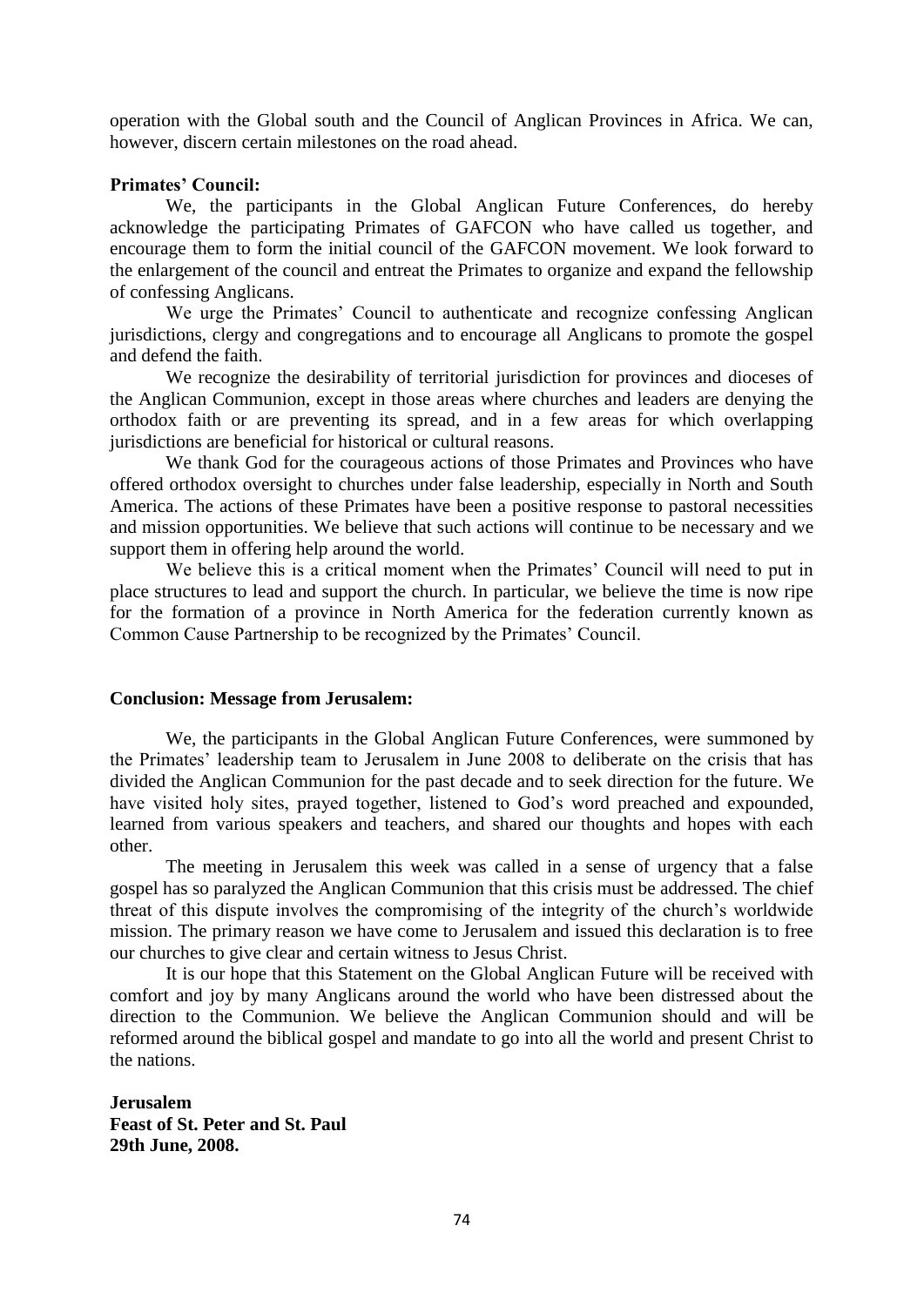operation with the Global south and the Council of Anglican Provinces in Africa. We can, however, discern certain milestones on the road ahead.

**Primates' Council:**

We, the participants in the Global Anglican Future Conferences, do hereby acknowledge the participating Primates of GAFCON who have called us together, and encourage them to form the initial council of the GAFCON movement. We look forward to the enlargement of the council and entreat the Primates to organize and expand the fellowship of confessing Anglicans.

We urge the Primates' Council to authenticate and recognize confessing Anglican jurisdictions, clergy and congregations and to encourage all Anglicans to promote the gospel and defend the faith.

We recognize the desirability of territorial jurisdiction for provinces and dioceses of the Anglican Communion, except in those areas where churches and leaders are denying the orthodox faith or are preventing its spread, and in a few areas for which overlapping jurisdictions are beneficial for historical or cultural reasons.

We thank God for the courageous actions of those Primates and Provinces who have offered orthodox oversight to churches under false leadership, especially in North and South America. The actions of these Primates have been a positive response to pastoral necessities and mission opportunities. We believe that such actions will continue to be necessary and we support them in offering help around the world.

We believe this is a critical moment when the Primates' Council will need to put in place structures to lead and support the church. In particular, we believe the time is now ripe for the formation of a province in North America for the federation currently known as Common Cause Partnership to be recognized by the Primates' Council.

**Conclusion: Message from Jerusalem:**

We, the participants in the Global Anglican Future Conferences, were summoned by the Primates' leadership team to Jerusalem in June 2008 to deliberate on the crisis that has divided the Anglican Communion for the past decade and to seek direction for the future. We have visited holy sites, prayed together, listened to God's word preached and expounded, learned from various speakers and teachers, and shared our thoughts and hopes with each other.

The meeting in Jerusalem this week was called in a sense of urgency that a false gospel has so paralyzed the Anglican Communion that this crisis must be addressed. The chief threat of this dispute involves the compromising of the integrity of the church's worldwide mission. The primary reason we have come to Jerusalem and issued this declaration is to free our churches to give clear and certain witness to Jesus Christ.

It is our hope that this Statement on the Global Anglican Future will be received with comfort and joy by many Anglicans around the world who have been distressed about the direction to the Communion. We believe the Anglican Communion should and will be reformed around the biblical gospel and mandate to go into all the world and present Christ to the nations.

**Jerusalem**
**Feast of St. Peter and St. Paul**
**29th June, 2008.**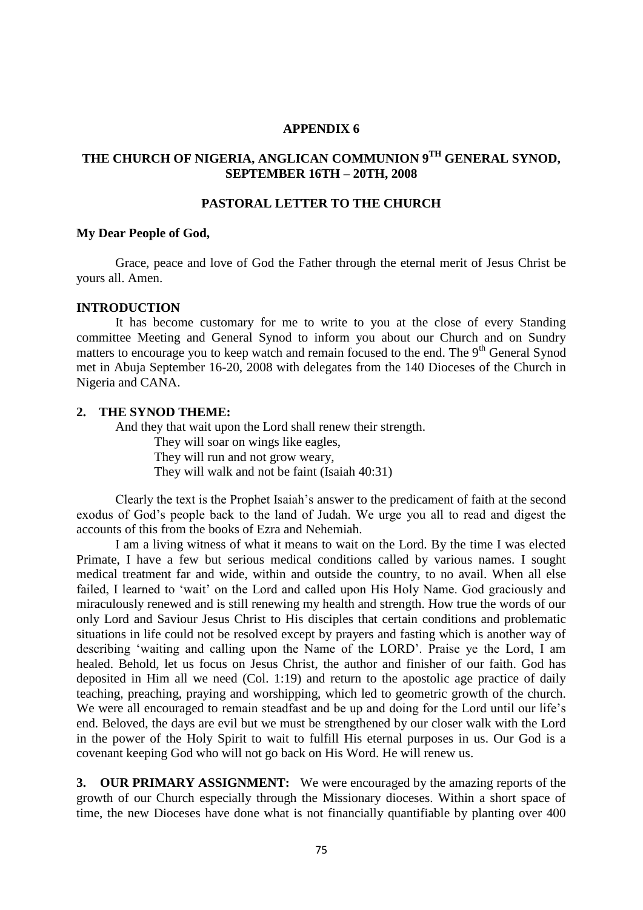# APPENDIX 6

## THE CHURCH OF NIGERIA, ANGLICAN COMMUNION 9TH GENERAL SYNOD, SEPTEMBER 16TH – 20TH, 2008

## PASTORAL LETTER TO THE CHURCH

**My Dear People of God,**

Grace, peace and love of God the Father through the eternal merit of Jesus Christ be yours all. Amen.

**INTRODUCTION**

It has become customary for me to write to you at the close of every Standing committee Meeting and General Synod to inform you about our Church and on Sundry matters to encourage you to keep watch and remain focused to the end. The 9th General Synod met in Abuja September 16-20, 2008 with delegates from the 140 Dioceses of the Church in Nigeria and CANA.

**2. THE SYNOD THEME:**

And they that wait upon the Lord shall renew their strength.
They will soar on wings like eagles,
They will run and not grow weary,
They will walk and not be faint (Isaiah 40:31)

Clearly the text is the Prophet Isaiah's answer to the predicament of faith at the second exodus of God's people back to the land of Judah. We urge you all to read and digest the accounts of this from the books of Ezra and Nehemiah.

I am a living witness of what it means to wait on the Lord. By the time I was elected Primate, I have a few but serious medical conditions called by various names. I sought medical treatment far and wide, within and outside the country, to no avail. When all else failed, I learned to 'wait' on the Lord and called upon His Holy Name. God graciously and miraculously renewed and is still renewing my health and strength. How true the words of our only Lord and Saviour Jesus Christ to His disciples that certain conditions and problematic situations in life could not be resolved except by prayers and fasting which is another way of describing 'waiting and calling upon the Name of the LORD'. Praise ye the Lord, I am healed. Behold, let us focus on Jesus Christ, the author and finisher of our faith. God has deposited in Him all we need (Col. 1:19) and return to the apostolic age practice of daily teaching, preaching, praying and worshipping, which led to geometric growth of the church. We were all encouraged to remain steadfast and be up and doing for the Lord until our life's end. Beloved, the days are evil but we must be strengthened by our closer walk with the Lord in the power of the Holy Spirit to wait to fulfill His eternal purposes in us. Our God is a covenant keeping God who will not go back on His Word. He will renew us.

**3. OUR PRIMARY ASSIGNMENT:** We were encouraged by the amazing reports of the growth of our Church especially through the Missionary dioceses. Within a short space of time, the new Dioceses have done what is not financially quantifiable by planting over 400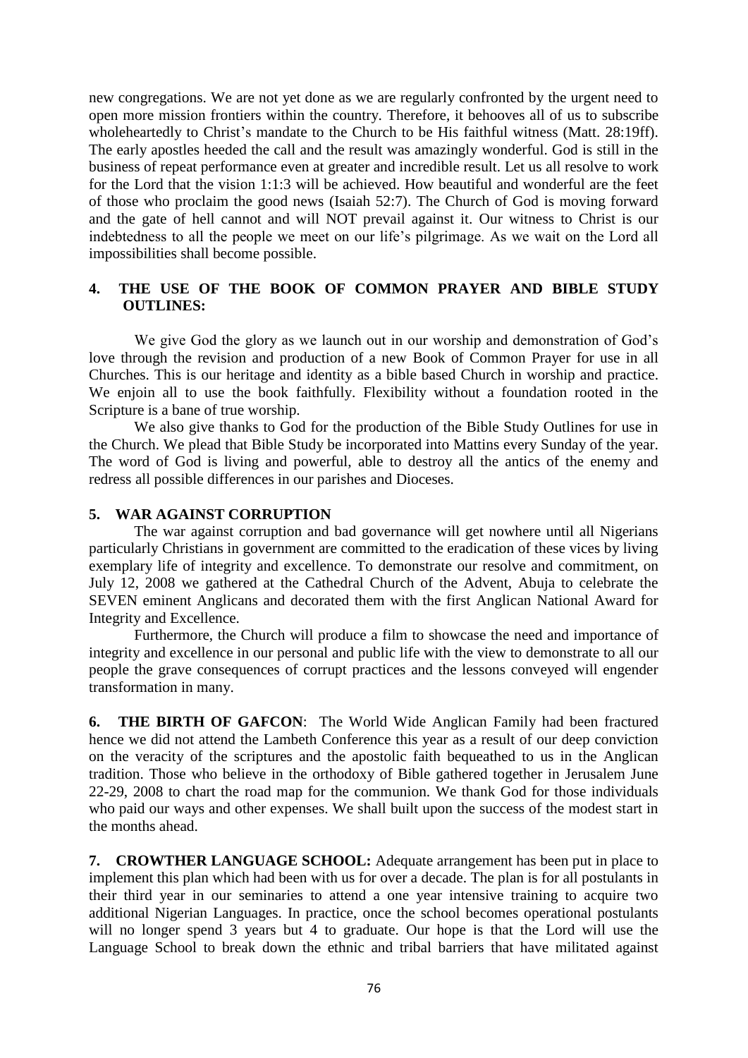new congregations. We are not yet done as we are regularly confronted by the urgent need to open more mission frontiers within the country. Therefore, it behooves all of us to subscribe wholeheartedly to Christ's mandate to the Church to be His faithful witness (Matt. 28:19ff). The early apostles heeded the call and the result was amazingly wonderful. God is still in the business of repeat performance even at greater and incredible result. Let us all resolve to work for the Lord that the vision 1:1:3 will be achieved. How beautiful and wonderful are the feet of those who proclaim the good news (Isaiah 52:7). The Church of God is moving forward and the gate of hell cannot and will NOT prevail against it. Our witness to Christ is our indebtedness to all the people we meet on our life's pilgrimage. As we wait on the Lord all impossibilities shall become possible.

## 4. THE USE OF THE BOOK OF COMMON PRAYER AND BIBLE STUDY OUTLINES:

We give God the glory as we launch out in our worship and demonstration of God's love through the revision and production of a new Book of Common Prayer for use in all Churches. This is our heritage and identity as a bible based Church in worship and practice. We enjoin all to use the book faithfully. Flexibility without a foundation rooted in the Scripture is a bane of true worship.

We also give thanks to God for the production of the Bible Study Outlines for use in the Church. We plead that Bible Study be incorporated into Mattins every Sunday of the year. The word of God is living and powerful, able to destroy all the antics of the enemy and redress all possible differences in our parishes and Dioceses.

## 5. WAR AGAINST CORRUPTION

The war against corruption and bad governance will get nowhere until all Nigerians particularly Christians in government are committed to the eradication of these vices by living exemplary life of integrity and excellence. To demonstrate our resolve and commitment, on July 12, 2008 we gathered at the Cathedral Church of the Advent, Abuja to celebrate the SEVEN eminent Anglicans and decorated them with the first Anglican National Award for Integrity and Excellence.

Furthermore, the Church will produce a film to showcase the need and importance of integrity and excellence in our personal and public life with the view to demonstrate to all our people the grave consequences of corrupt practices and the lessons conveyed will engender transformation in many.

**6. THE BIRTH OF GAFCON**: The World Wide Anglican Family had been fractured hence we did not attend the Lambeth Conference this year as a result of our deep conviction on the veracity of the scriptures and the apostolic faith bequeathed to us in the Anglican tradition. Those who believe in the orthodoxy of Bible gathered together in Jerusalem June 22-29, 2008 to chart the road map for the communion. We thank God for those individuals who paid our ways and other expenses. We shall built upon the success of the modest start in the months ahead.

**7. CROWTHER LANGUAGE SCHOOL:** Adequate arrangement has been put in place to implement this plan which had been with us for over a decade. The plan is for all postulants in their third year in our seminaries to attend a one year intensive training to acquire two additional Nigerian Languages. In practice, once the school becomes operational postulants will no longer spend 3 years but 4 to graduate. Our hope is that the Lord will use the Language School to break down the ethnic and tribal barriers that have militated against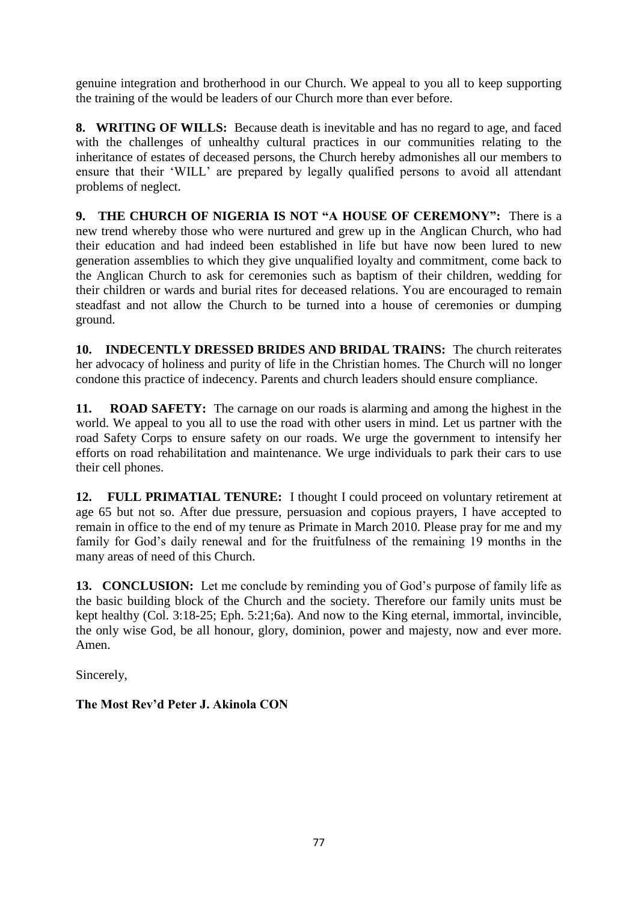genuine integration and brotherhood in our Church. We appeal to you all to keep supporting the training of the would be leaders of our Church more than ever before.

**8. WRITING OF WILLS:** Because death is inevitable and has no regard to age, and faced with the challenges of unhealthy cultural practices in our communities relating to the inheritance of estates of deceased persons, the Church hereby admonishes all our members to ensure that their 'WILL' are prepared by legally qualified persons to avoid all attendant problems of neglect.

**9. THE CHURCH OF NIGERIA IS NOT "A HOUSE OF CEREMONY":** There is a new trend whereby those who were nurtured and grew up in the Anglican Church, who had their education and had indeed been established in life but have now been lured to new generation assemblies to which they give unqualified loyalty and commitment, come back to the Anglican Church to ask for ceremonies such as baptism of their children, wedding for their children or wards and burial rites for deceased relations. You are encouraged to remain steadfast and not allow the Church to be turned into a house of ceremonies or dumping ground.

**10. INDECENTLY DRESSED BRIDES AND BRIDAL TRAINS:** The church reiterates her advocacy of holiness and purity of life in the Christian homes. The Church will no longer condone this practice of indecency. Parents and church leaders should ensure compliance.

**11. ROAD SAFETY:** The carnage on our roads is alarming and among the highest in the world. We appeal to you all to use the road with other users in mind. Let us partner with the road Safety Corps to ensure safety on our roads. We urge the government to intensify her efforts on road rehabilitation and maintenance. We urge individuals to park their cars to use their cell phones.

**12. FULL PRIMATIAL TENURE:** I thought I could proceed on voluntary retirement at age 65 but not so. After due pressure, persuasion and copious prayers, I have accepted to remain in office to the end of my tenure as Primate in March 2010. Please pray for me and my family for God's daily renewal and for the fruitfulness of the remaining 19 months in the many areas of need of this Church.

**13. CONCLUSION:** Let me conclude by reminding you of God's purpose of family life as the basic building block of the Church and the society. Therefore our family units must be kept healthy (Col. 3:18-25; Eph. 5:21;6a). And now to the King eternal, immortal, invincible, the only wise God, be all honour, glory, dominion, power and majesty, now and ever more. Amen.

Sincerely,

**The Most Rev'd Peter J. Akinola CON**